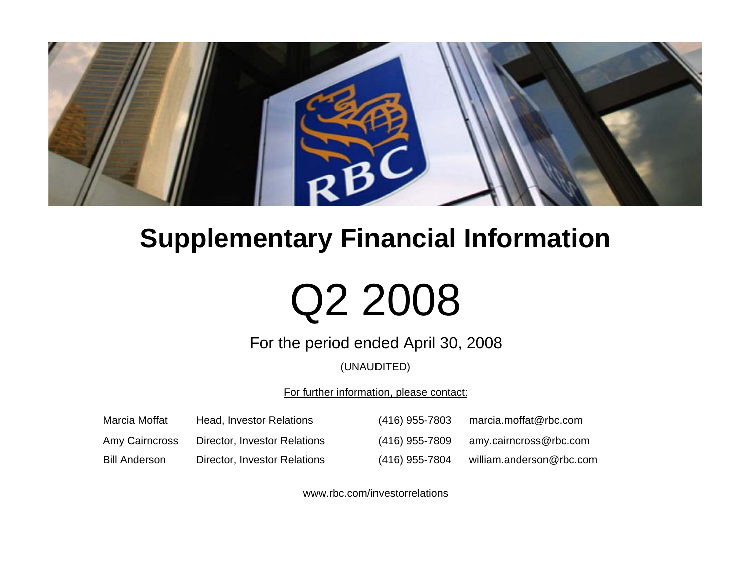# Supplementary Financial Information

# Q2 2008

For the period ended April 30, 2008

(UNAUDITED)

For further information, please contact:

| | | | |
|---|---|---|---|
| Marcia Moffat | Head, Investor Relations | (416) 955-7803 | marcia.moffat@rbc.com |
| Amy Cairncross | Director, Investor Relations | (416) 955-7809 | amy.cairncross@rbc.com |
| Bill Anderson | Director, Investor Relations | (416) 955-7804 | william.anderson@rbc.com |

www.rbc.com/investorrelations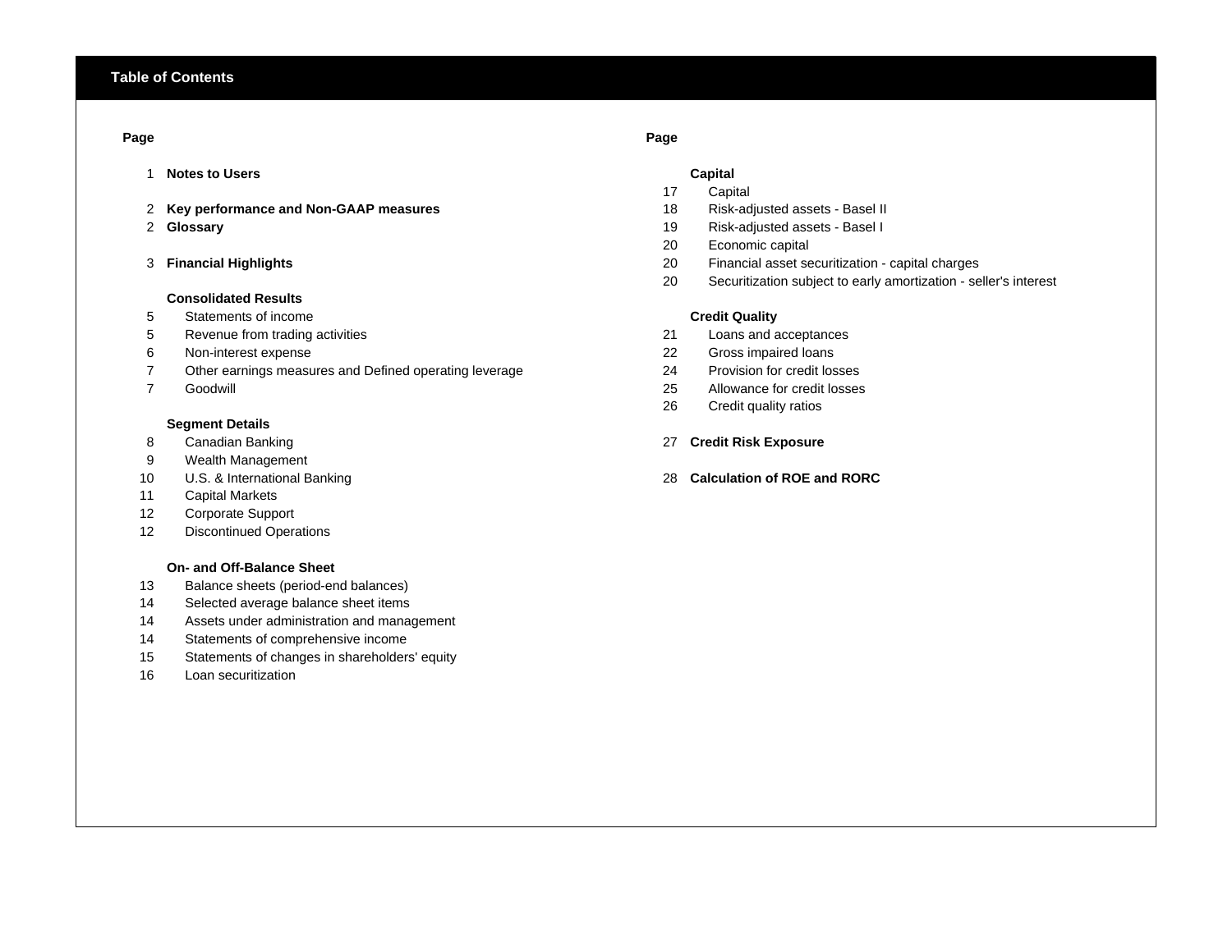# Table of Contents

| Page | | Page | |
|---|---|---|---|
| 1 | **Notes to Users** | | **Capital** |
| | | 17 | Capital |
| 2 | **Key performance and Non-GAAP measures** | 18 | Risk-adjusted assets - Basel II |
| 2 | **Glossary** | 19 | Risk-adjusted assets - Basel I |
| | | 20 | Economic capital |
| 3 | **Financial Highlights** | 20 | Financial asset securitization - capital charges |
| | | 20 | Securitization subject to early amortization - seller's interest |
| | **Consolidated Results** | | |
| 5 | Statements of income | | **Credit Quality** |
| 5 | Revenue from trading activities | 21 | Loans and acceptances |
| 6 | Non-interest expense | 22 | Gross impaired loans |
| 7 | Other earnings measures and Defined operating leverage | 24 | Provision for credit losses |
| 7 | Goodwill | 25 | Allowance for credit losses |
| | | 26 | Credit quality ratios |
| | **Segment Details** | | |
| 8 | Canadian Banking | 27 | **Credit Risk Exposure** |
| 9 | Wealth Management | | |
| 10 | U.S. & International Banking | 28 | **Calculation of ROE and RORC** |
| 11 | Capital Markets | | |
| 12 | Corporate Support | | |
| 12 | Discontinued Operations | | |
| | | | |
| | **On- and Off-Balance Sheet** | | |
| 13 | Balance sheets (period-end balances) | | |
| 14 | Selected average balance sheet items | | |
| 14 | Assets under administration and management | | |
| 14 | Statements of comprehensive income | | |
| 15 | Statements of changes in shareholders' equity | | |
| 16 | Loan securitization | | |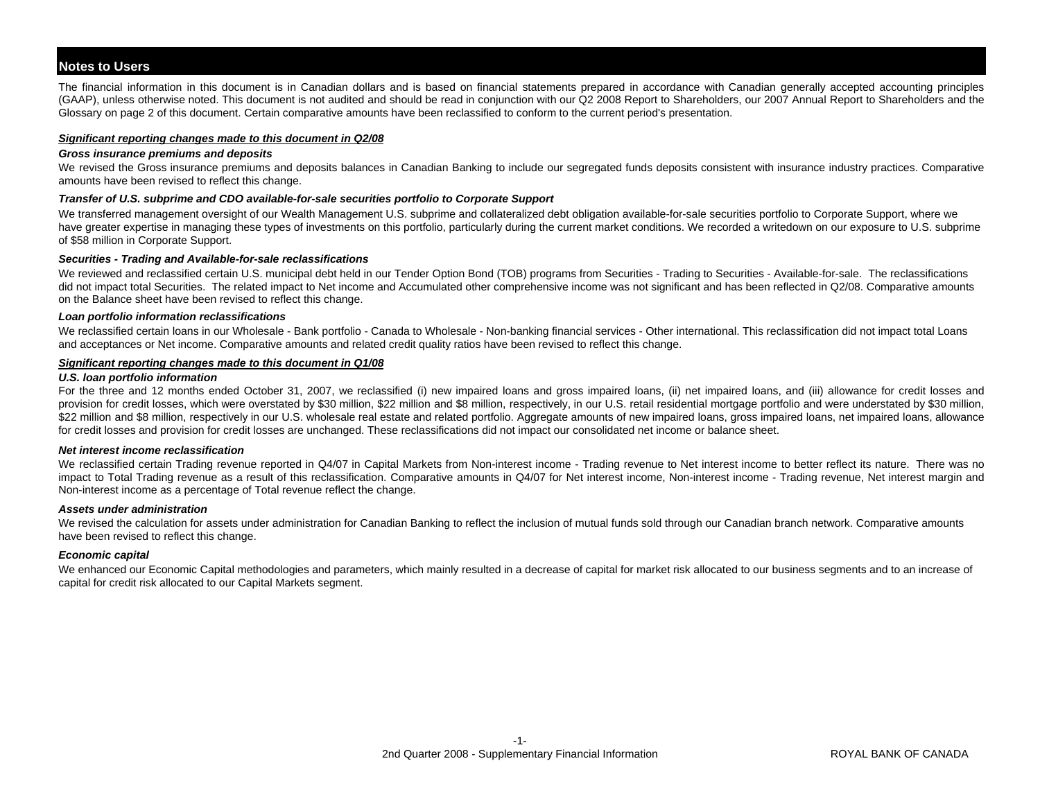## Notes to Users

The financial information in this document is in Canadian dollars and is based on financial statements prepared in accordance with Canadian generally accepted accounting principles (GAAP), unless otherwise noted. This document is not audited and should be read in conjunction with our Q2 2008 Report to Shareholders, our 2007 Annual Report to Shareholders and the Glossary on page 2 of this document. Certain comparative amounts have been reclassified to conform to the current period's presentation.

### ***Significant reporting changes made to this document in Q2/08***

***Gross insurance premiums and deposits***

We revised the Gross insurance premiums and deposits balances in Canadian Banking to include our segregated funds deposits consistent with insurance industry practices. Comparative amounts have been revised to reflect this change.

***Transfer of U.S. subprime and CDO available-for-sale securities portfolio to Corporate Support***

We transferred management oversight of our Wealth Management U.S. subprime and collateralized debt obligation available-for-sale securities portfolio to Corporate Support, where we have greater expertise in managing these types of investments on this portfolio, particularly during the current market conditions. We recorded a writedown on our exposure to U.S. subprime of $58 million in Corporate Support.

***Securities - Trading and Available-for-sale reclassifications***

We reviewed and reclassified certain U.S. municipal debt held in our Tender Option Bond (TOB) programs from Securities - Trading to Securities - Available-for-sale. The reclassifications did not impact total Securities. The related impact to Net income and Accumulated other comprehensive income was not significant and has been reflected in Q2/08. Comparative amounts on the Balance sheet have been revised to reflect this change.

***Loan portfolio information reclassifications***

We reclassified certain loans in our Wholesale - Bank portfolio - Canada to Wholesale - Non-banking financial services - Other international. This reclassification did not impact total Loans and acceptances or Net income. Comparative amounts and related credit quality ratios have been revised to reflect this change.

### ***Significant reporting changes made to this document in Q1/08***

***U.S. loan portfolio information***

For the three and 12 months ended October 31, 2007, we reclassified (i) new impaired loans and gross impaired loans, (ii) net impaired loans, and (iii) allowance for credit losses and provision for credit losses, which were overstated by $30 million, $22 million and $8 million, respectively, in our U.S. retail residential mortgage portfolio and were understated by $30 million, $22 million and $8 million, respectively in our U.S. wholesale real estate and related portfolio. Aggregate amounts of new impaired loans, gross impaired loans, net impaired loans, allowance for credit losses and provision for credit losses are unchanged. These reclassifications did not impact our consolidated net income or balance sheet.

***Net interest income reclassification***

We reclassified certain Trading revenue reported in Q4/07 in Capital Markets from Non-interest income - Trading revenue to Net interest income to better reflect its nature. There was no impact to Total Trading revenue as a result of this reclassification. Comparative amounts in Q4/07 for Net interest income, Non-interest income - Trading revenue, Net interest margin and Non-interest income as a percentage of Total revenue reflect the change.

***Assets under administration***

We revised the calculation for assets under administration for Canadian Banking to reflect the inclusion of mutual funds sold through our Canadian branch network. Comparative amounts have been revised to reflect this change.

***Economic capital***

We enhanced our Economic Capital methodologies and parameters, which mainly resulted in a decrease of capital for market risk allocated to our business segments and to an increase of capital for credit risk allocated to our Capital Markets segment.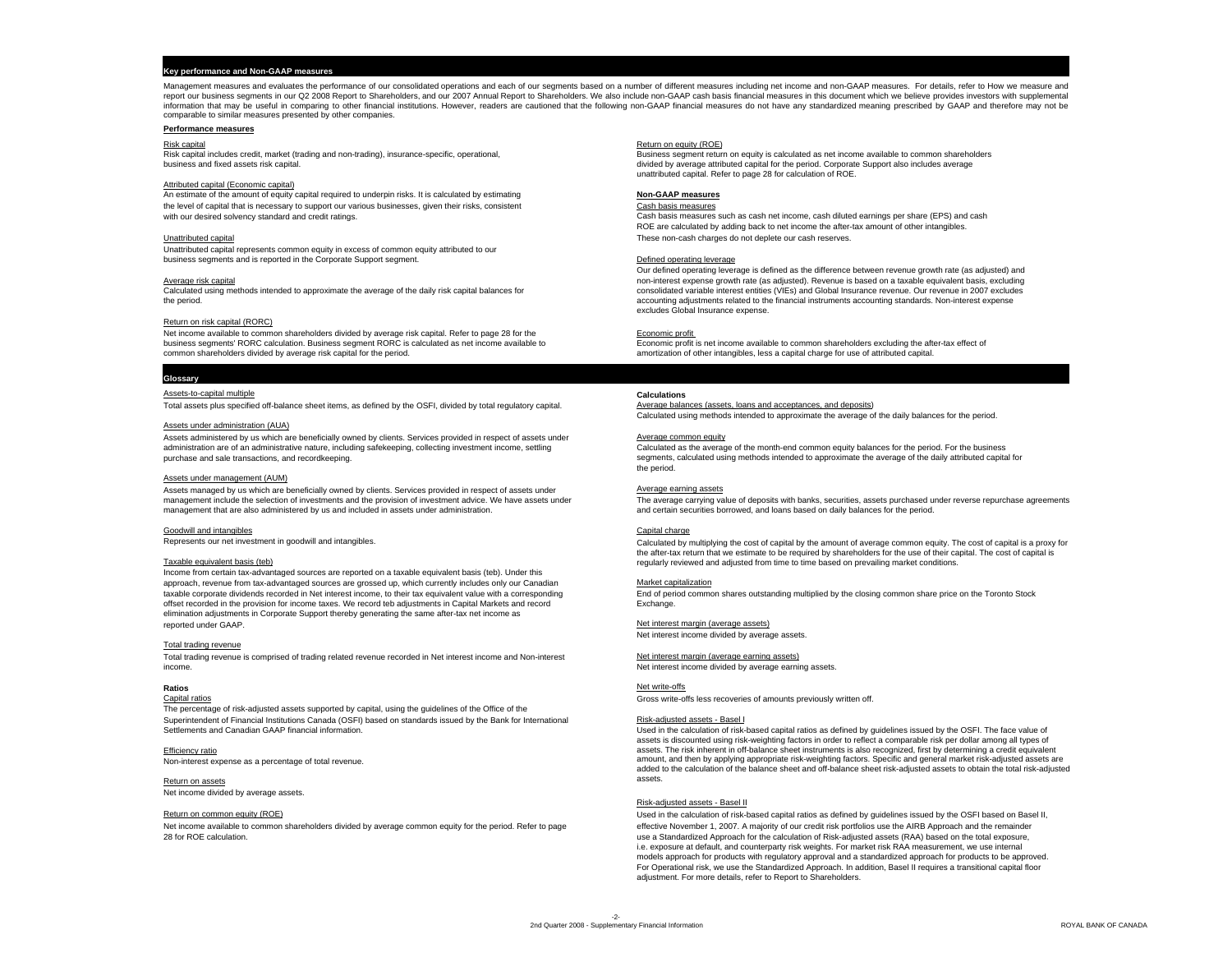## Key performance and Non-GAAP measures

Management measures and evaluates the performance of our consolidated operations and each of our segments based on a number of different measures including net income and non-GAAP measures. For details, refer to How we measure and report our business segments in our Q2 2008 Report to Shareholders, and our 2007 Annual Report to Shareholders. We also include non-GAAP cash basis financial measures in this document which we believe provides investors with supplemental information that may be useful in comparing to other financial institutions. However, readers are cautioned that the following non-GAAP financial measures do not have any standardized meaning prescribed by GAAP and therefore may not be comparable to similar measures presented by other companies.

### Performance measures

Risk capital
Risk capital includes credit, market (trading and non-trading), insurance-specific, operational, business and fixed assets risk capital.

Attributed capital (Economic capital)
An estimate of the amount of equity capital required to underpin risks. It is calculated by estimating the level of capital that is necessary to support our various businesses, given their risks, consistent with our desired solvency standard and credit ratings.

Unattributed capital
Unattributed capital represents common equity in excess of common equity attributed to our business segments and is reported in the Corporate Support segment.

Average risk capital
Calculated using methods intended to approximate the average of the daily risk capital balances for the period.

Return on risk capital (RORC)
Net income available to common shareholders divided by average risk capital. Refer to page 28 for the business segments' RORC calculation. Business segment RORC is calculated as net income available to common shareholders divided by average risk capital for the period.

Return on equity (ROE)
Business segment return on equity is calculated as net income available to common shareholders divided by average attributed capital for the period. Corporate Support also includes average unattributed capital. Refer to page 28 for calculation of ROE.

### Non-GAAP measures

Cash basis measures
Cash basis measures such as cash net income, cash diluted earnings per share (EPS) and cash ROE are calculated by adding back to net income the after-tax amount of other intangibles. These non-cash charges do not deplete our cash reserves.

Defined operating leverage
Our defined operating leverage is defined as the difference between revenue growth rate (as adjusted) and non-interest expense growth rate (as adjusted). Revenue is based on a taxable equivalent basis, excluding consolidated variable interest entities (VIEs) and Global Insurance revenue. Our revenue in 2007 excludes accounting adjustments related to the financial instruments accounting standards. Non-interest expense excludes Global Insurance expense.

Economic profit
Economic profit is net income available to common shareholders excluding the after-tax effect of amortization of other intangibles, less a capital charge for use of attributed capital.

## Glossary

Assets-to-capital multiple
Total assets plus specified off-balance sheet items, as defined by the OSFI, divided by total regulatory capital.

Assets under administration (AUA)
Assets administered by us which are beneficially owned by clients. Services provided in respect of assets under administration are of an administrative nature, including safekeeping, collecting investment income, settling purchase and sale transactions, and recordkeeping.

Assets under management (AUM)
Assets managed by us which are beneficially owned by clients. Services provided in respect of assets under management include the selection of investments and the provision of investment advice. We have assets under management that are also administered by us and included in assets under administration.

Goodwill and intangibles
Represents our net investment in goodwill and intangibles.

Taxable equivalent basis (teb)
Income from certain tax-advantaged sources are reported on a taxable equivalent basis (teb). Under this approach, revenue from tax-advantaged sources are grossed up, which currently includes only our Canadian taxable corporate dividends recorded in Net interest income, to their tax equivalent value with a corresponding offset recorded in the provision for income taxes. We record teb adjustments in Capital Markets and record elimination adjustments in Corporate Support thereby generating the same after-tax net income as reported under GAAP.

Total trading revenue
Total trading revenue is comprised of trading related revenue recorded in Net interest income and Non-interest income.

### Ratios

Capital ratios
The percentage of risk-adjusted assets supported by capital, using the guidelines of the Office of the Superintendent of Financial Institutions Canada (OSFI) based on standards issued by the Bank for International Settlements and Canadian GAAP financial information.

Efficiency ratio
Non-interest expense as a percentage of total revenue.

Return on assets
Net income divided by average assets.

Return on common equity (ROE)
Net income available to common shareholders divided by average common equity for the period. Refer to page 28 for ROE calculation.

### Calculations

Average balances (assets, loans and acceptances, and deposits)
Calculated using methods intended to approximate the average of the daily balances for the period.

Average common equity
Calculated as the average of the month-end common equity balances for the period. For the business segments, calculated using methods intended to approximate the average of the daily attributed capital for the period.

Average earning assets
The average carrying value of deposits with banks, securities, assets purchased under reverse repurchase agreements and certain securities borrowed, and loans based on daily balances for the period.

Capital charge
Calculated by multiplying the cost of capital by the amount of average common equity. The cost of capital is a proxy for the after-tax return that we estimate to be required by shareholders for the use of their capital. The cost of capital is regularly reviewed and adjusted from time to time based on prevailing market conditions.

Market capitalization
End of period common shares outstanding multiplied by the closing common share price on the Toronto Stock Exchange.

Net interest margin (average assets)
Net interest income divided by average assets.

Net interest margin (average earning assets)
Net interest income divided by average earning assets.

Net write-offs
Gross write-offs less recoveries of amounts previously written off.

Risk-adjusted assets - Basel I
Used in the calculation of risk-based capital ratios as defined by guidelines issued by the OSFI. The face value of assets is discounted using risk-weighting factors in order to reflect a comparable risk per dollar among all types of assets. The risk inherent in off-balance sheet instruments is also recognized, first by determining a credit equivalent amount, and then by applying appropriate risk-weighting factors. Specific and general market risk-adjusted assets are added to the calculation of the balance sheet and off-balance sheet risk-adjusted assets to obtain the total risk-adjusted assets.

Risk-adjusted assets - Basel II
Used in the calculation of risk-based capital ratios as defined by guidelines issued by the OSFI based on Basel II, effective November 1, 2007. A majority of our credit risk portfolios use the AIRB Approach and the remainder use a Standardized Approach for the calculation of Risk-adjusted assets (RAA) based on the total exposure, i.e. exposure at default, and counterparty risk weights. For market risk RAA measurement, we use internal models approach for products with regulatory approval and a standardized approach for products to be approved. For Operational risk, we use the Standardized Approach. In addition, Basel II requires a transitional capital floor adjustment. For more details, refer to Report to Shareholders.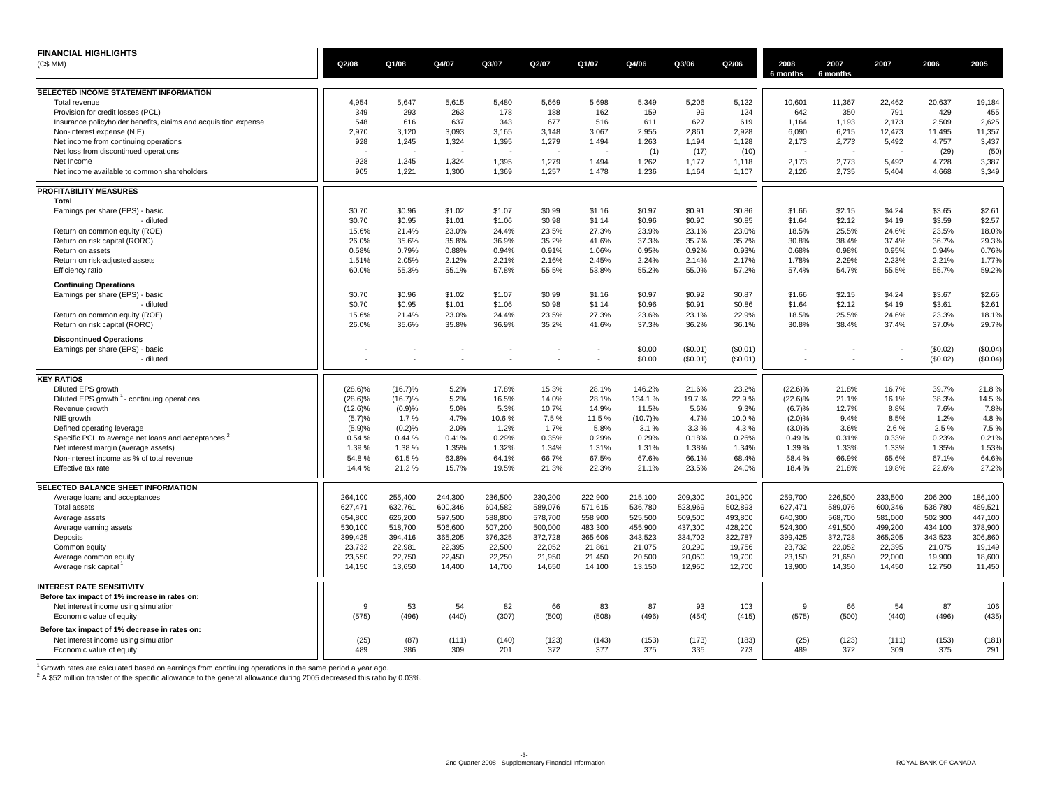# FINANCIAL HIGHLIGHTS

(C$ MM)

| | Q2/08 | Q1/08 | Q4/07 | Q3/07 | Q2/07 | Q1/07 | Q4/06 | Q3/06 | Q2/06 | 2008 6 months | 2007 6 months | 2007 | 2006 | 2005 |
|---|---|---|---|---|---|---|---|---|---|---|---|---|---|---|
| **SELECTED INCOME STATEMENT INFORMATION** | | | | | | | | | | | | | | |
| Total revenue | 4,954 | 5,647 | 5,615 | 5,480 | 5,669 | 5,698 | 5,349 | 5,206 | 5,122 | 10,601 | 11,367 | 22,462 | 20,637 | 19,184 |
| Provision for credit losses (PCL) | 349 | 293 | 263 | 178 | 188 | 162 | 159 | 99 | 124 | 642 | 350 | 791 | 429 | 455 |
| Insurance policyholder benefits, claims and acquisition expense | 548 | 616 | 637 | 343 | 677 | 516 | 611 | 627 | 619 | 1,164 | 1,193 | 2,173 | 2,509 | 2,625 |
| Non-interest expense (NIE) | 2,970 | 3,120 | 3,093 | 3,165 | 3,148 | 3,067 | 2,955 | 2,861 | 2,928 | 6,090 | 6,215 | 12,473 | 11,495 | 11,357 |
| Net income from continuing operations | 928 | 1,245 | 1,324 | 1,395 | 1,279 | 1,494 | 1,263 | 1,194 | 1,128 | 2,173 | 2,773 | 5,492 | 4,757 | 3,437 |
| Net loss from discontinued operations | - | - | - | - | - | - | (1) | (17) | (10) | - | - | - | (29) | (50) |
| Net Income | 928 | 1,245 | 1,324 | 1,395 | 1,279 | 1,494 | 1,262 | 1,177 | 1,118 | 2,173 | 2,773 | 5,492 | 4,728 | 3,387 |
| Net income available to common shareholders | 905 | 1,221 | 1,300 | 1,369 | 1,257 | 1,478 | 1,236 | 1,164 | 1,107 | 2,126 | 2,735 | 5,404 | 4,668 | 3,349 |
| **PROFITABILITY MEASURES** | | | | | | | | | | | | | | |
| **Total** | | | | | | | | | | | | | | |
| Earnings per share (EPS) - basic | $0.70 | $0.96 | $1.02 | $1.07 | $0.99 | $1.16 | $0.97 | $0.91 | $0.86 | $1.66 | $2.15 | $4.24 | $3.65 | $2.61 |
| - diluted | $0.70 | $0.95 | $1.01 | $1.06 | $0.98 | $1.14 | $0.96 | $0.90 | $0.85 | $1.64 | $2.12 | $4.19 | $3.59 | $2.57 |
| Return on common equity (ROE) | 15.6% | 21.4% | 23.0% | 24.4% | 23.5% | 27.3% | 23.9% | 23.1% | 23.0% | 18.5% | 25.5% | 24.6% | 23.5% | 18.0% |
| Return on risk capital (RORC) | 26.0% | 35.6% | 35.8% | 36.9% | 35.2% | 41.6% | 37.3% | 35.7% | 35.7% | 30.8% | 38.4% | 37.4% | 36.7% | 29.3% |
| Return on assets | 0.58% | 0.79% | 0.88% | 0.94% | 0.91% | 1.06% | 0.95% | 0.92% | 0.93% | 0.68% | 0.98% | 0.95% | 0.94% | 0.76% |
| Return on risk-adjusted assets | 1.51% | 2.05% | 2.12% | 2.21% | 2.16% | 2.45% | 2.24% | 2.14% | 2.17% | 1.78% | 2.29% | 2.23% | 2.21% | 1.77% |
| Efficiency ratio | 60.0% | 55.3% | 55.1% | 57.8% | 55.5% | 53.8% | 55.2% | 55.0% | 57.2% | 57.4% | 54.7% | 55.5% | 55.7% | 59.2% |
| **Continuing Operations** | | | | | | | | | | | | | | |
| Earnings per share (EPS) - basic | $0.70 | $0.96 | $1.02 | $1.07 | $0.99 | $1.16 | $0.97 | $0.92 | $0.87 | $1.66 | $2.15 | $4.24 | $3.67 | $2.65 |
| - diluted | $0.70 | $0.95 | $1.01 | $1.06 | $0.98 | $1.14 | $0.96 | $0.91 | $0.86 | $1.64 | $2.12 | $4.19 | $3.61 | $2.61 |
| Return on common equity (ROE) | 15.6% | 21.4% | 23.0% | 24.4% | 23.5% | 27.3% | 23.6% | 23.1% | 22.9% | 18.5% | 25.5% | 24.6% | 23.3% | 18.1% |
| Return on risk capital (RORC) | 26.0% | 35.6% | 35.8% | 36.9% | 35.2% | 41.6% | 37.3% | 36.2% | 36.1% | 30.8% | 38.4% | 37.4% | 37.0% | 29.7% |
| **Discontinued Operations** | | | | | | | | | | | | | | |
| Earnings per share (EPS) - basic | - | - | - | - | - | - | $0.00 | ($0.01) | ($0.01) | - | - | - | ($0.02) | ($0.04) |
| - diluted | - | - | - | - | - | - | $0.00 | ($0.01) | ($0.01) | - | - | - | ($0.02) | ($0.04) |
| **KEY RATIOS** | | | | | | | | | | | | | | |
| Diluted EPS growth | (28.6)% | (16.7)% | 5.2% | 17.8% | 15.3% | 28.1% | 146.2% | 21.6% | 23.2% | (22.6)% | 21.8% | 16.7% | 39.7% | 21.8 % |
| Diluted EPS growth [1] - continuing operations | (28.6)% | (16.7)% | 5.2% | 16.5% | 14.0% | 28.1% | 134.1 % | 19.7 % | 22.9 % | (22.6)% | 21.1% | 16.1% | 38.3% | 14.5 % |
| Revenue growth | (12.6)% | (0.9)% | 5.0% | 5.3% | 10.7% | 14.9% | 11.5% | 5.6% | 9.3% | (6.7)% | 12.7% | 8.8% | 7.6% | 7.8% |
| NIE growth | (5.7)% | 1.7 % | 4.7% | 10.6 % | 7.5 % | 11.5 % | (10.7)% | 4.7% | 10.0 % | (2.0)% | 9.4% | 8.5% | 1.2% | 4.8 % |
| Defined operating leverage | (5.9)% | (0.2)% | 2.0% | 1.2% | 1.7% | 5.8% | 3.1 % | 3.3 % | 4.3 % | (3.0)% | 3.6% | 2.6 % | 2.5 % | 7.5 % |
| Specific PCL to average net loans and acceptances [2] | 0.54 % | 0.44 % | 0.41% | 0.29% | 0.35% | 0.29% | 0.29% | 0.18% | 0.26% | 0.49 % | 0.31% | 0.33% | 0.23% | 0.21% |
| Net interest margin (average assets) | 1.39 % | 1.38 % | 1.35% | 1.32% | 1.34% | 1.31% | 1.31% | 1.38% | 1.34% | 1.39 % | 1.33% | 1.33% | 1.35% | 1.53% |
| Non-interest income as % of total revenue | 54.8 % | 61.5 % | 63.8% | 64.1% | 66.7% | 67.5% | 67.6% | 66.1% | 68.4% | 58.4 % | 66.9% | 65.6% | 67.1% | 64.6% |
| Effective tax rate | 14.4 % | 21.2 % | 15.7% | 19.5% | 21.3% | 22.3% | 21.1% | 23.5% | 24.0% | 18.4 % | 21.8% | 19.8% | 22.6% | 27.2% |
| **SELECTED BALANCE SHEET INFORMATION** | | | | | | | | | | | | | | |
| Average loans and acceptances | 264,100 | 255,400 | 244,300 | 236,500 | 230,200 | 222,900 | 215,100 | 209,300 | 201,900 | 259,700 | 226,500 | 233,500 | 206,200 | 186,100 |
| Total assets | 627,471 | 632,761 | 600,346 | 604,582 | 589,076 | 571,615 | 536,780 | 523,969 | 502,893 | 627,471 | 589,076 | 600,346 | 536,780 | 469,521 |
| Average assets | 654,800 | 626,200 | 597,500 | 588,800 | 578,700 | 558,900 | 525,500 | 509,500 | 493,800 | 640,300 | 568,700 | 581,000 | 502,300 | 447,100 |
| Average earning assets | 530,100 | 518,700 | 506,600 | 507,200 | 500,000 | 483,300 | 455,900 | 437,300 | 428,200 | 524,300 | 491,500 | 499,200 | 434,100 | 378,900 |
| Deposits | 399,425 | 394,416 | 365,205 | 376,325 | 372,728 | 365,606 | 343,523 | 334,702 | 322,787 | 399,425 | 372,728 | 365,205 | 343,523 | 306,860 |
| Common equity | 23,732 | 22,981 | 22,395 | 22,500 | 22,052 | 21,861 | 21,075 | 20,290 | 19,756 | 23,732 | 22,052 | 22,395 | 21,075 | 19,149 |
| Average common equity | 23,550 | 22,750 | 22,450 | 22,250 | 21,950 | 21,450 | 20,500 | 20,050 | 19,700 | 23,150 | 21,650 | 22,000 | 19,900 | 18,600 |
| Average risk capital [1] | 14,150 | 13,650 | 14,400 | 14,700 | 14,650 | 14,100 | 13,150 | 12,950 | 12,700 | 13,900 | 14,350 | 14,450 | 12,750 | 11,450 |
| **INTEREST RATE SENSITIVITY** | | | | | | | | | | | | | | |
| **Before tax impact of 1% increase in rates on:** | | | | | | | | | | | | | | |
| Net interest income using simulation | 9 | 53 | 54 | 82 | 66 | 83 | 87 | 93 | 103 | 9 | 66 | 54 | 87 | 106 |
| Economic value of equity | (575) | (496) | (440) | (307) | (500) | (508) | (496) | (454) | (415) | (575) | (500) | (440) | (496) | (435) |
| **Before tax impact of 1% decrease in rates on:** | | | | | | | | | | | | | | |
| Net interest income using simulation | (25) | (87) | (111) | (140) | (123) | (143) | (153) | (173) | (183) | (25) | (123) | (111) | (153) | (181) |
| Economic value of equity | 489 | 386 | 309 | 201 | 372 | 377 | 375 | 335 | 273 | 489 | 372 | 309 | 375 | 291 |

[1] Growth rates are calculated based on earnings from continuing operations in the same period a year ago.

[2] A $52 million transfer of the specific allowance to the general allowance during 2005 decreased this ratio by 0.03%.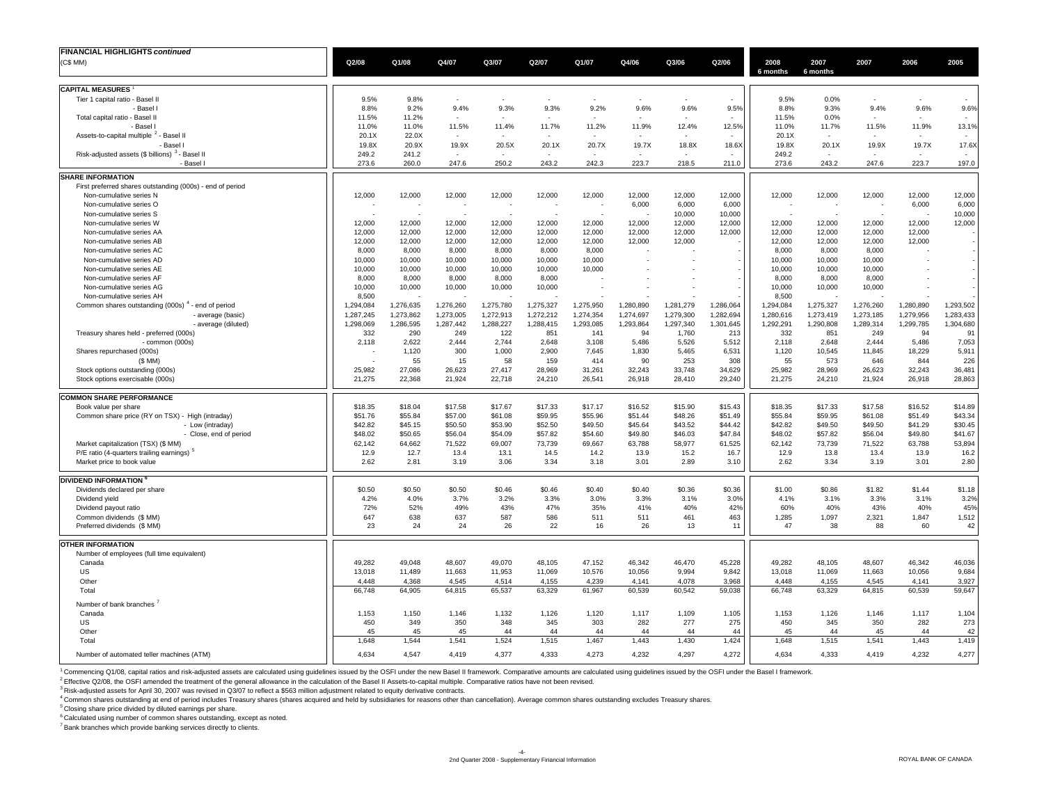**FINANCIAL HIGHLIGHTS *continued***

(C$ MM)

| | Q2/08 | Q1/08 | Q4/07 | Q3/07 | Q2/07 | Q1/07 | Q4/06 | Q3/06 | Q2/06 | 2008 6 months | 2007 6 months | 2007 | 2006 | 2005 |
|---|---|---|---|---|---|---|---|---|---|---|---|---|---|---|
| **CAPITAL MEASURES** [1] | | | | | | | | | | | | | | |
| Tier 1 capital ratio - Basel II | 9.5% | 9.8% | - | - | - | - | - | - | - | 9.5% | 0.0% | - | - | - |
| - Basel I | 8.8% | 9.2% | 9.4% | 9.3% | 9.3% | 9.2% | 9.6% | 9.6% | 9.5% | 8.8% | 9.3% | 9.4% | 9.6% | 9.6% |
| Total capital ratio - Basel II | 11.5% | 11.2% | - | - | - | - | - | - | - | 11.5% | 0.0% | - | - | - |
| - Basel I | 11.0% | 11.0% | 11.5% | 11.4% | 11.7% | 11.2% | 11.9% | 12.4% | 12.5% | 11.0% | 11.7% | 11.5% | 11.9% | 13.1% |
| Assets-to-capital multiple [2] - Basel II | 20.1X | 22.0X | - | - | - | - | - | - | - | 20.1X | - | - | - | - |
| - Basel I | 19.8X | 20.9X | 19.9X | 20.5X | 20.1X | 20.7X | 19.7X | 18.8X | 18.6X | 19.8X | 20.1X | 19.9X | 19.7X | 17.6X |
| Risk-adjusted assets ($ billions) [3] - Basel II | 249.2 | 241.2 | - | - | - | - | - | - | - | 249.2 | - | - | - | - |
| - Basel I | 273.6 | 260.0 | 247.6 | 250.2 | 243.2 | 242.3 | 223.7 | 218.5 | 211.0 | 273.6 | 243.2 | 247.6 | 223.7 | 197.0 |
| **SHARE INFORMATION** | | | | | | | | | | | | | | |
| First preferred shares outstanding (000s) - end of period | | | | | | | | | | | | | | |
| Non-cumulative series N | 12,000 | 12,000 | 12,000 | 12,000 | 12,000 | 12,000 | 12,000 | 12,000 | 12,000 | 12,000 | 12,000 | 12,000 | 12,000 | 12,000 |
| Non-cumulative series O | - | - | - | - | - | - | 6,000 | 6,000 | 6,000 | - | - | - | 6,000 | 6,000 |
| Non-cumulative series S | - | - | - | - | - | - | - | 10,000 | 10,000 | - | - | - | - | 10,000 |
| Non-cumulative series W | 12,000 | 12,000 | 12,000 | 12,000 | 12,000 | 12,000 | 12,000 | 12,000 | 12,000 | 12,000 | 12,000 | 12,000 | 12,000 | 12,000 |
| Non-cumulative series AA | 12,000 | 12,000 | 12,000 | 12,000 | 12,000 | 12,000 | 12,000 | 12,000 | 12,000 | 12,000 | 12,000 | 12,000 | 12,000 | - |
| Non-cumulative series AB | 12,000 | 12,000 | 12,000 | 12,000 | 12,000 | 12,000 | 12,000 | 12,000 | - | 12,000 | 12,000 | 12,000 | 12,000 | - |
| Non-cumulative series AC | 8,000 | 8,000 | 8,000 | 8,000 | 8,000 | 8,000 | - | - | - | 8,000 | 8,000 | 8,000 | - | - |
| Non-cumulative series AD | 10,000 | 10,000 | 10,000 | 10,000 | 10,000 | 10,000 | - | - | - | 10,000 | 10,000 | 10,000 | - | - |
| Non-cumulative series AE | 10,000 | 10,000 | 10,000 | 10,000 | 10,000 | 10,000 | - | - | - | 10,000 | 10,000 | 10,000 | - | - |
| Non-cumulative series AF | 8,000 | 8,000 | 8,000 | 8,000 | 8,000 | - | - | - | - | 8,000 | 8,000 | 8,000 | - | - |
| Non-cumulative series AG | 10,000 | 10,000 | 10,000 | 10,000 | 10,000 | - | - | - | - | 10,000 | 10,000 | 10,000 | - | - |
| Non-cumulative series AH | 8,500 | - | - | - | - | - | - | - | - | 8,500 | - | - | - | - |
| Common shares outstanding (000s) [4] - end of period | 1,294,084 | 1,276,635 | 1,276,260 | 1,275,780 | 1,275,327 | 1,275,950 | 1,280,890 | 1,281,279 | 1,286,064 | 1,294,084 | 1,275,327 | 1,276,260 | 1,280,890 | 1,293,502 |
| - average (basic) | 1,287,245 | 1,273,862 | 1,273,005 | 1,272,913 | 1,272,212 | 1,274,354 | 1,274,697 | 1,279,300 | 1,282,694 | 1,280,616 | 1,273,419 | 1,273,185 | 1,279,956 | 1,283,433 |
| - average (diluted) | 1,298,069 | 1,286,595 | 1,287,442 | 1,288,227 | 1,288,415 | 1,293,085 | 1,293,864 | 1,297,340 | 1,301,645 | 1,292,291 | 1,290,808 | 1,289,314 | 1,299,785 | 1,304,680 |
| Treasury shares held - preferred (000s) | 332 | 290 | 249 | 122 | 851 | 141 | 94 | 1,760 | 213 | 332 | 851 | 249 | 94 | 91 |
| - common (000s) | 2,118 | 2,622 | 2,444 | 2,744 | 2,648 | 3,108 | 5,486 | 5,526 | 5,512 | 2,118 | 2,648 | 2,444 | 5,486 | 7,053 |
| Shares repurchased (000s) | - | 1,120 | 300 | 1,000 | 2,900 | 7,645 | 1,830 | 5,465 | 6,531 | 1,120 | 10,545 | 11,845 | 18,229 | 5,911 |
| ($ MM) | - | 55 | 15 | 58 | 159 | 414 | 90 | 253 | 308 | 55 | 573 | 646 | 844 | 226 |
| Stock options outstanding (000s) | 25,982 | 27,086 | 26,623 | 27,417 | 28,969 | 31,261 | 32,243 | 33,748 | 34,629 | 25,982 | 28,969 | 26,623 | 32,243 | 36,481 |
| Stock options exercisable (000s) | 21,275 | 22,368 | 21,924 | 22,718 | 24,210 | 26,541 | 26,918 | 28,410 | 29,240 | 21,275 | 24,210 | 21,924 | 26,918 | 28,863 |
| **COMMON SHARE PERFORMANCE** | | | | | | | | | | | | | | |
| Book value per share | $18.35 | $18.04 | $17.58 | $17.67 | $17.33 | $17.17 | $16.52 | $15.90 | $15.43 | $18.35 | $17.33 | $17.58 | $16.52 | $14.89 |
| Common share price (RY on TSX) - High (intraday) | $51.76 | $55.84 | $57.00 | $61.08 | $59.95 | $55.96 | $51.44 | $48.26 | $51.49 | $55.84 | $59.95 | $61.08 | $51.49 | $43.34 |
| - Low (intraday) | $42.82 | $45.15 | $50.50 | $53.90 | $52.50 | $49.50 | $45.64 | $43.52 | $44.42 | $42.82 | $49.50 | $49.50 | $41.29 | $30.45 |
| - Close, end of period | $48.02 | $50.65 | $56.04 | $54.09 | $57.82 | $54.60 | $49.80 | $46.03 | $47.84 | $48.02 | $57.82 | $56.04 | $49.80 | $41.67 |
| Market capitalization (TSX) ($ MM) | 62,142 | 64,662 | 71,522 | 69,007 | 73,739 | 69,667 | 63,788 | 58,977 | 61,525 | 62,142 | 73,739 | 71,522 | 63,788 | 53,894 |
| P/E ratio (4-quarters trailing earnings) [5] | 12.9 | 12.7 | 13.4 | 13.1 | 14.5 | 14.2 | 13.9 | 15.2 | 16.7 | 12.9 | 13.8 | 13.4 | 13.9 | 16.2 |
| Market price to book value | 2.62 | 2.81 | 3.19 | 3.06 | 3.34 | 3.18 | 3.01 | 2.89 | 3.10 | 2.62 | 3.34 | 3.19 | 3.01 | 2.80 |
| **DIVIDEND INFORMATION** [6] | | | | | | | | | | | | | | |
| Dividends declared per share | $0.50 | $0.50 | $0.50 | $0.46 | $0.46 | $0.40 | $0.40 | $0.36 | $0.36 | $1.00 | $0.86 | $1.82 | $1.44 | $1.18 |
| Dividend yield | 4.2% | 4.0% | 3.7% | 3.2% | 3.3% | 3.0% | 3.3% | 3.1% | 3.0% | 4.1% | 3.1% | 3.3% | 3.1% | 3.2% |
| Dividend payout ratio | 72% | 52% | 49% | 43% | 47% | 35% | 41% | 40% | 42% | 60% | 40% | 43% | 40% | 45% |
| Common dividends ($ MM) | 647 | 638 | 637 | 587 | 586 | 511 | 511 | 461 | 463 | 1,285 | 1,097 | 2,321 | 1,847 | 1,512 |
| Preferred dividends ($ MM) | 23 | 24 | 24 | 26 | 22 | 16 | 26 | 13 | 11 | 47 | 38 | 88 | 60 | 42 |
| **OTHER INFORMATION** | | | | | | | | | | | | | | |
| Number of employees (full time equivalent) | | | | | | | | | | | | | | |
| Canada | 49,282 | 49,048 | 48,607 | 49,070 | 48,105 | 47,152 | 46,342 | 46,470 | 45,228 | 49,282 | 48,105 | 48,607 | 46,342 | 46,036 |
| US | 13,018 | 11,489 | 11,663 | 11,953 | 11,069 | 10,576 | 10,056 | 9,994 | 9,842 | 13,018 | 11,069 | 11,663 | 10,056 | 9,684 |
| Other | 4,448 | 4,368 | 4,545 | 4,514 | 4,155 | 4,239 | 4,141 | 4,078 | 3,968 | 4,448 | 4,155 | 4,545 | 4,141 | 3,927 |
| Total | 66,748 | 64,905 | 64,815 | 65,537 | 63,329 | 61,967 | 60,539 | 60,542 | 59,038 | 66,748 | 63,329 | 64,815 | 60,539 | 59,647 |
| Number of bank branches [7] | | | | | | | | | | | | | | |
| Canada | 1,153 | 1,150 | 1,146 | 1,132 | 1,126 | 1,120 | 1,117 | 1,109 | 1,105 | 1,153 | 1,126 | 1,146 | 1,117 | 1,104 |
| US | 450 | 349 | 350 | 348 | 345 | 303 | 282 | 277 | 275 | 450 | 345 | 350 | 282 | 273 |
| Other | 45 | 45 | 45 | 44 | 44 | 44 | 44 | 44 | 44 | 45 | 44 | 45 | 44 | 42 |
| Total | 1,648 | 1,544 | 1,541 | 1,524 | 1,515 | 1,467 | 1,443 | 1,430 | 1,424 | 1,648 | 1,515 | 1,541 | 1,443 | 1,419 |
| Number of automated teller machines (ATM) | 4,634 | 4,547 | 4,419 | 4,377 | 4,333 | 4,273 | 4,232 | 4,297 | 4,272 | 4,634 | 4,333 | 4,419 | 4,232 | 4,277 |

[1] Commencing Q1/08, capital ratios and risk-adjusted assets are calculated using guidelines issued by the OSFI under the new Basel II framework. Comparative amounts are calculated using guidelines issued by the OSFI under the Basel I framework.

[2] Effective Q2/08, the OSFI amended the treatment of the general allowance in the calculation of the Basel II Assets-to-capital multiple. Comparative ratios have not been revised.

[3] Risk-adjusted assets for April 30, 2007 was revised in Q3/07 to reflect a $563 million adjustment related to equity derivative contracts.

[4] Common shares outstanding at end of period includes Treasury shares (shares acquired and held by subsidiaries for reasons other than cancellation). Average common shares outstanding excludes Treasury shares.

[5] Closing share price divided by diluted earnings per share.

[6] Calculated using number of common shares outstanding, except as noted.

[7] Bank branches which provide banking services directly to clients.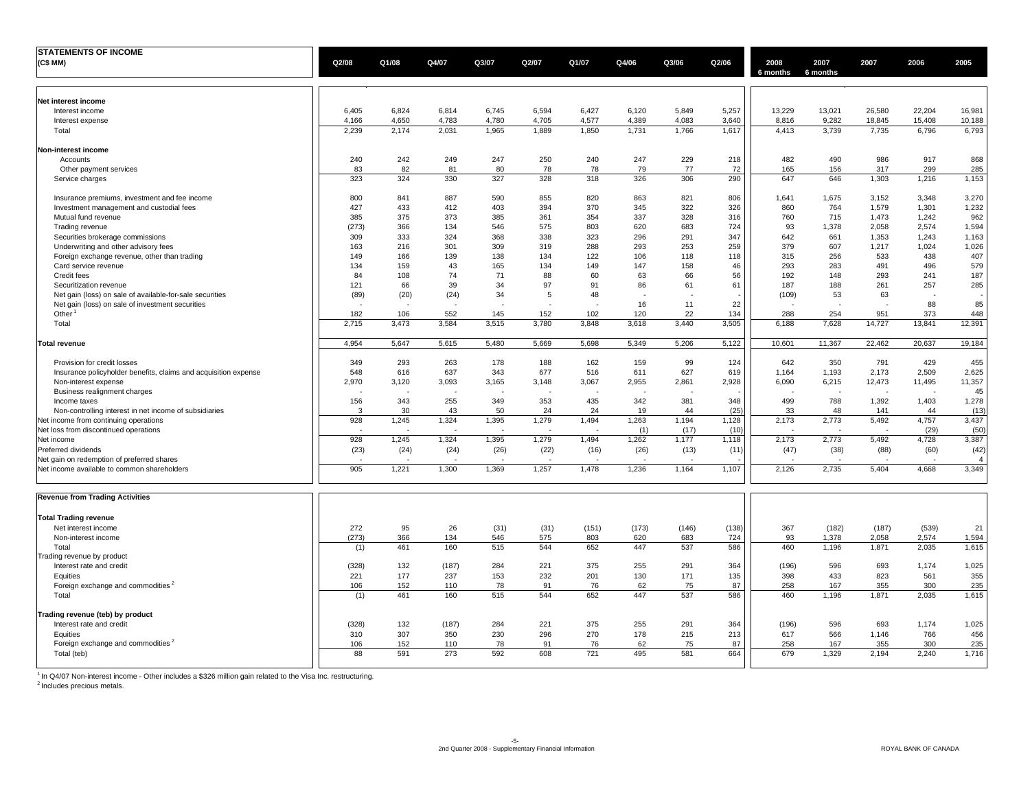## STATEMENTS OF INCOME

| (C$ MM) | Q2/08 | Q1/08 | Q4/07 | Q3/07 | Q2/07 | Q1/07 | Q4/06 | Q3/06 | Q2/06 | 2008 6 months | 2007 6 months | 2007 | 2006 | 2005 |
|---|---|---|---|---|---|---|---|---|---|---|---|---|---|---|
| **Net interest income** | | | | | | | | | | | | | | |
| Interest income | 6,405 | 6,824 | 6,814 | 6,745 | 6,594 | 6,427 | 6,120 | 5,849 | 5,257 | 13,229 | 13,021 | 26,580 | 22,204 | 16,981 |
| Interest expense | 4,166 | 4,650 | 4,783 | 4,780 | 4,705 | 4,577 | 4,389 | 4,083 | 3,640 | 8,816 | 9,282 | 18,845 | 15,408 | 10,188 |
| Total | 2,239 | 2,174 | 2,031 | 1,965 | 1,889 | 1,850 | 1,731 | 1,766 | 1,617 | 4,413 | 3,739 | 7,735 | 6,796 | 6,793 |
| **Non-interest income** | | | | | | | | | | | | | | |
| Accounts | 240 | 242 | 249 | 247 | 250 | 240 | 247 | 229 | 218 | 482 | 490 | 986 | 917 | 868 |
| Other payment services | 83 | 82 | 81 | 80 | 78 | 78 | 79 | 77 | 72 | 165 | 156 | 317 | 299 | 285 |
| Service charges | 323 | 324 | 330 | 327 | 328 | 318 | 326 | 306 | 290 | 647 | 646 | 1,303 | 1,216 | 1,153 |
| Insurance premiums, investment and fee income | 800 | 841 | 887 | 590 | 855 | 820 | 863 | 821 | 806 | 1,641 | 1,675 | 3,152 | 3,348 | 3,270 |
| Investment management and custodial fees | 427 | 433 | 412 | 403 | 394 | 370 | 345 | 322 | 326 | 860 | 764 | 1,579 | 1,301 | 1,232 |
| Mutual fund revenue | 385 | 375 | 373 | 385 | 361 | 354 | 337 | 328 | 316 | 760 | 715 | 1,473 | 1,242 | 962 |
| Trading revenue | (273) | 366 | 134 | 546 | 575 | 803 | 620 | 683 | 724 | 93 | 1,378 | 2,058 | 2,574 | 1,594 |
| Securities brokerage commissions | 309 | 333 | 324 | 368 | 338 | 323 | 296 | 291 | 347 | 642 | 661 | 1,353 | 1,243 | 1,163 |
| Underwriting and other advisory fees | 163 | 216 | 301 | 309 | 319 | 288 | 293 | 253 | 259 | 379 | 607 | 1,217 | 1,024 | 1,026 |
| Foreign exchange revenue, other than trading | 149 | 166 | 139 | 138 | 134 | 122 | 106 | 118 | 118 | 315 | 256 | 533 | 438 | 407 |
| Card service revenue | 134 | 159 | 43 | 165 | 134 | 149 | 147 | 158 | 46 | 293 | 283 | 491 | 496 | 579 |
| Credit fees | 84 | 108 | 74 | 71 | 88 | 60 | 63 | 66 | 56 | 192 | 148 | 293 | 241 | 187 |
| Securitization revenue | 121 | 66 | 39 | 34 | 97 | 91 | 86 | 61 | 61 | 187 | 188 | 261 | 257 | 285 |
| Net gain (loss) on sale of available-for-sale securities | (89) | (20) | (24) | 34 | 5 | 48 | - | - | - | (109) | 53 | 63 | - | - |
| Net gain (loss) on sale of investment securities | - | - | - | - | - | - | 16 | 11 | 22 | - | - | - | 88 | 85 |
| Other [1] | 182 | 106 | 552 | 145 | 152 | 102 | 120 | 22 | 134 | 288 | 254 | 951 | 373 | 448 |
| Total | 2,715 | 3,473 | 3,584 | 3,515 | 3,780 | 3,848 | 3,618 | 3,440 | 3,505 | 6,188 | 7,628 | 14,727 | 13,841 | 12,391 |
| **Total revenue** | 4,954 | 5,647 | 5,615 | 5,480 | 5,669 | 5,698 | 5,349 | 5,206 | 5,122 | 10,601 | 11,367 | 22,462 | 20,637 | 19,184 |
| Provision for credit losses | 349 | 293 | 263 | 178 | 188 | 162 | 159 | 99 | 124 | 642 | 350 | 791 | 429 | 455 |
| Insurance policyholder benefits, claims and acquisition expense | 548 | 616 | 637 | 343 | 677 | 516 | 611 | 627 | 619 | 1,164 | 1,193 | 2,173 | 2,509 | 2,625 |
| Non-interest expense | 2,970 | 3,120 | 3,093 | 3,165 | 3,148 | 3,067 | 2,955 | 2,861 | 2,928 | 6,090 | 6,215 | 12,473 | 11,495 | 11,357 |
| Business realignment charges | - | - | - | - | - | - | - | - | - | - | - | - | - | 45 |
| Income taxes | 156 | 343 | 255 | 349 | 353 | 435 | 342 | 381 | 348 | 499 | 788 | 1,392 | 1,403 | 1,278 |
| Non-controlling interest in net income of subsidiaries | 3 | 30 | 43 | 50 | 24 | 24 | 19 | 44 | (25) | 33 | 48 | 141 | 44 | (13) |
| Net income from continuing operations | 928 | 1,245 | 1,324 | 1,395 | 1,279 | 1,494 | 1,263 | 1,194 | 1,128 | 2,173 | 2,773 | 5,492 | 4,757 | 3,437 |
| Net loss from discontinued operations | - | - | - | - | - | - | (1) | (17) | (10) | - | - | - | (29) | (50) |
| Net income | 928 | 1,245 | 1,324 | 1,395 | 1,279 | 1,494 | 1,262 | 1,177 | 1,118 | 2,173 | 2,773 | 5,492 | 4,728 | 3,387 |
| Preferred dividends | (23) | (24) | (24) | (26) | (22) | (16) | (26) | (13) | (11) | (47) | (38) | (88) | (60) | (42) |
| Net gain on redemption of preferred shares | - | - | - | - | - | - | - | - | - | - | - | - | - | 4 |
| Net income available to common shareholders | 905 | 1,221 | 1,300 | 1,369 | 1,257 | 1,478 | 1,236 | 1,164 | 1,107 | 2,126 | 2,735 | 5,404 | 4,668 | 3,349 |

| **Revenue from Trading Activities** | Q2/08 | Q1/08 | Q4/07 | Q3/07 | Q2/07 | Q1/07 | Q4/06 | Q3/06 | Q2/06 | 2008 6 months | 2007 6 months | 2007 | 2006 | 2005 |
|---|---|---|---|---|---|---|---|---|---|---|---|---|---|---|
| **Total Trading revenue** | | | | | | | | | | | | | | |
| Net interest income | 272 | 95 | 26 | (31) | (31) | (151) | (173) | (146) | (138) | 367 | (182) | (187) | (539) | 21 |
| Non-interest income | (273) | 366 | 134 | 546 | 575 | 803 | 620 | 683 | 724 | 93 | 1,378 | 2,058 | 2,574 | 1,594 |
| Total | (1) | 461 | 160 | 515 | 544 | 652 | 447 | 537 | 586 | 460 | 1,196 | 1,871 | 2,035 | 1,615 |
| Trading revenue by product | | | | | | | | | | | | | | |
| Interest rate and credit | (328) | 132 | (187) | 284 | 221 | 375 | 255 | 291 | 364 | (196) | 596 | 693 | 1,174 | 1,025 |
| Equities | 221 | 177 | 237 | 153 | 232 | 201 | 130 | 171 | 135 | 398 | 433 | 823 | 561 | 355 |
| Foreign exchange and commodities [2] | 106 | 152 | 110 | 78 | 91 | 76 | 62 | 75 | 87 | 258 | 167 | 355 | 300 | 235 |
| Total | (1) | 461 | 160 | 515 | 544 | 652 | 447 | 537 | 586 | 460 | 1,196 | 1,871 | 2,035 | 1,615 |
| **Trading revenue (teb) by product** | | | | | | | | | | | | | | |
| Interest rate and credit | (328) | 132 | (187) | 284 | 221 | 375 | 255 | 291 | 364 | (196) | 596 | 693 | 1,174 | 1,025 |
| Equities | 310 | 307 | 350 | 230 | 296 | 270 | 178 | 215 | 213 | 617 | 566 | 1,146 | 766 | 456 |
| Foreign exchange and commodities [2] | 106 | 152 | 110 | 78 | 91 | 76 | 62 | 75 | 87 | 258 | 167 | 355 | 300 | 235 |
| Total (teb) | 88 | 591 | 273 | 592 | 608 | 721 | 495 | 581 | 664 | 679 | 1,329 | 2,194 | 2,240 | 1,716 |

[1] In Q4/07 Non-interest income - Other includes a $326 million gain related to the Visa Inc. restructuring.

[2] Includes precious metals.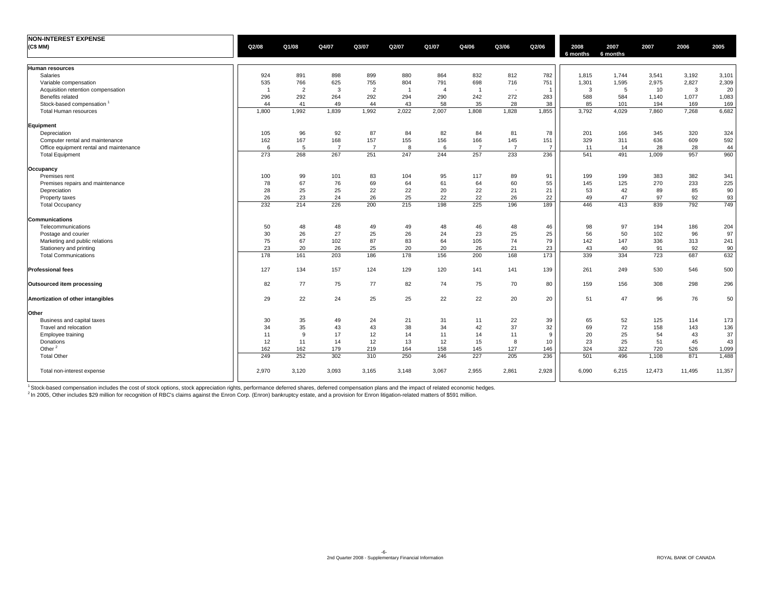| NON-INTEREST EXPENSE (C$ MM) | Q2/08 | Q1/08 | Q4/07 | Q3/07 | Q2/07 | Q1/07 | Q4/06 | Q3/06 | Q2/06 | 2008 6 months | 2007 6 months | 2007 | 2006 | 2005 |
|---|---|---|---|---|---|---|---|---|---|---|---|---|---|---|
| **Human resources** | | | | | | | | | | | | | | |
| Salaries | 924 | 891 | 898 | 899 | 880 | 864 | 832 | 812 | 782 | 1,815 | 1,744 | 3,541 | 3,192 | 3,101 |
| Variable compensation | 535 | 766 | 625 | 755 | 804 | 791 | 698 | 716 | 751 | 1,301 | 1,595 | 2,975 | 2,827 | 2,309 |
| Acquisition retention compensation | 1 | 2 | 3 | 2 | 1 | 4 | 1 | - | 1 | 3 | 5 | 10 | 3 | 20 |
| Benefits related | 296 | 292 | 264 | 292 | 294 | 290 | 242 | 272 | 283 | 588 | 584 | 1,140 | 1,077 | 1,083 |
| Stock-based compensation [1] | 44 | 41 | 49 | 44 | 43 | 58 | 35 | 28 | 38 | 85 | 101 | 194 | 169 | 169 |
| Total Human resources | 1,800 | 1,992 | 1,839 | 1,992 | 2,022 | 2,007 | 1,808 | 1,828 | 1,855 | 3,792 | 4,029 | 7,860 | 7,268 | 6,682 |
| **Equipment** | | | | | | | | | | | | | | |
| Depreciation | 105 | 96 | 92 | 87 | 84 | 82 | 84 | 81 | 78 | 201 | 166 | 345 | 320 | 324 |
| Computer rental and maintenance | 162 | 167 | 168 | 157 | 155 | 156 | 166 | 145 | 151 | 329 | 311 | 636 | 609 | 592 |
| Office equipment rental and maintenance | 6 | 5 | 7 | 7 | 8 | 6 | 7 | 7 | 7 | 11 | 14 | 28 | 28 | 44 |
| Total Equipment | 273 | 268 | 267 | 251 | 247 | 244 | 257 | 233 | 236 | 541 | 491 | 1,009 | 957 | 960 |
| **Occupancy** | | | | | | | | | | | | | | |
| Premises rent | 100 | 99 | 101 | 83 | 104 | 95 | 117 | 89 | 91 | 199 | 199 | 383 | 382 | 341 |
| Premises repairs and maintenance | 78 | 67 | 76 | 69 | 64 | 61 | 64 | 60 | 55 | 145 | 125 | 270 | 233 | 225 |
| Depreciation | 28 | 25 | 25 | 22 | 22 | 20 | 22 | 21 | 21 | 53 | 42 | 89 | 85 | 90 |
| Property taxes | 26 | 23 | 24 | 26 | 25 | 22 | 22 | 26 | 22 | 49 | 47 | 97 | 92 | 93 |
| Total Occupancy | 232 | 214 | 226 | 200 | 215 | 198 | 225 | 196 | 189 | 446 | 413 | 839 | 792 | 749 |
| **Communications** | | | | | | | | | | | | | | |
| Telecommunications | 50 | 48 | 48 | 49 | 49 | 48 | 46 | 48 | 46 | 98 | 97 | 194 | 186 | 204 |
| Postage and courier | 30 | 26 | 27 | 25 | 26 | 24 | 23 | 25 | 25 | 56 | 50 | 102 | 96 | 97 |
| Marketing and public relations | 75 | 67 | 102 | 87 | 83 | 64 | 105 | 74 | 79 | 142 | 147 | 336 | 313 | 241 |
| Stationery and printing | 23 | 20 | 26 | 25 | 20 | 20 | 26 | 21 | 23 | 43 | 40 | 91 | 92 | 90 |
| Total Communications | 178 | 161 | 203 | 186 | 178 | 156 | 200 | 168 | 173 | 339 | 334 | 723 | 687 | 632 |
| **Professional fees** | 127 | 134 | 157 | 124 | 129 | 120 | 141 | 141 | 139 | 261 | 249 | 530 | 546 | 500 |
| **Outsourced item processing** | 82 | 77 | 75 | 77 | 82 | 74 | 75 | 70 | 80 | 159 | 156 | 308 | 298 | 296 |
| **Amortization of other intangibles** | 29 | 22 | 24 | 25 | 25 | 22 | 22 | 20 | 20 | 51 | 47 | 96 | 76 | 50 |
| **Other** | | | | | | | | | | | | | | |
| Business and capital taxes | 30 | 35 | 49 | 24 | 21 | 31 | 11 | 22 | 39 | 65 | 52 | 125 | 114 | 173 |
| Travel and relocation | 34 | 35 | 43 | 43 | 38 | 34 | 42 | 37 | 32 | 69 | 72 | 158 | 143 | 136 |
| Employee training | 11 | 9 | 17 | 12 | 14 | 11 | 14 | 11 | 9 | 20 | 25 | 54 | 43 | 37 |
| Donations | 12 | 11 | 14 | 12 | 13 | 12 | 15 | 8 | 10 | 23 | 25 | 51 | 45 | 43 |
| Other [2] | 162 | 162 | 179 | 219 | 164 | 158 | 145 | 127 | 146 | 324 | 322 | 720 | 526 | 1,099 |
| Total Other | 249 | 252 | 302 | 310 | 250 | 246 | 227 | 205 | 236 | 501 | 496 | 1,108 | 871 | 1,488 |
| Total non-interest expense | 2,970 | 3,120 | 3,093 | 3,165 | 3,148 | 3,067 | 2,955 | 2,861 | 2,928 | 6,090 | 6,215 | 12,473 | 11,495 | 11,357 |

[1] Stock-based compensation includes the cost of stock options, stock appreciation rights, performance deferred shares, deferred compensation plans and the impact of related economic hedges.
[2] In 2005, Other includes $29 million for recognition of RBC's claims against the Enron Corp. (Enron) bankruptcy estate, and a provision for Enron litigation-related matters of $591 million.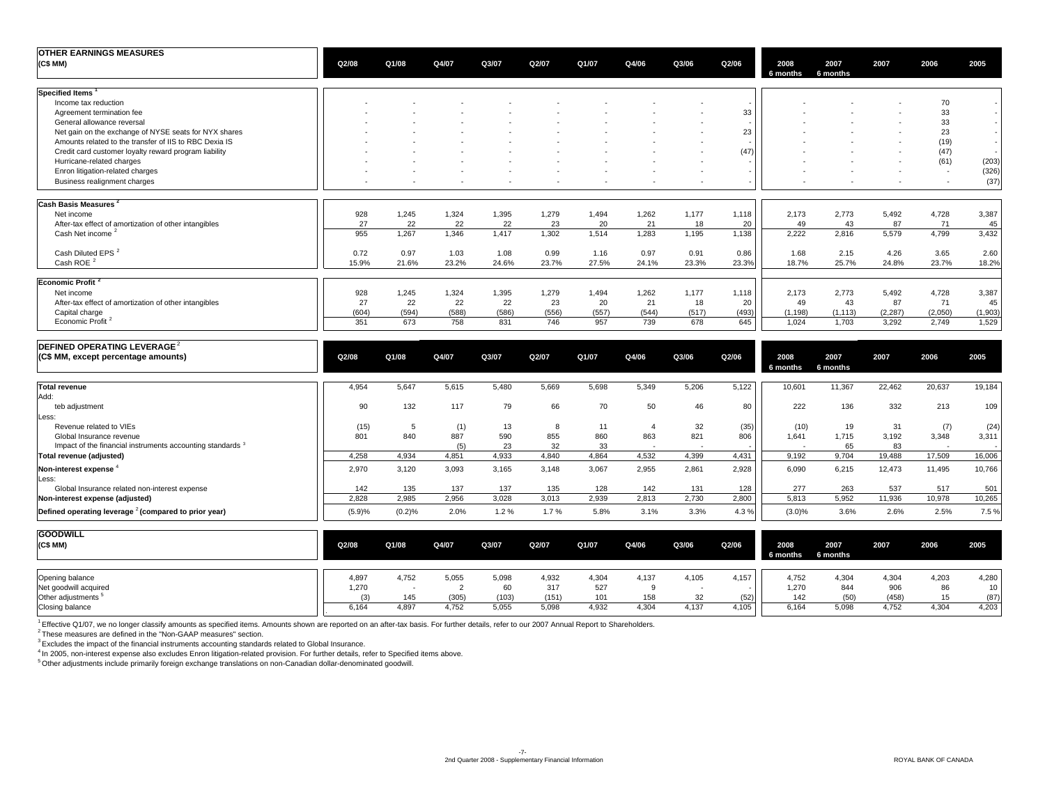## OTHER EARNINGS MEASURES

| (C$ MM) | Q2/08 | Q1/08 | Q4/07 | Q3/07 | Q2/07 | Q1/07 | Q4/06 | Q3/06 | Q2/06 | 2008 6 months | 2007 6 months | 2007 | 2006 | 2005 |
|---|---|---|---|---|---|---|---|---|---|---|---|---|---|---|
| **Specified Items** [1] | | | | | | | | | | | | | | |
| Income tax reduction | - | - | - | - | - | - | - | - | - | - | - | - | 70 | - |
| Agreement termination fee | - | - | - | - | - | - | - | - | 33 | - | - | - | 33 | - |
| General allowance reversal | - | - | - | - | - | - | - | - | - | - | - | - | 33 | - |
| Net gain on the exchange of NYSE seats for NYX shares | - | - | - | - | - | - | - | - | 23 | - | - | - | 23 | - |
| Amounts related to the transfer of IIS to RBC Dexia IS | - | - | - | - | - | - | - | - | - | - | - | - | (19) | - |
| Credit card customer loyalty reward program liability | - | - | - | - | - | - | - | - | (47) | - | - | - | (47) | - |
| Hurricane-related charges | - | - | - | - | - | - | - | - | - | - | - | - | (61) | (203) |
| Enron litigation-related charges | - | - | - | - | - | - | - | - | - | - | - | - | - | (326) |
| Business realignment charges | - | - | - | - | - | - | - | - | - | - | - | - | - | (37) |
| **Cash Basis Measures** [2] | | | | | | | | | | | | | | |
| Net income | 928 | 1,245 | 1,324 | 1,395 | 1,279 | 1,494 | 1,262 | 1,177 | 1,118 | 2,173 | 2,773 | 5,492 | 4,728 | 3,387 |
| After-tax effect of amortization of other intangibles | 27 | 22 | 22 | 22 | 23 | 20 | 21 | 18 | 20 | 49 | 43 | 87 | 71 | 45 |
| Cash Net income [2] | 955 | 1,267 | 1,346 | 1,417 | 1,302 | 1,514 | 1,283 | 1,195 | 1,138 | 2,222 | 2,816 | 5,579 | 4,799 | 3,432 |
| Cash Diluted EPS [2] | 0.72 | 0.97 | 1.03 | 1.08 | 0.99 | 1.16 | 0.97 | 0.91 | 0.86 | 1.68 | 2.15 | 4.26 | 3.65 | 2.60 |
| Cash ROE [2] | 15.9% | 21.6% | 23.2% | 24.6% | 23.7% | 27.5% | 24.1% | 23.3% | 23.3% | 18.7% | 25.7% | 24.8% | 23.7% | 18.2% |
| **Economic Profit** [2] | | | | | | | | | | | | | | |
| Net income | 928 | 1,245 | 1,324 | 1,395 | 1,279 | 1,494 | 1,262 | 1,177 | 1,118 | 2,173 | 2,773 | 5,492 | 4,728 | 3,387 |
| After-tax effect of amortization of other intangibles | 27 | 22 | 22 | 22 | 23 | 20 | 21 | 18 | 20 | 49 | 43 | 87 | 71 | 45 |
| Capital charge | (604) | (594) | (588) | (586) | (556) | (557) | (544) | (517) | (493) | (1,198) | (1,113) | (2,287) | (2,050) | (1,903) |
| Economic Profit [2] | 351 | 673 | 758 | 831 | 746 | 957 | 739 | 678 | 645 | 1,024 | 1,703 | 3,292 | 2,749 | 1,529 |

## DEFINED OPERATING LEVERAGE [2]

| (C$ MM, except percentage amounts) | Q2/08 | Q1/08 | Q4/07 | Q3/07 | Q2/07 | Q1/07 | Q4/06 | Q3/06 | Q2/06 | 2008 6 months | 2007 6 months | 2007 | 2006 | 2005 |
|---|---|---|---|---|---|---|---|---|---|---|---|---|---|---|
| **Total revenue** | 4,954 | 5,647 | 5,615 | 5,480 | 5,669 | 5,698 | 5,349 | 5,206 | 5,122 | 10,601 | 11,367 | 22,462 | 20,637 | 19,184 |
| Add: | | | | | | | | | | | | | | |
| teb adjustment | 90 | 132 | 117 | 79 | 66 | 70 | 50 | 46 | 80 | 222 | 136 | 332 | 213 | 109 |
| Less: | | | | | | | | | | | | | | |
| Revenue related to VIEs | (15) | 5 | (1) | 13 | 8 | 11 | 4 | 32 | (35) | (10) | 19 | 31 | (7) | (24) |
| Global Insurance revenue | 801 | 840 | 887 | 590 | 855 | 860 | 863 | 821 | 806 | 1,641 | 1,715 | 3,192 | 3,348 | 3,311 |
| Impact of the financial instruments accounting standards [3] | | | (5) | 23 | 32 | 33 | - | - | - | - | 65 | 83 | - | - |
| **Total revenue (adjusted)** | 4,258 | 4,934 | 4,851 | 4,933 | 4,840 | 4,864 | 4,532 | 4,399 | 4,431 | 9,192 | 9,704 | 19,488 | 17,509 | 16,006 |
| **Non-interest expense** [4] | 2,970 | 3,120 | 3,093 | 3,165 | 3,148 | 3,067 | 2,955 | 2,861 | 2,928 | 6,090 | 6,215 | 12,473 | 11,495 | 10,766 |
| Less: | | | | | | | | | | | | | | |
| Global Insurance related non-interest expense | 142 | 135 | 137 | 137 | 135 | 128 | 142 | 131 | 128 | 277 | 263 | 537 | 517 | 501 |
| **Non-interest expense (adjusted)** | 2,828 | 2,985 | 2,956 | 3,028 | 3,013 | 2,939 | 2,813 | 2,730 | 2,800 | 5,813 | 5,952 | 11,936 | 10,978 | 10,265 |
| **Defined operating leverage** [2] **(compared to prior year)** | (5.9)% | (0.2)% | 2.0% | 1.2 % | 1.7 % | 5.8% | 3.1% | 3.3% | 4.3 % | (3.0)% | 3.6% | 2.6% | 2.5% | 7.5 % |

## GOODWILL

| (C$ MM) | Q2/08 | Q1/08 | Q4/07 | Q3/07 | Q2/07 | Q1/07 | Q4/06 | Q3/06 | Q2/06 | 2008 6 months | 2007 6 months | 2007 | 2006 | 2005 |
|---|---|---|---|---|---|---|---|---|---|---|---|---|---|---|
| Opening balance | 4,897 | 4,752 | 5,055 | 5,098 | 4,932 | 4,304 | 4,137 | 4,105 | 4,157 | 4,752 | 4,304 | 4,304 | 4,203 | 4,280 |
| Net goodwill acquired | 1,270 | - | 2 | 60 | 317 | 527 | 9 | - | - | 1,270 | 844 | 906 | 86 | 10 |
| Other adjustments [5] | (3) | 145 | (305) | (103) | (151) | 101 | 158 | 32 | (52) | 142 | (50) | (458) | 15 | (87) |
| Closing balance | 6,164 | 4,897 | 4,752 | 5,055 | 5,098 | 4,932 | 4,304 | 4,137 | 4,105 | 6,164 | 5,098 | 4,752 | 4,304 | 4,203 |

[1] Effective Q1/07, we no longer classify amounts as specified items. Amounts shown are reported on an after-tax basis. For further details, refer to our 2007 Annual Report to Shareholders.
[2] These measures are defined in the "Non-GAAP measures" section.
[3] Excludes the impact of the financial instruments accounting standards related to Global Insurance.
[4] In 2005, non-interest expense also excludes Enron litigation-related provision. For further details, refer to Specified items above.
[5] Other adjustments include primarily foreign exchange translations on non-Canadian dollar-denominated goodwill.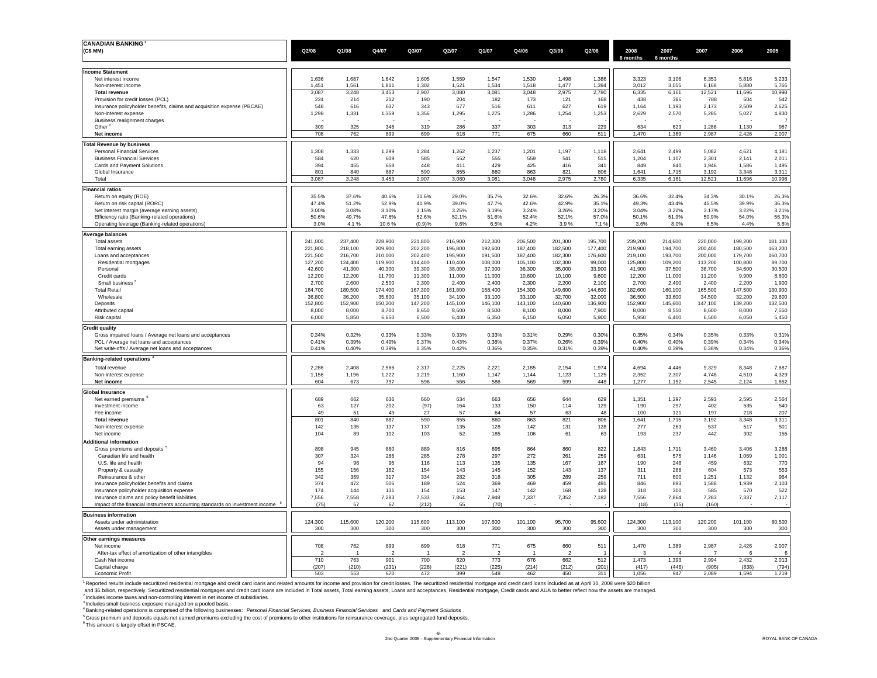| CANADIAN BANKING [1] (C$ MM) | Q2/08 | Q1/08 | Q4/07 | Q3/07 | Q2/07 | Q1/07 | Q4/06 | Q3/06 | Q2/06 | 2008 6 months | 2007 6 months | 2007 | 2006 | 2005 |
|---|---|---|---|---|---|---|---|---|---|---|---|---|---|---|
| **Income Statement** | | | | | | | | | | | | | | |
| Net interest income | 1,636 | 1,687 | 1,642 | 1,605 | 1,559 | 1,547 | 1,530 | 1,498 | 1,386 | 3,323 | 3,106 | 6,353 | 5,816 | 5,233 |
| Non-interest income | 1,451 | 1,561 | 1,811 | 1,302 | 1,521 | 1,534 | 1,518 | 1,477 | 1,394 | 3,012 | 3,055 | 6,168 | 5,880 | 5,765 |
| **Total revenue** | 3,087 | 3,248 | 3,453 | 2,907 | 3,080 | 3,081 | 3,048 | 2,975 | 2,780 | 6,335 | 6,161 | 12,521 | 11,696 | 10,998 |
| Provision for credit losses (PCL) | 224 | 214 | 212 | 190 | 204 | 182 | 173 | 121 | 168 | 438 | 386 | 788 | 604 | 542 |
| Insurance policyholder benefits, claims and acquisition expense (PBCAE) | 548 | 616 | 637 | 343 | 677 | 516 | 611 | 627 | 619 | 1,164 | 1,193 | 2,173 | 2,509 | 2,625 |
| Non-interest expense | 1,298 | 1,331 | 1,359 | 1,356 | 1,295 | 1,275 | 1,286 | 1,254 | 1,253 | 2,629 | 2,570 | 5,285 | 5,027 | 4,830 |
| Business realignment charges | - | - | - | - | - | - | - | - | - | - | - | - | - | 7 |
| Other [2] | 309 | 325 | 346 | 319 | 286 | 337 | 303 | 313 | 229 | 634 | 623 | 1,288 | 1,130 | 987 |
| **Net income** | 708 | 762 | 899 | 699 | 618 | 771 | 675 | 660 | 511 | 1,470 | 1,389 | 2,987 | 2,426 | 2,007 |
| **Total Revenue by business** | | | | | | | | | | | | | | |
| Personal Financial Services | 1,308 | 1,333 | 1,299 | 1,284 | 1,262 | 1,237 | 1,201 | 1,197 | 1,118 | 2,641 | 2,499 | 5,082 | 4,621 | 4,181 |
| Business Financial Services | 584 | 620 | 609 | 585 | 552 | 555 | 559 | 541 | 515 | 1,204 | 1,107 | 2,301 | 2,141 | 2,011 |
| Cards and Payment Solutions | 394 | 455 | 658 | 448 | 411 | 429 | 425 | 416 | 341 | 849 | 840 | 1,946 | 1,586 | 1,495 |
| Global Insurance | 801 | 840 | 887 | 590 | 855 | 860 | 863 | 821 | 806 | 1,641 | 1,715 | 3,192 | 3,348 | 3,311 |
| Total | 3,087 | 3,248 | 3,453 | 2,907 | 3,080 | 3,081 | 3,048 | 2,975 | 2,780 | 6,335 | 6,161 | 12,521 | 11,696 | 10,998 |
| **Financial ratios** | | | | | | | | | | | | | | |
| Return on equity (ROE) | 35.5% | 37.6% | 40.6% | 31.6% | 29.0% | 35.7% | 32.6% | 32.6% | 26.3% | 36.6% | 32.4% | 34.3% | 30.1% | 26.3% |
| Return on risk capital (RORC) | 47.4% | 51.2% | 52.9% | 41.9% | 39.0% | 47.7% | 42.6% | 42.9% | 35.1% | 49.3% | 43.4% | 45.5% | 39.9% | 36.3% |
| Net interest margin (average earning assets) | 3.00% | 3.08% | 3.10% | 3.15% | 3.25% | 3.19% | 3.24% | 3.26% | 3.20% | 3.04% | 3.22% | 3.17% | 3.22% | 3.21% |
| Efficiency ratio (Banking-related operations) | 50.6% | 49.7% | 47.6% | 52.6% | 52.1% | 51.6% | 52.4% | 52.1% | 57.0% | 50.1% | 51.9% | 50.9% | 54.0% | 56.3% |
| Operating leverage (Banking-related operations) | 3.0% | 4.1 % | 10.6 % | (0.9)% | 9.6% | 6.5% | 4.2% | 3.9 % | 7.1 % | 3.6% | 8.0% | 6.5% | 4.4% | 5.8% |
| **Average balances** | | | | | | | | | | | | | | |
| Total assets | 241,000 | 237,400 | 228,900 | 221,800 | 216,900 | 212,300 | 206,500 | 201,300 | 195,700 | 239,200 | 214,600 | 220,000 | 199,200 | 181,100 |
| Total earning assets | 221,800 | 218,100 | 209,900 | 202,200 | 196,800 | 192,600 | 187,400 | 182,500 | 177,400 | 219,900 | 194,700 | 200,400 | 180,500 | 163,200 |
| Loans and acceptances | 221,500 | 216,700 | 210,000 | 202,400 | 195,900 | 191,500 | 187,400 | 182,300 | 176,600 | 219,100 | 193,700 | 200,000 | 179,700 | 160,700 |
| Residential mortgages | 127,200 | 124,400 | 119,900 | 114,400 | 110,400 | 108,000 | 105,100 | 102,300 | 99,000 | 125,800 | 109,200 | 113,200 | 100,800 | 89,700 |
| Personal | 42,600 | 41,300 | 40,300 | 39,300 | 38,000 | 37,000 | 36,300 | 35,000 | 33,900 | 41,900 | 37,500 | 38,700 | 34,600 | 30,500 |
| Credit cards | 12,200 | 12,200 | 11,700 | 11,300 | 11,000 | 11,000 | 10,600 | 10,100 | 9,600 | 12,200 | 11,000 | 11,200 | 9,900 | 8,800 |
| Small business [3] | 2,700 | 2,600 | 2,500 | 2,300 | 2,400 | 2,400 | 2,300 | 2,200 | 2,100 | 2,700 | 2,400 | 2,400 | 2,200 | 1,900 |
| Total Retail | 184,700 | 180,500 | 174,400 | 167,300 | 161,800 | 158,400 | 154,300 | 149,600 | 144,600 | 182,600 | 160,100 | 165,500 | 147,500 | 130,900 |
| Wholesale | 36,800 | 36,200 | 35,600 | 35,100 | 34,100 | 33,100 | 33,100 | 32,700 | 32,000 | 36,500 | 33,600 | 34,500 | 32,200 | 29,800 |
| Deposits | 152,800 | 152,900 | 150,200 | 147,200 | 145,100 | 146,100 | 143,100 | 140,600 | 136,900 | 152,900 | 145,600 | 147,100 | 139,200 | 132,500 |
| Attributed capital | 8,000 | 8,000 | 8,700 | 8,650 | 8,600 | 8,500 | 8,100 | 8,000 | 7,900 | 8,000 | 8,550 | 8,600 | 8,000 | 7,550 |
| Risk capital | 6,000 | 5,850 | 6,650 | 6,500 | 6,400 | 6,350 | 6,150 | 6,050 | 5,900 | 5,950 | 6,400 | 6,500 | 6,050 | 5,450 |
| **Credit quality** | | | | | | | | | | | | | | |
| Gross impaired loans / Average net loans and acceptances | 0.34% | 0.32% | 0.33% | 0.33% | 0.33% | 0.33% | 0.31% | 0.29% | 0.30% | 0.35% | 0.34% | 0.35% | 0.33% | 0.31% |
| PCL / Average net loans and acceptances | 0.41% | 0.39% | 0.40% | 0.37% | 0.43% | 0.38% | 0.37% | 0.26% | 0.39% | 0.40% | 0.40% | 0.39% | 0.34% | 0.34% |
| Net write-offs / Average net loans and acceptances | 0.41% | 0.40% | 0.39% | 0.35% | 0.42% | 0.36% | 0.35% | 0.31% | 0.39% | 0.40% | 0.39% | 0.38% | 0.34% | 0.36% |
| **Banking-related operations** [4] | | | | | | | | | | | | | | |
| Total revenue | 2,286 | 2,408 | 2,566 | 2,317 | 2,225 | 2,221 | 2,185 | 2,154 | 1,974 | 4,694 | 4,446 | 9,329 | 8,348 | 7,687 |
| Non-interest expense | 1,156 | 1,196 | 1,222 | 1,219 | 1,160 | 1,147 | 1,144 | 1,123 | 1,125 | 2,352 | 2,307 | 4,748 | 4,510 | 4,329 |
| **Net income** | 604 | 673 | 797 | 596 | 566 | 586 | 569 | 599 | 448 | 1,277 | 1,152 | 2,545 | 2,124 | 1,852 |
| **Global Insurance** | | | | | | | | | | | | | | |
| Net earned premiums [5] | 689 | 662 | 636 | 660 | 634 | 663 | 656 | 644 | 629 | 1,351 | 1,297 | 2,593 | 2,595 | 2,564 |
| Investment income | 63 | 127 | 202 | (97) | 164 | 133 | 150 | 114 | 129 | 190 | 297 | 402 | 535 | 540 |
| Fee income | 49 | 51 | 49 | 27 | 57 | 64 | 57 | 63 | 48 | 100 | 121 | 197 | 218 | 207 |
| **Total revenue** | 801 | 840 | 887 | 590 | 855 | 860 | 863 | 821 | 806 | 1,641 | 1,715 | 3,192 | 3,348 | 3,311 |
| Non-interest expense | 142 | 135 | 137 | 137 | 135 | 128 | 142 | 131 | 128 | 277 | 263 | 537 | 517 | 501 |
| Net income | 104 | 89 | 102 | 103 | 52 | 185 | 106 | 61 | 63 | 193 | 237 | 442 | 302 | 155 |
| **Additional information** | | | | | | | | | | | | | | |
| Gross premiums and deposits [5] | 898 | 945 | 860 | 889 | 816 | 895 | 864 | 860 | 822 | 1,843 | 1,711 | 3,460 | 3,406 | 3,288 |
| Canadian life and health | 307 | 324 | 286 | 285 | 278 | 297 | 272 | 261 | 259 | 631 | 575 | 1,146 | 1,069 | 1,001 |
| U.S. life and health | 94 | 96 | 95 | 116 | 113 | 135 | 135 | 167 | 167 | 190 | 248 | 459 | 632 | 770 |
| Property & casualty | 155 | 156 | 162 | 154 | 143 | 145 | 152 | 143 | 137 | 311 | 288 | 604 | 573 | 553 |
| Reinsurance & other | 342 | 369 | 317 | 334 | 282 | 318 | 305 | 289 | 259 | 711 | 600 | 1,251 | 1,132 | 964 |
| Insurance policyholder benefits and claims | 374 | 472 | 506 | 189 | 524 | 369 | 469 | 459 | 491 | 846 | 893 | 1,588 | 1,939 | 2,103 |
| Insurance policyholder acquisition expense | 174 | 144 | 131 | 154 | 153 | 147 | 142 | 168 | 128 | 318 | 300 | 585 | 570 | 522 |
| Insurance claims and policy benefit liabilities | 7,556 | 7,558 | 7,283 | 7,533 | 7,864 | 7,948 | 7,337 | 7,352 | 7,182 | 7,556 | 7,864 | 7,283 | 7,337 | 7,117 |
| Impact of the financial instruments accounting standards on investment income [6] | (75) | 57 | 67 | (212) | 55 | (70) | - | - | - | (18) | (15) | (160) | - | - |
| **Business information** | | | | | | | | | | | | | | |
| Assets under administration | 124,300 | 115,600 | 120,200 | 115,600 | 113,100 | 107,600 | 101,100 | 95,700 | 95,600 | 124,300 | 113,100 | 120,200 | 101,100 | 80,500 |
| Assets under management | 300 | 300 | 300 | 300 | 300 | 300 | 300 | 300 | 300 | 300 | 300 | 300 | 300 | 300 |
| **Other earnings measures** | | | | | | | | | | | | | | |
| Net income | 708 | 762 | 899 | 699 | 618 | 771 | 675 | 660 | 511 | 1,470 | 1,389 | 2,987 | 2,426 | 2,007 |
| After-tax effect of amortization of other intangibles | 2 | 1 | 2 | 1 | 2 | 2 | 1 | 2 | 1 | 3 | 4 | 7 | 6 | 6 |
| Cash Net income | 710 | 763 | 901 | 700 | 620 | 773 | 676 | 662 | 512 | 1,473 | 1,393 | 2,994 | 2,432 | 2,013 |
| Capital charge | (207) | (210) | (231) | (228) | (221) | (225) | (214) | (212) | (201) | (417) | (446) | (905) | (838) | (794) |
| Economic Profit | 503 | 553 | 670 | 472 | 399 | 548 | 462 | 450 | 311 | 1,056 | 947 | 2,089 | 1,594 | 1,219 |

[1] Reported results include securitized residential mortgage and credit card loans and related amounts for income and provision for credit losses. The securitized residential mortgage and credit card loans included as at April 30, 2008 were $20 billion and $5 billion, respectively. Securitized residential mortgages and credit card loans are included in Total assets, Total earning assets, Loans and acceptances, Residential mortgage, Credit cards and AUA to better reflect how the assets are managed.
[2] Includes income taxes and non-controlling interest in net income of subsidiaries.
[3] Includes small business exposure managed on a pooled basis.
[4] Banking-related operations is comprised of the following businesses: *Personal Financial Services, Business Financial Services* and *Cards and Payment Solutions*.
[5] Gross premium and deposits equals net earned premiums excluding the cost of premiums to other institutions for reinsurance coverage, plus segregated fund deposits.
[6] This amount is largely offset in PBCAE.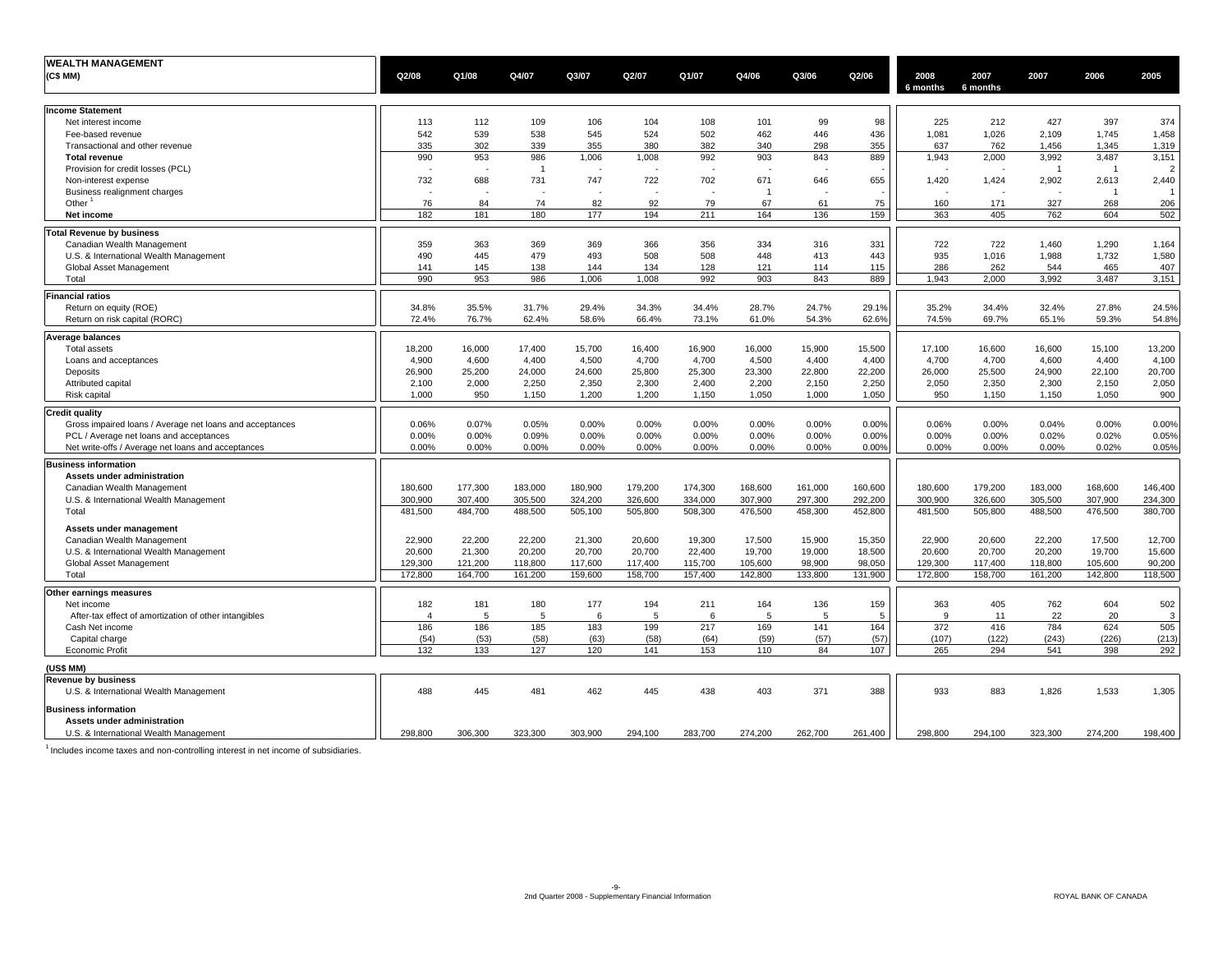| **WEALTH MANAGEMENT** (C$ MM) | Q2/08 | Q1/08 | Q4/07 | Q3/07 | Q2/07 | Q1/07 | Q4/06 | Q3/06 | Q2/06 | 2008 6 months | 2007 6 months | 2007 | 2006 | 2005 |
|---|---|---|---|---|---|---|---|---|---|---|---|---|---|---|
| **Income Statement** | | | | | | | | | | | | | | |
| Net interest income | 113 | 112 | 109 | 106 | 104 | 108 | 101 | 99 | 98 | 225 | 212 | 427 | 397 | 374 |
| Fee-based revenue | 542 | 539 | 538 | 545 | 524 | 502 | 462 | 446 | 436 | 1,081 | 1,026 | 2,109 | 1,745 | 1,458 |
| Transactional and other revenue | 335 | 302 | 339 | 355 | 380 | 382 | 340 | 298 | 355 | 637 | 762 | 1,456 | 1,345 | 1,319 |
| **Total revenue** | 990 | 953 | 986 | 1,006 | 1,008 | 992 | 903 | 843 | 889 | 1,943 | 2,000 | 3,992 | 3,487 | 3,151 |
| Provision for credit losses (PCL) | - | - | 1 | - | - | - | - | - | - | - | - | 1 | 1 | 2 |
| Non-interest expense | 732 | 688 | 731 | 747 | 722 | 702 | 671 | 646 | 655 | 1,420 | 1,424 | 2,902 | 2,613 | 2,440 |
| Business realignment charges | - | - | - | - | - | - | 1 | - | - | - | - | - | 1 | 1 |
| Other [1] | 76 | 84 | 74 | 82 | 92 | 79 | 67 | 61 | 75 | 160 | 171 | 327 | 268 | 206 |
| **Net income** | 182 | 181 | 180 | 177 | 194 | 211 | 164 | 136 | 159 | 363 | 405 | 762 | 604 | 502 |
| **Total Revenue by business** | | | | | | | | | | | | | | |
| Canadian Wealth Management | 359 | 363 | 369 | 369 | 366 | 356 | 334 | 316 | 331 | 722 | 722 | 1,460 | 1,290 | 1,164 |
| U.S. & International Wealth Management | 490 | 445 | 479 | 493 | 508 | 508 | 448 | 413 | 443 | 935 | 1,016 | 1,988 | 1,732 | 1,580 |
| Global Asset Management | 141 | 145 | 138 | 144 | 134 | 128 | 121 | 114 | 115 | 286 | 262 | 544 | 465 | 407 |
| Total | 990 | 953 | 986 | 1,006 | 1,008 | 992 | 903 | 843 | 889 | 1,943 | 2,000 | 3,992 | 3,487 | 3,151 |
| **Financial ratios** | | | | | | | | | | | | | | |
| Return on equity (ROE) | 34.8% | 35.5% | 31.7% | 29.4% | 34.3% | 34.4% | 28.7% | 24.7% | 29.1% | 35.2% | 34.4% | 32.4% | 27.8% | 24.5% |
| Return on risk capital (RORC) | 72.4% | 76.7% | 62.4% | 58.6% | 66.4% | 73.1% | 61.0% | 54.3% | 62.6% | 74.5% | 69.7% | 65.1% | 59.3% | 54.8% |
| **Average balances** | | | | | | | | | | | | | | |
| Total assets | 18,200 | 16,000 | 17,400 | 15,700 | 16,400 | 16,900 | 16,000 | 15,900 | 15,500 | 17,100 | 16,600 | 16,600 | 15,100 | 13,200 |
| Loans and acceptances | 4,900 | 4,600 | 4,400 | 4,500 | 4,700 | 4,700 | 4,500 | 4,400 | 4,400 | 4,700 | 4,700 | 4,600 | 4,400 | 4,100 |
| Deposits | 26,900 | 25,200 | 24,000 | 24,600 | 25,800 | 25,300 | 23,300 | 22,800 | 22,200 | 26,000 | 25,500 | 24,900 | 22,100 | 20,700 |
| Attributed capital | 2,100 | 2,000 | 2,250 | 2,350 | 2,300 | 2,400 | 2,200 | 2,150 | 2,250 | 2,050 | 2,350 | 2,300 | 2,150 | 2,050 |
| Risk capital | 1,000 | 950 | 1,150 | 1,200 | 1,200 | 1,150 | 1,050 | 1,000 | 1,050 | 950 | 1,150 | 1,150 | 1,050 | 900 |
| **Credit quality** | | | | | | | | | | | | | | |
| Gross impaired loans / Average net loans and acceptances | 0.06% | 0.07% | 0.05% | 0.00% | 0.00% | 0.00% | 0.00% | 0.00% | 0.00% | 0.06% | 0.00% | 0.04% | 0.00% | 0.00% |
| PCL / Average net loans and acceptances | 0.00% | 0.00% | 0.09% | 0.00% | 0.00% | 0.00% | 0.00% | 0.00% | 0.00% | 0.00% | 0.00% | 0.02% | 0.02% | 0.05% |
| Net write-offs / Average net loans and acceptances | 0.00% | 0.00% | 0.00% | 0.00% | 0.00% | 0.00% | 0.00% | 0.00% | 0.00% | 0.00% | 0.00% | 0.00% | 0.02% | 0.05% |
| **Business information** | | | | | | | | | | | | | | |
| **Assets under administration** | | | | | | | | | | | | | | |
| Canadian Wealth Management | 180,600 | 177,300 | 183,000 | 180,900 | 179,200 | 174,300 | 168,600 | 161,000 | 160,600 | 180,600 | 179,200 | 183,000 | 168,600 | 146,400 |
| U.S. & International Wealth Management | 300,900 | 307,400 | 305,500 | 324,200 | 326,600 | 334,000 | 307,900 | 297,300 | 292,200 | 300,900 | 326,600 | 305,500 | 307,900 | 234,300 |
| Total | 481,500 | 484,700 | 488,500 | 505,100 | 505,800 | 508,300 | 476,500 | 458,300 | 452,800 | 481,500 | 505,800 | 488,500 | 476,500 | 380,700 |
| **Assets under management** | | | | | | | | | | | | | | |
| Canadian Wealth Management | 22,900 | 22,200 | 22,200 | 21,300 | 20,600 | 19,300 | 17,500 | 15,900 | 15,350 | 22,900 | 20,600 | 22,200 | 17,500 | 12,700 |
| U.S. & International Wealth Management | 20,600 | 21,300 | 20,200 | 20,700 | 20,700 | 22,400 | 19,700 | 19,000 | 18,500 | 20,600 | 20,700 | 20,200 | 19,700 | 15,600 |
| Global Asset Management | 129,300 | 121,200 | 118,800 | 117,600 | 117,400 | 115,700 | 105,600 | 98,900 | 98,050 | 129,300 | 117,400 | 118,800 | 105,600 | 90,200 |
| Total | 172,800 | 164,700 | 161,200 | 159,600 | 158,700 | 157,400 | 142,800 | 133,800 | 131,900 | 172,800 | 158,700 | 161,200 | 142,800 | 118,500 |
| **Other earnings measures** | | | | | | | | | | | | | | |
| Net income | 182 | 181 | 180 | 177 | 194 | 211 | 164 | 136 | 159 | 363 | 405 | 762 | 604 | 502 |
| After-tax effect of amortization of other intangibles | 4 | 5 | 5 | 6 | 5 | 6 | 5 | 5 | 5 | 9 | 11 | 22 | 20 | 3 |
| Cash Net income | 186 | 186 | 185 | 183 | 199 | 217 | 169 | 141 | 164 | 372 | 416 | 784 | 624 | 505 |
| Capital charge | (54) | (53) | (58) | (63) | (58) | (64) | (59) | (57) | (57) | (107) | (122) | (243) | (226) | (213) |
| Economic Profit | 132 | 133 | 127 | 120 | 141 | 153 | 110 | 84 | 107 | 265 | 294 | 541 | 398 | 292 |
| **(US$ MM)** | | | | | | | | | | | | | | |
| **Revenue by business** | | | | | | | | | | | | | | |
| U.S. & International Wealth Management | 488 | 445 | 481 | 462 | 445 | 438 | 403 | 371 | 388 | 933 | 883 | 1,826 | 1,533 | 1,305 |
| **Business information** | | | | | | | | | | | | | | |
| **Assets under administration** | | | | | | | | | | | | | | |
| U.S. & International Wealth Management | 298,800 | 306,300 | 323,300 | 303,900 | 294,100 | 283,700 | 274,200 | 262,700 | 261,400 | 298,800 | 294,100 | 323,300 | 274,200 | 198,400 |

[1] Includes income taxes and non-controlling interest in net income of subsidiaries.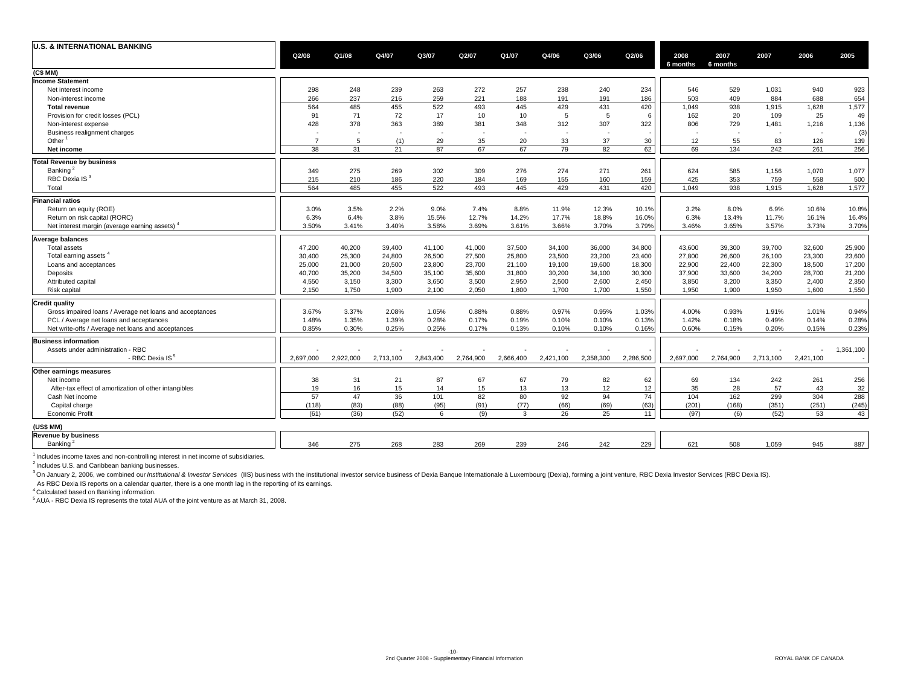## U.S. & INTERNATIONAL BANKING

| (C$ MM) | Q2/08 | Q1/08 | Q4/07 | Q3/07 | Q2/07 | Q1/07 | Q4/06 | Q3/06 | Q2/06 | 2008 6 months | 2007 6 months | 2007 | 2006 | 2005 |
|---|---|---|---|---|---|---|---|---|---|---|---|---|---|---|
| **Income Statement** | | | | | | | | | | | | | | |
| Net interest income | 298 | 248 | 239 | 263 | 272 | 257 | 238 | 240 | 234 | 546 | 529 | 1,031 | 940 | 923 |
| Non-interest income | 266 | 237 | 216 | 259 | 221 | 188 | 191 | 191 | 186 | 503 | 409 | 884 | 688 | 654 |
| **Total revenue** | 564 | 485 | 455 | 522 | 493 | 445 | 429 | 431 | 420 | 1,049 | 938 | 1,915 | 1,628 | 1,577 |
| Provision for credit losses (PCL) | 91 | 71 | 72 | 17 | 10 | 10 | 5 | 5 | 6 | 162 | 20 | 109 | 25 | 49 |
| Non-interest expense | 428 | 378 | 363 | 389 | 381 | 348 | 312 | 307 | 322 | 806 | 729 | 1,481 | 1,216 | 1,136 |
| Business realignment charges | - | - | - | - | - | - | - | - | - | - | - | - | - | (3) |
| Other [1] | 7 | 5 | (1) | 29 | 35 | 20 | 33 | 37 | 30 | 12 | 55 | 83 | 126 | 139 |
| **Net income** | 38 | 31 | 21 | 87 | 67 | 67 | 79 | 82 | 62 | 69 | 134 | 242 | 261 | 256 |
| **Total Revenue by business** | | | | | | | | | | | | | | |
| Banking [2] | 349 | 275 | 269 | 302 | 309 | 276 | 274 | 271 | 261 | 624 | 585 | 1,156 | 1,070 | 1,077 |
| RBC Dexia IS [3] | 215 | 210 | 186 | 220 | 184 | 169 | 155 | 160 | 159 | 425 | 353 | 759 | 558 | 500 |
| Total | 564 | 485 | 455 | 522 | 493 | 445 | 429 | 431 | 420 | 1,049 | 938 | 1,915 | 1,628 | 1,577 |
| **Financial ratios** | | | | | | | | | | | | | | |
| Return on equity (ROE) | 3.0% | 3.5% | 2.2% | 9.0% | 7.4% | 8.8% | 11.9% | 12.3% | 10.1% | 3.2% | 8.0% | 6.9% | 10.6% | 10.8% |
| Return on risk capital (RORC) | 6.3% | 6.4% | 3.8% | 15.5% | 12.7% | 14.2% | 17.7% | 18.8% | 16.0% | 6.3% | 13.4% | 11.7% | 16.1% | 16.4% |
| Net interest margin (average earning assets) [4] | 3.50% | 3.41% | 3.40% | 3.58% | 3.69% | 3.61% | 3.66% | 3.70% | 3.79% | 3.46% | 3.65% | 3.57% | 3.73% | 3.70% |
| **Average balances** | | | | | | | | | | | | | | |
| Total assets | 47,200 | 40,200 | 39,400 | 41,100 | 41,000 | 37,500 | 34,100 | 36,000 | 34,800 | 43,600 | 39,300 | 39,700 | 32,600 | 25,900 |
| Total earning assets [4] | 30,400 | 25,300 | 24,800 | 26,500 | 27,500 | 25,800 | 23,500 | 23,200 | 23,400 | 27,800 | 26,600 | 26,100 | 23,300 | 23,600 |
| Loans and acceptances | 25,000 | 21,000 | 20,500 | 23,800 | 23,700 | 21,100 | 19,100 | 19,600 | 18,300 | 22,900 | 22,400 | 22,300 | 18,500 | 17,200 |
| Deposits | 40,700 | 35,200 | 34,500 | 35,100 | 35,600 | 31,800 | 30,200 | 34,100 | 30,300 | 37,900 | 33,600 | 34,200 | 28,700 | 21,200 |
| Attributed capital | 4,550 | 3,150 | 3,300 | 3,650 | 3,500 | 2,950 | 2,500 | 2,600 | 2,450 | 3,850 | 3,200 | 3,350 | 2,400 | 2,350 |
| Risk capital | 2,150 | 1,750 | 1,900 | 2,100 | 2,050 | 1,800 | 1,700 | 1,700 | 1,550 | 1,950 | 1,900 | 1,950 | 1,600 | 1,550 |
| **Credit quality** | | | | | | | | | | | | | | |
| Gross impaired loans / Average net loans and acceptances | 3.67% | 3.37% | 2.08% | 1.05% | 0.88% | 0.88% | 0.97% | 0.95% | 1.03% | 4.00% | 0.93% | 1.91% | 1.01% | 0.94% |
| PCL / Average net loans and acceptances | 1.48% | 1.35% | 1.39% | 0.28% | 0.17% | 0.19% | 0.10% | 0.10% | 0.13% | 1.42% | 0.18% | 0.49% | 0.14% | 0.28% |
| Net write-offs / Average net loans and acceptances | 0.85% | 0.30% | 0.25% | 0.25% | 0.17% | 0.13% | 0.10% | 0.10% | 0.16% | 0.60% | 0.15% | 0.20% | 0.15% | 0.23% |
| **Business information** | | | | | | | | | | | | | | |
| Assets under administration - RBC | - | - | - | - | - | - | - | - | - | - | - | - | - | 1,361,100 |
| - RBC Dexia IS [5] | 2,697,000 | 2,922,000 | 2,713,100 | 2,843,400 | 2,764,900 | 2,666,400 | 2,421,100 | 2,358,300 | 2,286,500 | 2,697,000 | 2,764,900 | 2,713,100 | 2,421,100 | - |
| **Other earnings measures** | | | | | | | | | | | | | | |
| Net income | 38 | 31 | 21 | 87 | 67 | 67 | 79 | 82 | 62 | 69 | 134 | 242 | 261 | 256 |
| After-tax effect of amortization of other intangibles | 19 | 16 | 15 | 14 | 15 | 13 | 13 | 12 | 12 | 35 | 28 | 57 | 43 | 32 |
| Cash Net income | 57 | 47 | 36 | 101 | 82 | 80 | 92 | 94 | 74 | 104 | 162 | 299 | 304 | 288 |
| Capital charge | (118) | (83) | (88) | (95) | (91) | (77) | (66) | (69) | (63) | (201) | (168) | (351) | (251) | (245) |
| Economic Profit | (61) | (36) | (52) | 6 | (9) | 3 | 26 | 25 | 11 | (97) | (6) | (52) | 53 | 43 |
| **(US$ MM)** | | | | | | | | | | | | | | |
| **Revenue by business** | | | | | | | | | | | | | | |
| Banking [2] | 346 | 275 | 268 | 283 | 269 | 239 | 246 | 242 | 229 | 621 | 508 | 1,059 | 945 | 887 |

[1] Includes income taxes and non-controlling interest in net income of subsidiaries.

[2] Includes U.S. and Caribbean banking businesses.

[3] On January 2, 2006, we combined our *Institutional & Investor Services* (IIS) business with the institutional investor service business of Dexia Banque Internationale à Luxembourg (Dexia), forming a joint venture, RBC Dexia Investor Services (RBC Dexia IS). As RBC Dexia IS reports on a calendar quarter, there is a one month lag in the reporting of its earnings.

[4] Calculated based on Banking information.

[5] AUA - RBC Dexia IS represents the total AUA of the joint venture as at March 31, 2008.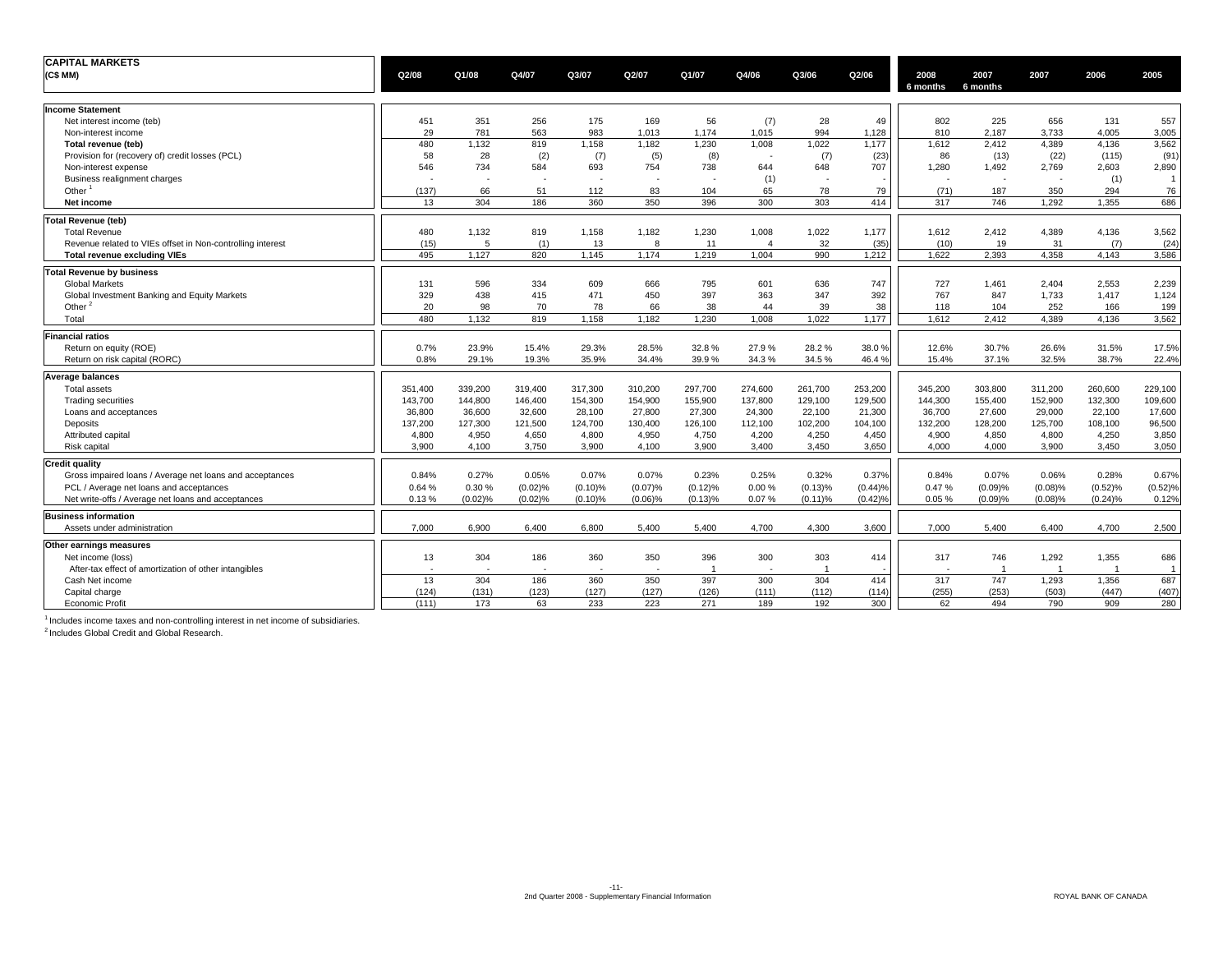## CAPITAL MARKETS

| (C$ MM) | Q2/08 | Q1/08 | Q4/07 | Q3/07 | Q2/07 | Q1/07 | Q4/06 | Q3/06 | Q2/06 | 2008 6 months | 2007 6 months | 2007 | 2006 | 2005 |
|---|---|---|---|---|---|---|---|---|---|---|---|---|---|---|
| **Income Statement** | | | | | | | | | | | | | | |
| Net interest income (teb) | 451 | 351 | 256 | 175 | 169 | 56 | (7) | 28 | 49 | 802 | 225 | 656 | 131 | 557 |
| Non-interest income | 29 | 781 | 563 | 983 | 1,013 | 1,174 | 1,015 | 994 | 1,128 | 810 | 2,187 | 3,733 | 4,005 | 3,005 |
| **Total revenue (teb)** | 480 | 1,132 | 819 | 1,158 | 1,182 | 1,230 | 1,008 | 1,022 | 1,177 | 1,612 | 2,412 | 4,389 | 4,136 | 3,562 |
| Provision for (recovery of) credit losses (PCL) | 58 | 28 | (2) | (7) | (5) | (8) | - | (7) | (23) | 86 | (13) | (22) | (115) | (91) |
| Non-interest expense | 546 | 734 | 584 | 693 | 754 | 738 | 644 | 648 | 707 | 1,280 | 1,492 | 2,769 | 2,603 | 2,890 |
| Business realignment charges | - | - | - | - | - | - | (1) | - | - | - | - | - | (1) | 1 |
| Other [1] | (137) | 66 | 51 | 112 | 83 | 104 | 65 | 78 | 79 | (71) | 187 | 350 | 294 | 76 |
| **Net income** | 13 | 304 | 186 | 360 | 350 | 396 | 300 | 303 | 414 | 317 | 746 | 1,292 | 1,355 | 686 |
| **Total Revenue (teb)** | | | | | | | | | | | | | | |
| Total Revenue | 480 | 1,132 | 819 | 1,158 | 1,182 | 1,230 | 1,008 | 1,022 | 1,177 | 1,612 | 2,412 | 4,389 | 4,136 | 3,562 |
| Revenue related to VIEs offset in Non-controlling interest | (15) | 5 | (1) | 13 | 8 | 11 | 4 | 32 | (35) | (10) | 19 | 31 | (7) | (24) |
| **Total revenue excluding VIEs** | 495 | 1,127 | 820 | 1,145 | 1,174 | 1,219 | 1,004 | 990 | 1,212 | 1,622 | 2,393 | 4,358 | 4,143 | 3,586 |
| **Total Revenue by business** | | | | | | | | | | | | | | |
| Global Markets | 131 | 596 | 334 | 609 | 666 | 795 | 601 | 636 | 747 | 727 | 1,461 | 2,404 | 2,553 | 2,239 |
| Global Investment Banking and Equity Markets | 329 | 438 | 415 | 471 | 450 | 397 | 363 | 347 | 392 | 767 | 847 | 1,733 | 1,417 | 1,124 |
| Other [2] | 20 | 98 | 70 | 78 | 66 | 38 | 44 | 39 | 38 | 118 | 104 | 252 | 166 | 199 |
| Total | 480 | 1,132 | 819 | 1,158 | 1,182 | 1,230 | 1,008 | 1,022 | 1,177 | 1,612 | 2,412 | 4,389 | 4,136 | 3,562 |
| **Financial ratios** | | | | | | | | | | | | | | |
| Return on equity (ROE) | 0.7% | 23.9% | 15.4% | 29.3% | 28.5% | 32.8 % | 27.9 % | 28.2 % | 38.0 % | 12.6% | 30.7% | 26.6% | 31.5% | 17.5% |
| Return on risk capital (RORC) | 0.8% | 29.1% | 19.3% | 35.9% | 34.4% | 39.9 % | 34.3 % | 34.5 % | 46.4 % | 15.4% | 37.1% | 32.5% | 38.7% | 22.4% |
| **Average balances** | | | | | | | | | | | | | | |
| Total assets | 351,400 | 339,200 | 319,400 | 317,300 | 310,200 | 297,700 | 274,600 | 261,700 | 253,200 | 345,200 | 303,800 | 311,200 | 260,600 | 229,100 |
| Trading securities | 143,700 | 144,800 | 146,400 | 154,300 | 154,900 | 155,900 | 137,800 | 129,100 | 129,500 | 144,300 | 155,400 | 152,900 | 132,300 | 109,600 |
| Loans and acceptances | 36,800 | 36,600 | 32,600 | 28,100 | 27,800 | 27,300 | 24,300 | 22,100 | 21,300 | 36,700 | 27,600 | 29,000 | 22,100 | 17,600 |
| Deposits | 137,200 | 127,300 | 121,500 | 124,700 | 130,400 | 126,100 | 112,100 | 102,200 | 104,100 | 132,200 | 128,200 | 125,700 | 108,100 | 96,500 |
| Attributed capital | 4,800 | 4,950 | 4,650 | 4,800 | 4,950 | 4,750 | 4,200 | 4,250 | 4,450 | 4,900 | 4,850 | 4,800 | 4,250 | 3,850 |
| Risk capital | 3,900 | 4,100 | 3,750 | 3,900 | 4,100 | 3,900 | 3,400 | 3,450 | 3,650 | 4,000 | 4,000 | 3,900 | 3,450 | 3,050 |
| **Credit quality** | | | | | | | | | | | | | | |
| Gross impaired loans / Average net loans and acceptances | 0.84% | 0.27% | 0.05% | 0.07% | 0.07% | 0.23% | 0.25% | 0.32% | 0.37% | 0.84% | 0.07% | 0.06% | 0.28% | 0.67% |
| PCL / Average net loans and acceptances | 0.64 % | 0.30 % | (0.02)% | (0.10)% | (0.07)% | (0.12)% | 0.00 % | (0.13)% | (0.44)% | 0.47 % | (0.09)% | (0.08)% | (0.52)% | (0.52)% |
| Net write-offs / Average net loans and acceptances | 0.13 % | (0.02)% | (0.02)% | (0.10)% | (0.06)% | (0.13)% | 0.07 % | (0.11)% | (0.42)% | 0.05 % | (0.09)% | (0.08)% | (0.24)% | 0.12% |
| **Business information** | | | | | | | | | | | | | | |
| Assets under administration | 7,000 | 6,900 | 6,400 | 6,800 | 5,400 | 5,400 | 4,700 | 4,300 | 3,600 | 7,000 | 5,400 | 6,400 | 4,700 | 2,500 |
| **Other earnings measures** | | | | | | | | | | | | | | |
| Net income (loss) | 13 | 304 | 186 | 360 | 350 | 396 | 300 | 303 | 414 | 317 | 746 | 1,292 | 1,355 | 686 |
| After-tax effect of amortization of other intangibles | - | - | - | - | - | 1 | - | 1 | - | - | 1 | 1 | 1 | 1 |
| Cash Net income | 13 | 304 | 186 | 360 | 350 | 397 | 300 | 304 | 414 | 317 | 747 | 1,293 | 1,356 | 687 |
| Capital charge | (124) | (131) | (123) | (127) | (127) | (126) | (111) | (112) | (114) | (255) | (253) | (503) | (447) | (407) |
| Economic Profit | (111) | 173 | 63 | 233 | 223 | 271 | 189 | 192 | 300 | 62 | 494 | 790 | 909 | 280 |

[1] Includes income taxes and non-controlling interest in net income of subsidiaries.

[2] Includes Global Credit and Global Research.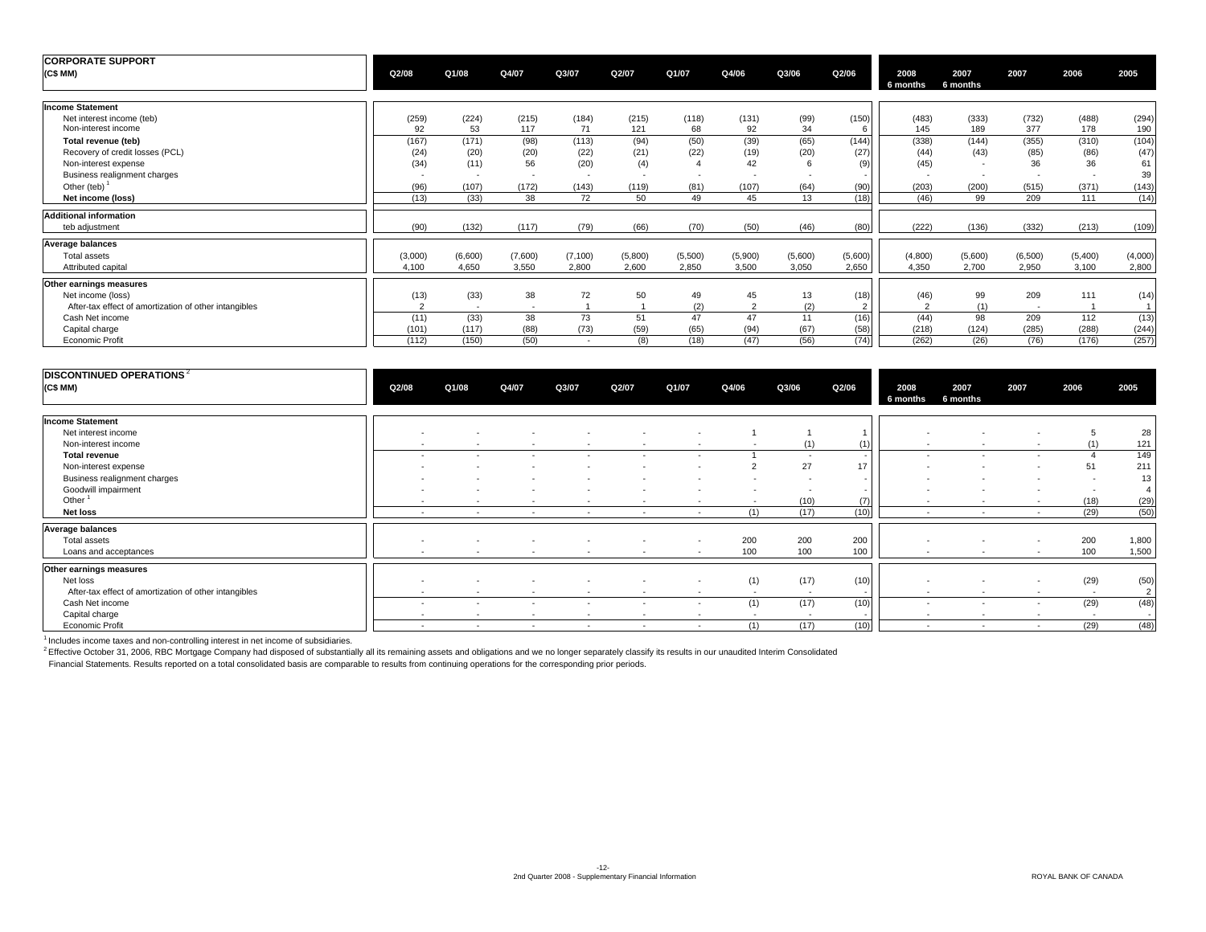## CORPORATE SUPPORT

| (C$ MM) | Q2/08 | Q1/08 | Q4/07 | Q3/07 | Q2/07 | Q1/07 | Q4/06 | Q3/06 | Q2/06 | 2008 6 months | 2007 6 months | 2007 | 2006 | 2005 |
|---|---|---|---|---|---|---|---|---|---|---|---|---|---|---|
| **Income Statement** | | | | | | | | | | | | | | |
| Net interest income (teb) | (259) | (224) | (215) | (184) | (215) | (118) | (131) | (99) | (150) | (483) | (333) | (732) | (488) | (294) |
| Non-interest income | 92 | 53 | 117 | 71 | 121 | 68 | 92 | 34 | 6 | 145 | 189 | 377 | 178 | 190 |
| **Total revenue (teb)** | (167) | (171) | (98) | (113) | (94) | (50) | (39) | (65) | (144) | (338) | (144) | (355) | (310) | (104) |
| Recovery of credit losses (PCL) | (24) | (20) | (20) | (22) | (21) | (22) | (19) | (20) | (27) | (44) | (43) | (85) | (86) | (47) |
| Non-interest expense | (34) | (11) | 56 | (20) | (4) | 4 | 42 | 6 | (9) | (45) | - | 36 | 36 | 61 |
| Business realignment charges | - | - | - | - | - | - | - | - | - | - | - | - | - | 39 |
| Other (teb) [1] | (96) | (107) | (172) | (143) | (119) | (81) | (107) | (64) | (90) | (203) | (200) | (515) | (371) | (143) |
| **Net income (loss)** | (13) | (33) | 38 | 72 | 50 | 49 | 45 | 13 | (18) | (46) | 99 | 209 | 111 | (14) |
| **Additional information** | | | | | | | | | | | | | | |
| teb adjustment | (90) | (132) | (117) | (79) | (66) | (70) | (50) | (46) | (80) | (222) | (136) | (332) | (213) | (109) |
| **Average balances** | | | | | | | | | | | | | | |
| Total assets | (3,000) | (6,600) | (7,600) | (7,100) | (5,800) | (5,500) | (5,900) | (5,600) | (5,600) | (4,800) | (5,600) | (6,500) | (5,400) | (4,000) |
| Attributed capital | 4,100 | 4,650 | 3,550 | 2,800 | 2,600 | 2,850 | 3,500 | 3,050 | 2,650 | 4,350 | 2,700 | 2,950 | 3,100 | 2,800 |
| **Other earnings measures** | | | | | | | | | | | | | | |
| Net income (loss) | (13) | (33) | 38 | 72 | 50 | 49 | 45 | 13 | (18) | (46) | 99 | 209 | 111 | (14) |
| After-tax effect of amortization of other intangibles | 2 | - | - | 1 | 1 | (2) | 2 | (2) | 2 | 2 | (1) | - | 1 | 1 |
| Cash Net income | (11) | (33) | 38 | 73 | 51 | 47 | 47 | 11 | (16) | (44) | 98 | 209 | 112 | (13) |
| Capital charge | (101) | (117) | (88) | (73) | (59) | (65) | (94) | (67) | (58) | (218) | (124) | (285) | (288) | (244) |
| Economic Profit | (112) | (150) | (50) | - | (8) | (18) | (47) | (56) | (74) | (262) | (26) | (76) | (176) | (257) |

## DISCONTINUED OPERATIONS [2]

| (C$ MM) | Q2/08 | Q1/08 | Q4/07 | Q3/07 | Q2/07 | Q1/07 | Q4/06 | Q3/06 | Q2/06 | 2008 6 months | 2007 6 months | 2007 | 2006 | 2005 |
|---|---|---|---|---|---|---|---|---|---|---|---|---|---|---|
| **Income Statement** | | | | | | | | | | | | | | |
| Net interest income | - | - | - | - | - | - | 1 | 1 | 1 | - | - | - | 5 | 28 |
| Non-interest income | - | - | - | - | - | - | - | (1) | (1) | - | - | - | (1) | 121 |
| **Total revenue** | - | - | - | - | - | - | 1 | - | - | - | - | - | 4 | 149 |
| Non-interest expense | - | - | - | - | - | - | 2 | 27 | 17 | - | - | - | 51 | 211 |
| Business realignment charges | - | - | - | - | - | - | - | - | - | - | - | - | - | 13 |
| Goodwill impairment | - | - | - | - | - | - | - | - | - | - | - | - | - | 4 |
| Other [1] | - | - | - | - | - | - | - | (10) | (7) | - | - | - | (18) | (29) |
| **Net loss** | - | - | - | - | - | - | (1) | (17) | (10) | - | - | - | (29) | (50) |
| **Average balances** | | | | | | | | | | | | | | |
| Total assets | - | - | - | - | - | - | 200 | 200 | 200 | - | - | - | 200 | 1,800 |
| Loans and acceptances | - | - | - | - | - | - | 100 | 100 | 100 | - | - | - | 100 | 1,500 |
| **Other earnings measures** | | | | | | | | | | | | | | |
| Net loss | - | - | - | - | - | - | (1) | (17) | (10) | - | - | - | (29) | (50) |
| After-tax effect of amortization of other intangibles | - | - | - | - | - | - | - | - | - | - | - | - | - | 2 |
| Cash Net income | - | - | - | - | - | - | (1) | (17) | (10) | - | - | - | (29) | (48) |
| Capital charge | - | - | - | - | - | - | - | - | - | - | - | - | - | - |
| Economic Profit | - | - | - | - | - | - | (1) | (17) | (10) | - | - | - | (29) | (48) |

[1] Includes income taxes and non-controlling interest in net income of subsidiaries.

[2] Effective October 31, 2006, RBC Mortgage Company had disposed of substantially all its remaining assets and obligations and we no longer separately classify its results in our unaudited Interim Consolidated Financial Statements. Results reported on a total consolidated basis are comparable to results from continuing operations for the corresponding prior periods.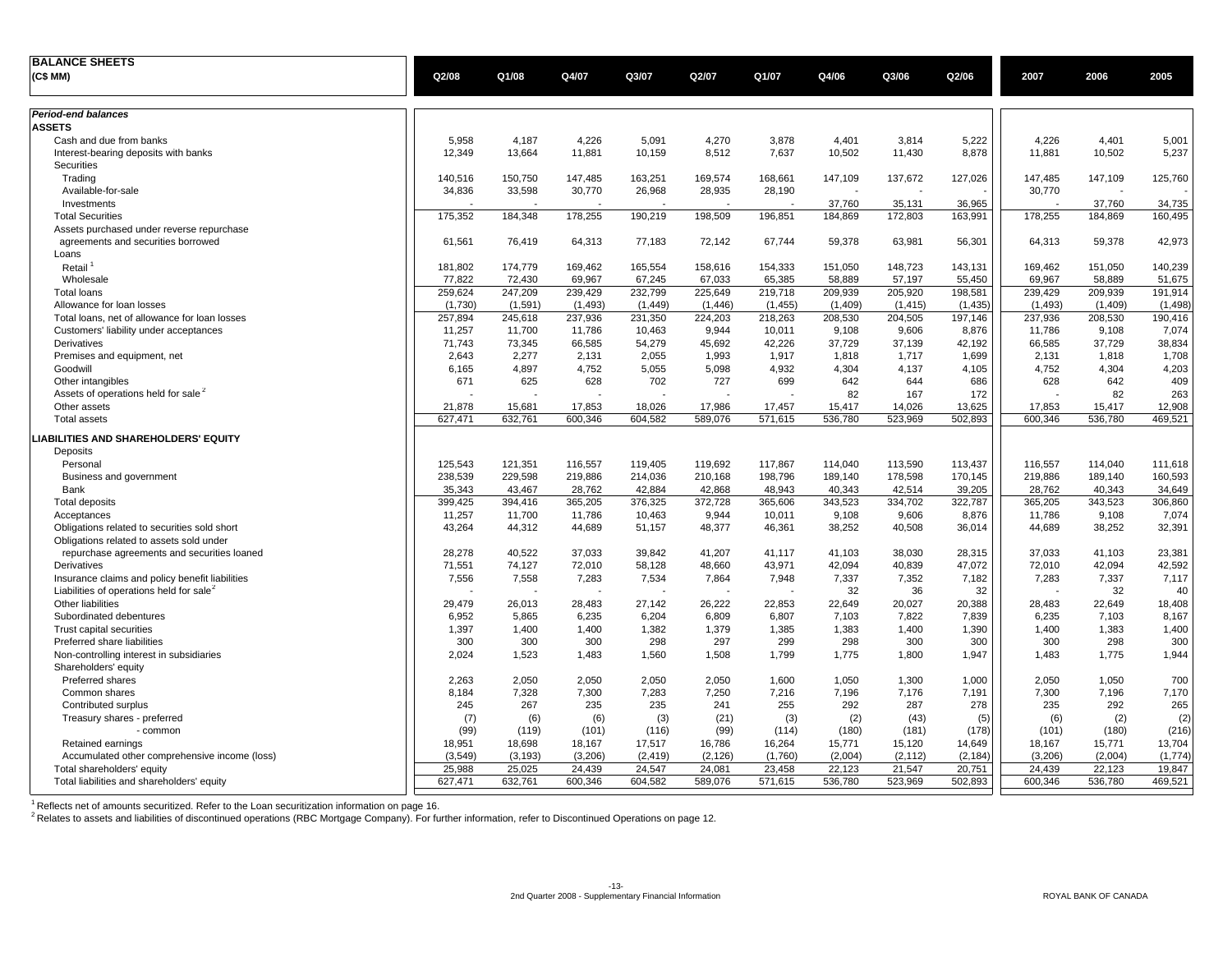| **BALANCE SHEETS** (C$ MM) | Q2/08 | Q1/08 | Q4/07 | Q3/07 | Q2/07 | Q1/07 | Q4/06 | Q3/06 | Q2/06 | 2007 | 2006 | 2005 |
|---|---|---|---|---|---|---|---|---|---|---|---|---|
| ***Period-end balances*** | | | | | | | | | | | | |
| **ASSETS** | | | | | | | | | | | | |
| Cash and due from banks | 5,958 | 4,187 | 4,226 | 5,091 | 4,270 | 3,878 | 4,401 | 3,814 | 5,222 | 4,226 | 4,401 | 5,001 |
| Interest-bearing deposits with banks | 12,349 | 13,664 | 11,881 | 10,159 | 8,512 | 7,637 | 10,502 | 11,430 | 8,878 | 11,881 | 10,502 | 5,237 |
| Securities | | | | | | | | | | | | |
| Trading | 140,516 | 150,750 | 147,485 | 163,251 | 169,574 | 168,661 | 147,109 | 137,672 | 127,026 | 147,485 | 147,109 | 125,760 |
| Available-for-sale | 34,836 | 33,598 | 30,770 | 26,968 | 28,935 | 28,190 | - | - | - | 30,770 | - | - |
| Investments | - | - | - | - | - | - | 37,760 | 35,131 | 36,965 | - | 37,760 | 34,735 |
| Total Securities | 175,352 | 184,348 | 178,255 | 190,219 | 198,509 | 196,851 | 184,869 | 172,803 | 163,991 | 178,255 | 184,869 | 160,495 |
| Assets purchased under reverse repurchase agreements and securities borrowed | 61,561 | 76,419 | 64,313 | 77,183 | 72,142 | 67,744 | 59,378 | 63,981 | 56,301 | 64,313 | 59,378 | 42,973 |
| Loans | | | | | | | | | | | | |
| Retail [1] | 181,802 | 174,779 | 169,462 | 165,554 | 158,616 | 154,333 | 151,050 | 148,723 | 143,131 | 169,462 | 151,050 | 140,239 |
| Wholesale | 77,822 | 72,430 | 69,967 | 67,245 | 67,033 | 65,385 | 58,889 | 57,197 | 55,450 | 69,967 | 58,889 | 51,675 |
| Total loans | 259,624 | 247,209 | 239,429 | 232,799 | 225,649 | 219,718 | 209,939 | 205,920 | 198,581 | 239,429 | 209,939 | 191,914 |
| Allowance for loan losses | (1,730) | (1,591) | (1,493) | (1,449) | (1,446) | (1,455) | (1,409) | (1,415) | (1,435) | (1,493) | (1,409) | (1,498) |
| Total loans, net of allowance for loan losses | 257,894 | 245,618 | 237,936 | 231,350 | 224,203 | 218,263 | 208,530 | 204,505 | 197,146 | 237,936 | 208,530 | 190,416 |
| Customers' liability under acceptances | 11,257 | 11,700 | 11,786 | 10,463 | 9,944 | 10,011 | 9,108 | 9,606 | 8,876 | 11,786 | 9,108 | 7,074 |
| Derivatives | 71,743 | 73,345 | 66,585 | 54,279 | 45,692 | 42,226 | 37,729 | 37,139 | 42,192 | 66,585 | 37,729 | 38,834 |
| Premises and equipment, net | 2,643 | 2,277 | 2,131 | 2,055 | 1,993 | 1,917 | 1,818 | 1,717 | 1,699 | 2,131 | 1,818 | 1,708 |
| Goodwill | 6,165 | 4,897 | 4,752 | 5,055 | 5,098 | 4,932 | 4,304 | 4,137 | 4,105 | 4,752 | 4,304 | 4,203 |
| Other intangibles | 671 | 625 | 628 | 702 | 727 | 699 | 642 | 644 | 686 | 628 | 642 | 409 |
| Assets of operations held for sale [2] | - | - | - | - | - | - | 82 | 167 | 172 | - | 82 | 263 |
| Other assets | 21,878 | 15,681 | 17,853 | 18,026 | 17,986 | 17,457 | 15,417 | 14,026 | 13,625 | 17,853 | 15,417 | 12,908 |
| Total assets | 627,471 | 632,761 | 600,346 | 604,582 | 589,076 | 571,615 | 536,780 | 523,969 | 502,893 | 600,346 | 536,780 | 469,521 |
| **LIABILITIES AND SHAREHOLDERS' EQUITY** | | | | | | | | | | | | |
| Deposits | | | | | | | | | | | | |
| Personal | 125,543 | 121,351 | 116,557 | 119,405 | 119,692 | 117,867 | 114,040 | 113,590 | 113,437 | 116,557 | 114,040 | 111,618 |
| Business and government | 238,539 | 229,598 | 219,886 | 214,036 | 210,168 | 198,796 | 189,140 | 178,598 | 170,145 | 219,886 | 189,140 | 160,593 |
| Bank | 35,343 | 43,467 | 28,762 | 42,884 | 42,868 | 48,943 | 40,343 | 42,514 | 39,205 | 28,762 | 40,343 | 34,649 |
| Total deposits | 399,425 | 394,416 | 365,205 | 376,325 | 372,728 | 365,606 | 343,523 | 334,702 | 322,787 | 365,205 | 343,523 | 306,860 |
| Acceptances | 11,257 | 11,700 | 11,786 | 10,463 | 9,944 | 10,011 | 9,108 | 9,606 | 8,876 | 11,786 | 9,108 | 7,074 |
| Obligations related to securities sold short | 43,264 | 44,312 | 44,689 | 51,157 | 48,377 | 46,361 | 38,252 | 40,508 | 36,014 | 44,689 | 38,252 | 32,391 |
| Obligations related to assets sold under repurchase agreements and securities loaned | 28,278 | 40,522 | 37,033 | 39,842 | 41,207 | 41,117 | 41,103 | 38,030 | 28,315 | 37,033 | 41,103 | 23,381 |
| Derivatives | 71,551 | 74,127 | 72,010 | 58,128 | 48,660 | 43,971 | 42,094 | 40,839 | 47,072 | 72,010 | 42,094 | 42,592 |
| Insurance claims and policy benefit liabilities | 7,556 | 7,558 | 7,283 | 7,534 | 7,864 | 7,948 | 7,337 | 7,352 | 7,182 | 7,283 | 7,337 | 7,117 |
| Liabilities of operations held for sale [2] | - | - | - | - | - | - | 32 | 36 | 32 | - | 32 | 40 |
| Other liabilities | 29,479 | 26,013 | 28,483 | 27,142 | 26,222 | 22,853 | 22,649 | 20,027 | 20,388 | 28,483 | 22,649 | 18,408 |
| Subordinated debentures | 6,952 | 5,865 | 6,235 | 6,204 | 6,809 | 6,807 | 7,103 | 7,822 | 7,839 | 6,235 | 7,103 | 8,167 |
| Trust capital securities | 1,397 | 1,400 | 1,400 | 1,382 | 1,379 | 1,385 | 1,383 | 1,400 | 1,390 | 1,400 | 1,383 | 1,400 |
| Preferred share liabilities | 300 | 300 | 300 | 298 | 297 | 299 | 298 | 300 | 300 | 300 | 298 | 300 |
| Non-controlling interest in subsidiaries | 2,024 | 1,523 | 1,483 | 1,560 | 1,508 | 1,799 | 1,775 | 1,800 | 1,947 | 1,483 | 1,775 | 1,944 |
| Shareholders' equity | | | | | | | | | | | | |
| Preferred shares | 2,263 | 2,050 | 2,050 | 2,050 | 2,050 | 1,600 | 1,050 | 1,300 | 1,000 | 2,050 | 1,050 | 700 |
| Common shares | 8,184 | 7,328 | 7,300 | 7,283 | 7,250 | 7,216 | 7,196 | 7,176 | 7,191 | 7,300 | 7,196 | 7,170 |
| Contributed surplus | 245 | 267 | 235 | 235 | 241 | 255 | 292 | 287 | 278 | 235 | 292 | 265 |
| Treasury shares - preferred | (7) | (6) | (6) | (3) | (21) | (3) | (2) | (43) | (5) | (6) | (2) | (2) |
| - common | (99) | (119) | (101) | (116) | (99) | (114) | (180) | (181) | (178) | (101) | (180) | (216) |
| Retained earnings | 18,951 | 18,698 | 18,167 | 17,517 | 16,786 | 16,264 | 15,771 | 15,120 | 14,649 | 18,167 | 15,771 | 13,704 |
| Accumulated other comprehensive income (loss) | (3,549) | (3,193) | (3,206) | (2,419) | (2,126) | (1,760) | (2,004) | (2,112) | (2,184) | (3,206) | (2,004) | (1,774) |
| Total shareholders' equity | 25,988 | 25,025 | 24,439 | 24,547 | 24,081 | 23,458 | 22,123 | 21,547 | 20,751 | 24,439 | 22,123 | 19,847 |
| Total liabilities and shareholders' equity | 627,471 | 632,761 | 600,346 | 604,582 | 589,076 | 571,615 | 536,780 | 523,969 | 502,893 | 600,346 | 536,780 | 469,521 |

[1] Reflects net of amounts securitized. Refer to the Loan securitization information on page 16.

[2] Relates to assets and liabilities of discontinued operations (RBC Mortgage Company). For further information, refer to Discontinued Operations on page 12.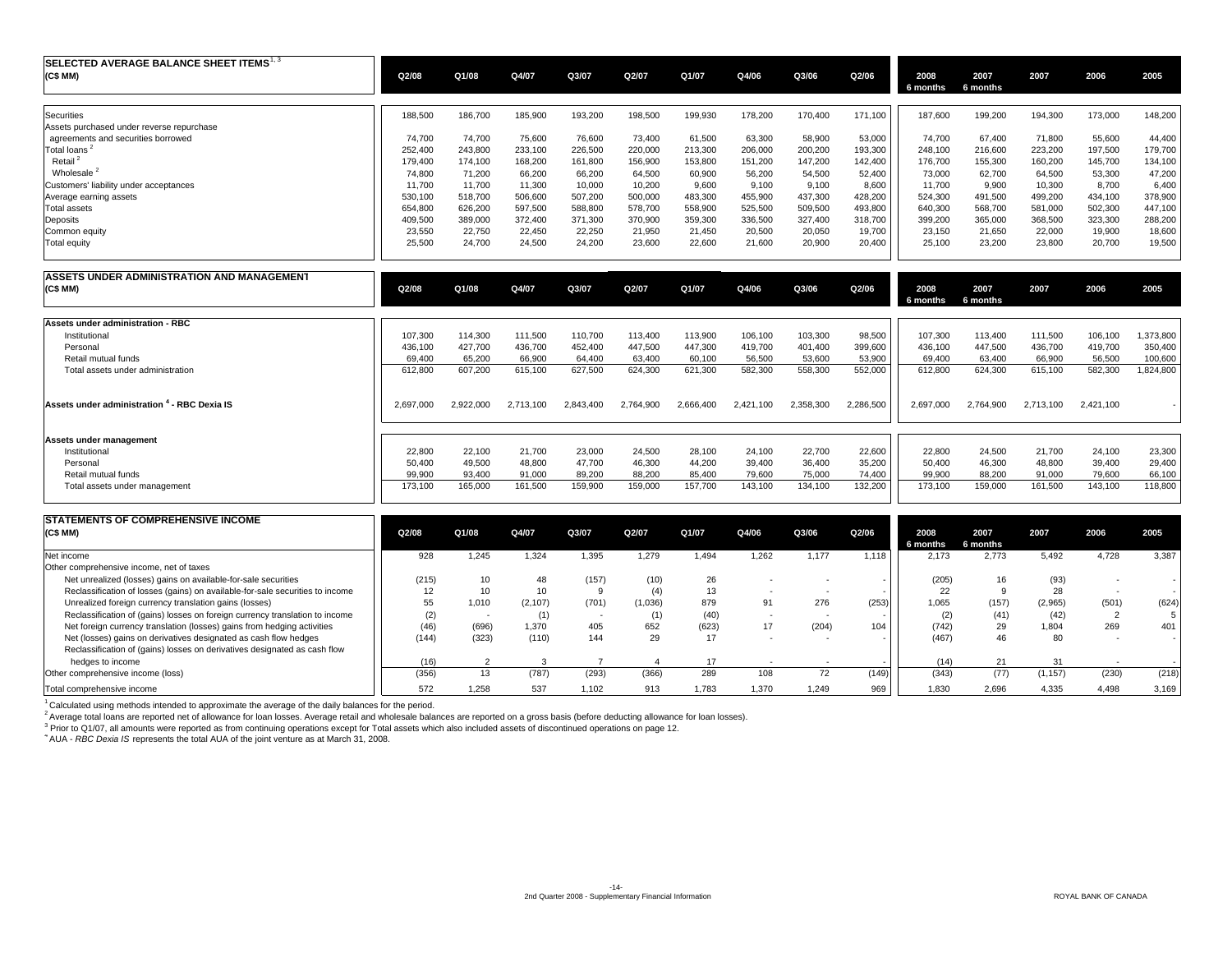| SELECTED AVERAGE BALANCE SHEET ITEMS [1, 3] (C$ MM) | Q2/08 | Q1/08 | Q4/07 | Q3/07 | Q2/07 | Q1/07 | Q4/06 | Q3/06 | Q2/06 | 2008 6 months | 2007 6 months | 2007 | 2006 | 2005 |
|---|---|---|---|---|---|---|---|---|---|---|---|---|---|---|
| Securities | 188,500 | 186,700 | 185,900 | 193,200 | 198,500 | 199,930 | 178,200 | 170,400 | 171,100 | 187,600 | 199,200 | 194,300 | 173,000 | 148,200 |
| Assets purchased under reverse repurchase agreements and securities borrowed | 74,700 | 74,700 | 75,600 | 76,600 | 73,400 | 61,500 | 63,300 | 58,900 | 53,000 | 74,700 | 67,400 | 71,800 | 55,600 | 44,400 |
| Total loans [2] | 252,400 | 243,800 | 233,100 | 226,500 | 220,000 | 213,300 | 206,000 | 200,200 | 193,300 | 248,100 | 216,600 | 223,200 | 197,500 | 179,700 |
| Retail [2] | 179,400 | 174,100 | 168,200 | 161,800 | 156,900 | 153,800 | 151,200 | 147,200 | 142,400 | 176,700 | 155,300 | 160,200 | 145,700 | 134,100 |
| Wholesale [2] | 74,800 | 71,200 | 66,200 | 66,200 | 64,500 | 60,900 | 56,200 | 54,500 | 52,400 | 73,000 | 62,700 | 64,500 | 53,300 | 47,200 |
| Customers' liability under acceptances | 11,700 | 11,700 | 11,300 | 10,000 | 10,200 | 9,600 | 9,100 | 9,100 | 8,600 | 11,700 | 9,900 | 10,300 | 8,700 | 6,400 |
| Average earning assets | 530,100 | 518,700 | 506,600 | 507,200 | 500,000 | 483,300 | 455,900 | 437,300 | 428,200 | 524,300 | 491,500 | 499,200 | 434,100 | 378,900 |
| Total assets | 654,800 | 626,200 | 597,500 | 588,800 | 578,700 | 558,900 | 525,500 | 509,500 | 493,800 | 640,300 | 568,700 | 581,000 | 502,300 | 447,100 |
| Deposits | 409,500 | 389,000 | 372,400 | 371,300 | 370,900 | 359,300 | 336,500 | 327,400 | 318,700 | 399,200 | 365,000 | 368,500 | 323,300 | 288,200 |
| Common equity | 23,550 | 22,750 | 22,450 | 22,250 | 21,950 | 21,450 | 20,500 | 20,050 | 19,700 | 23,150 | 21,650 | 22,000 | 19,900 | 18,600 |
| Total equity | 25,500 | 24,700 | 24,500 | 24,200 | 23,600 | 22,600 | 21,600 | 20,900 | 20,400 | 25,100 | 23,200 | 23,800 | 20,700 | 19,500 |

| ASSETS UNDER ADMINISTRATION AND MANAGEMENT (C$ MM) | Q2/08 | Q1/08 | Q4/07 | Q3/07 | Q2/07 | Q1/07 | Q4/06 | Q3/06 | Q2/06 | 2008 6 months | 2007 6 months | 2007 | 2006 | 2005 |
|---|---|---|---|---|---|---|---|---|---|---|---|---|---|---|
| **Assets under administration - RBC** | | | | | | | | | | | | | | |
| Institutional | 107,300 | 114,300 | 111,500 | 110,700 | 113,400 | 113,900 | 106,100 | 103,300 | 98,500 | 107,300 | 113,400 | 111,500 | 106,100 | 1,373,800 |
| Personal | 436,100 | 427,700 | 436,700 | 452,400 | 447,500 | 447,300 | 419,700 | 401,400 | 399,600 | 436,100 | 447,500 | 436,700 | 419,700 | 350,400 |
| Retail mutual funds | 69,400 | 65,200 | 66,900 | 64,400 | 63,400 | 60,100 | 56,500 | 53,600 | 53,900 | 69,400 | 63,400 | 66,900 | 56,500 | 100,600 |
| Total assets under administration | 612,800 | 607,200 | 615,100 | 627,500 | 624,300 | 621,300 | 582,300 | 558,300 | 552,000 | 612,800 | 624,300 | 615,100 | 582,300 | 1,824,800 |
| **Assets under administration [4] - RBC Dexia IS** | 2,697,000 | 2,922,000 | 2,713,100 | 2,843,400 | 2,764,900 | 2,666,400 | 2,421,100 | 2,358,300 | 2,286,500 | 2,697,000 | 2,764,900 | 2,713,100 | 2,421,100 | - |
| **Assets under management** | | | | | | | | | | | | | | |
| Institutional | 22,800 | 22,100 | 21,700 | 23,000 | 24,500 | 28,100 | 24,100 | 22,700 | 22,600 | 22,800 | 24,500 | 21,700 | 24,100 | 23,300 |
| Personal | 50,400 | 49,500 | 48,800 | 47,700 | 46,300 | 44,200 | 39,400 | 36,400 | 35,200 | 50,400 | 46,300 | 48,800 | 39,400 | 29,400 |
| Retail mutual funds | 99,900 | 93,400 | 91,000 | 89,200 | 88,200 | 85,400 | 79,600 | 75,000 | 74,400 | 99,900 | 88,200 | 91,000 | 79,600 | 66,100 |
| Total assets under management | 173,100 | 165,000 | 161,500 | 159,900 | 159,000 | 157,700 | 143,100 | 134,100 | 132,200 | 173,100 | 159,000 | 161,500 | 143,100 | 118,800 |

| STATEMENTS OF COMPREHENSIVE INCOME (C$ MM) | Q2/08 | Q1/08 | Q4/07 | Q3/07 | Q2/07 | Q1/07 | Q4/06 | Q3/06 | Q2/06 | 2008 6 months | 2007 6 months | 2007 | 2006 | 2005 |
|---|---|---|---|---|---|---|---|---|---|---|---|---|---|---|
| Net income | 928 | 1,245 | 1,324 | 1,395 | 1,279 | 1,494 | 1,262 | 1,177 | 1,118 | 2,173 | 2,773 | 5,492 | 4,728 | 3,387 |
| Other comprehensive income, net of taxes | | | | | | | | | | | | | | |
| Net unrealized (losses) gains on available-for-sale securities | (215) | 10 | 48 | (157) | (10) | 26 | - | - | - | (205) | 16 | (93) | - | - |
| Reclassification of losses (gains) on available-for-sale securities to income | 12 | 10 | 10 | 9 | (4) | 13 | - | - | - | 22 | 9 | 28 | - | - |
| Unrealized foreign currency translation gains (losses) | 55 | 1,010 | (2,107) | (701) | (1,036) | 879 | 91 | 276 | (253) | 1,065 | (157) | (2,965) | (501) | (624) |
| Reclassification of (gains) losses on foreign currency translation to income | (2) | - | (1) | - | (1) | (40) | - | - | - | (2) | (41) | (42) | 2 | 5 |
| Net foreign currency translation (losses) gains from hedging activities | (46) | (696) | 1,370 | 405 | 652 | (623) | 17 | (204) | 104 | (742) | 29 | 1,804 | 269 | 401 |
| Net (losses) gains on derivatives designated as cash flow hedges | (144) | (323) | (110) | 144 | 29 | 17 | - | - | - | (467) | 46 | 80 | - | - |
| Reclassification of (gains) losses on derivatives designated as cash flow hedges to income | (16) | 2 | 3 | 7 | 4 | 17 | - | - | - | (14) | 21 | 31 | - | - |
| Other comprehensive income (loss) | (356) | 13 | (787) | (293) | (366) | 289 | 108 | 72 | (149) | (343) | (77) | (1,157) | (230) | (218) |
| Total comprehensive income | 572 | 1,258 | 537 | 1,102 | 913 | 1,783 | 1,370 | 1,249 | 969 | 1,830 | 2,696 | 4,335 | 4,498 | 3,169 |

[1] Calculated using methods intended to approximate the average of the daily balances for the period.
[2] Average total loans are reported net of allowance for loan losses. Average retail and wholesale balances are reported on a gross basis (before deducting allowance for loan losses).
[3] Prior to Q1/07, all amounts were reported as from continuing operations except for Total assets which also included assets of discontinued operations on page 12.
[4] AUA - *RBC Dexia IS* represents the total AUA of the joint venture as at March 31, 2008.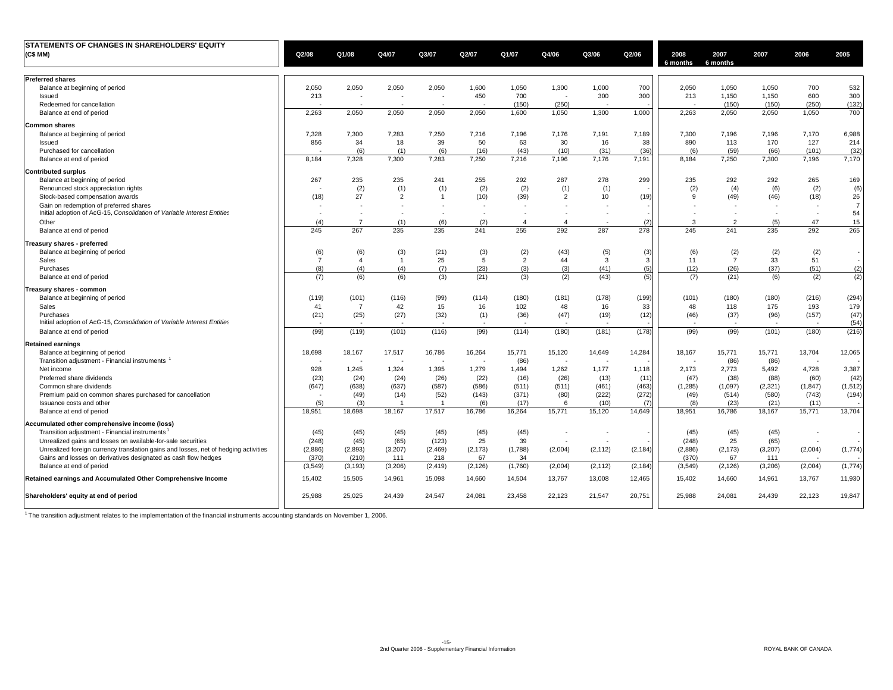## STATEMENTS OF CHANGES IN SHAREHOLDERS' EQUITY

| (C$ MM) | Q2/08 | Q1/08 | Q4/07 | Q3/07 | Q2/07 | Q1/07 | Q4/06 | Q3/06 | Q2/06 | 2008 6 months | 2007 6 months | 2007 | 2006 | 2005 |
|---|---|---|---|---|---|---|---|---|---|---|---|---|---|---|
| **Preferred shares** | | | | | | | | | | | | | | |
| Balance at beginning of period | 2,050 | 2,050 | 2,050 | 2,050 | 1,600 | 1,050 | 1,300 | 1,000 | 700 | 2,050 | 1,050 | 1,050 | 700 | 532 |
| Issued | 213 | - | - | - | 450 | 700 | - | 300 | 300 | 213 | 1,150 | 1,150 | 600 | 300 |
| Redeemed for cancellation | - | - | - | - | - | (150) | (250) | - | - | - | (150) | (150) | (250) | (132) |
| Balance at end of period | 2,263 | 2,050 | 2,050 | 2,050 | 2,050 | 1,600 | 1,050 | 1,300 | 1,000 | 2,263 | 2,050 | 2,050 | 1,050 | 700 |
| **Common shares** | | | | | | | | | | | | | | |
| Balance at beginning of period | 7,328 | 7,300 | 7,283 | 7,250 | 7,216 | 7,196 | 7,176 | 7,191 | 7,189 | 7,300 | 7,196 | 7,196 | 7,170 | 6,988 |
| Issued | 856 | 34 | 18 | 39 | 50 | 63 | 30 | 16 | 38 | 890 | 113 | 170 | 127 | 214 |
| Purchased for cancellation | - | (6) | (1) | (6) | (16) | (43) | (10) | (31) | (36) | (6) | (59) | (66) | (101) | (32) |
| Balance at end of period | 8,184 | 7,328 | 7,300 | 7,283 | 7,250 | 7,216 | 7,196 | 7,176 | 7,191 | 8,184 | 7,250 | 7,300 | 7,196 | 7,170 |
| **Contributed surplus** | | | | | | | | | | | | | | |
| Balance at beginning of period | 267 | 235 | 235 | 241 | 255 | 292 | 287 | 278 | 299 | 235 | 292 | 292 | 265 | 169 |
| Renounced stock appreciation rights | - | (2) | (1) | (1) | (2) | (2) | (1) | (1) | - | (2) | (4) | (6) | (2) | (6) |
| Stock-based compensation awards | (18) | 27 | 2 | 1 | (10) | (39) | 2 | 10 | (19) | 9 | (49) | (46) | (18) | 26 |
| Gain on redemption of preferred shares | - | - | - | - | - | - | - | - | - | - | - | - | - | 7 |
| Initial adoption of AcG-15, *Consolidation of Variable Interest Entities* | - | - | - | - | - | - | - | - | - | - | - | - | - | 54 |
| Other | (4) | 7 | (1) | (6) | (2) | 4 | 4 | - | (2) | 3 | 2 | (5) | 47 | 15 |
| Balance at end of period | 245 | 267 | 235 | 235 | 241 | 255 | 292 | 287 | 278 | 245 | 241 | 235 | 292 | 265 |
| **Treasury shares - preferred** | | | | | | | | | | | | | | |
| Balance at beginning of period | (6) | (6) | (3) | (21) | (3) | (2) | (43) | (5) | (3) | (6) | (2) | (2) | (2) | - |
| Sales | 7 | 4 | 1 | 25 | 5 | 2 | 44 | 3 | 3 | 11 | 7 | 33 | 51 | - |
| Purchases | (8) | (4) | (4) | (7) | (23) | (3) | (3) | (41) | (5) | (12) | (26) | (37) | (51) | (2) |
| Balance at end of period | (7) | (6) | (6) | (3) | (21) | (3) | (2) | (43) | (5) | (7) | (21) | (6) | (2) | (2) |
| **Treasury shares - common** | | | | | | | | | | | | | | |
| Balance at beginning of period | (119) | (101) | (116) | (99) | (114) | (180) | (181) | (178) | (199) | (101) | (180) | (180) | (216) | (294) |
| Sales | 41 | 7 | 42 | 15 | 16 | 102 | 48 | 16 | 33 | 48 | 118 | 175 | 193 | 179 |
| Purchases | (21) | (25) | (27) | (32) | (1) | (36) | (47) | (19) | (12) | (46) | (37) | (96) | (157) | (47) |
| Initial adoption of AcG-15, *Consolidation of Variable Interest Entities* | - | - | - | - | - | - | - | - | - | - | - | - | - | (54) |
| Balance at end of period | (99) | (119) | (101) | (116) | (99) | (114) | (180) | (181) | (178) | (99) | (99) | (101) | (180) | (216) |
| **Retained earnings** | | | | | | | | | | | | | | |
| Balance at beginning of period | 18,698 | 18,167 | 17,517 | 16,786 | 16,264 | 15,771 | 15,120 | 14,649 | 14,284 | 18,167 | 15,771 | 15,771 | 13,704 | 12,065 |
| Transition adjustment - Financial instruments [1] | - | - | - | - | - | (86) | - | - | - | - | (86) | (86) | - | - |
| Net income | 928 | 1,245 | 1,324 | 1,395 | 1,279 | 1,494 | 1,262 | 1,177 | 1,118 | 2,173 | 2,773 | 5,492 | 4,728 | 3,387 |
| Preferred share dividends | (23) | (24) | (24) | (26) | (22) | (16) | (26) | (13) | (11) | (47) | (38) | (88) | (60) | (42) |
| Common share dividends | (647) | (638) | (637) | (587) | (586) | (511) | (511) | (461) | (463) | (1,285) | (1,097) | (2,321) | (1,847) | (1,512) |
| Premium paid on common shares purchased for cancellation | - | (49) | (14) | (52) | (143) | (371) | (80) | (222) | (272) | (49) | (514) | (580) | (743) | (194) |
| Issuance costs and other | (5) | (3) | 1 | 1 | (6) | (17) | 6 | (10) | (7) | (8) | (23) | (21) | (11) | - |
| Balance at end of period | 18,951 | 18,698 | 18,167 | 17,517 | 16,786 | 16,264 | 15,771 | 15,120 | 14,649 | 18,951 | 16,786 | 18,167 | 15,771 | 13,704 |
| **Accumulated other comprehensive income (loss)** | | | | | | | | | | | | | | |
| Transition adjustment - Financial instruments [1] | (45) | (45) | (45) | (45) | (45) | (45) | - | - | - | (45) | (45) | (45) | - | - |
| Unrealized gains and losses on available-for-sale securities | (248) | (45) | (65) | (123) | 25 | 39 | - | - | - | (248) | 25 | (65) | - | - |
| Unrealized foreign currency translation gains and losses, net of hedging activities | (2,886) | (2,893) | (3,207) | (2,469) | (2,173) | (1,788) | (2,004) | (2,112) | (2,184) | (2,886) | (2,173) | (3,207) | (2,004) | (1,774) |
| Gains and losses on derivatives designated as cash flow hedges | (370) | (210) | 111 | 218 | 67 | 34 | - | - | - | (370) | 67 | 111 | - | - |
| Balance at end of period | (3,549) | (3,193) | (3,206) | (2,419) | (2,126) | (1,760) | (2,004) | (2,112) | (2,184) | (3,549) | (2,126) | (3,206) | (2,004) | (1,774) |
| **Retained earnings and Accumulated Other Comprehensive Income** | 15,402 | 15,505 | 14,961 | 15,098 | 14,660 | 14,504 | 13,767 | 13,008 | 12,465 | 15,402 | 14,660 | 14,961 | 13,767 | 11,930 |
| **Shareholders' equity at end of period** | 25,988 | 25,025 | 24,439 | 24,547 | 24,081 | 23,458 | 22,123 | 21,547 | 20,751 | 25,988 | 24,081 | 24,439 | 22,123 | 19,847 |

[1] The transition adjustment relates to the implementation of the financial instruments accounting standards on November 1, 2006.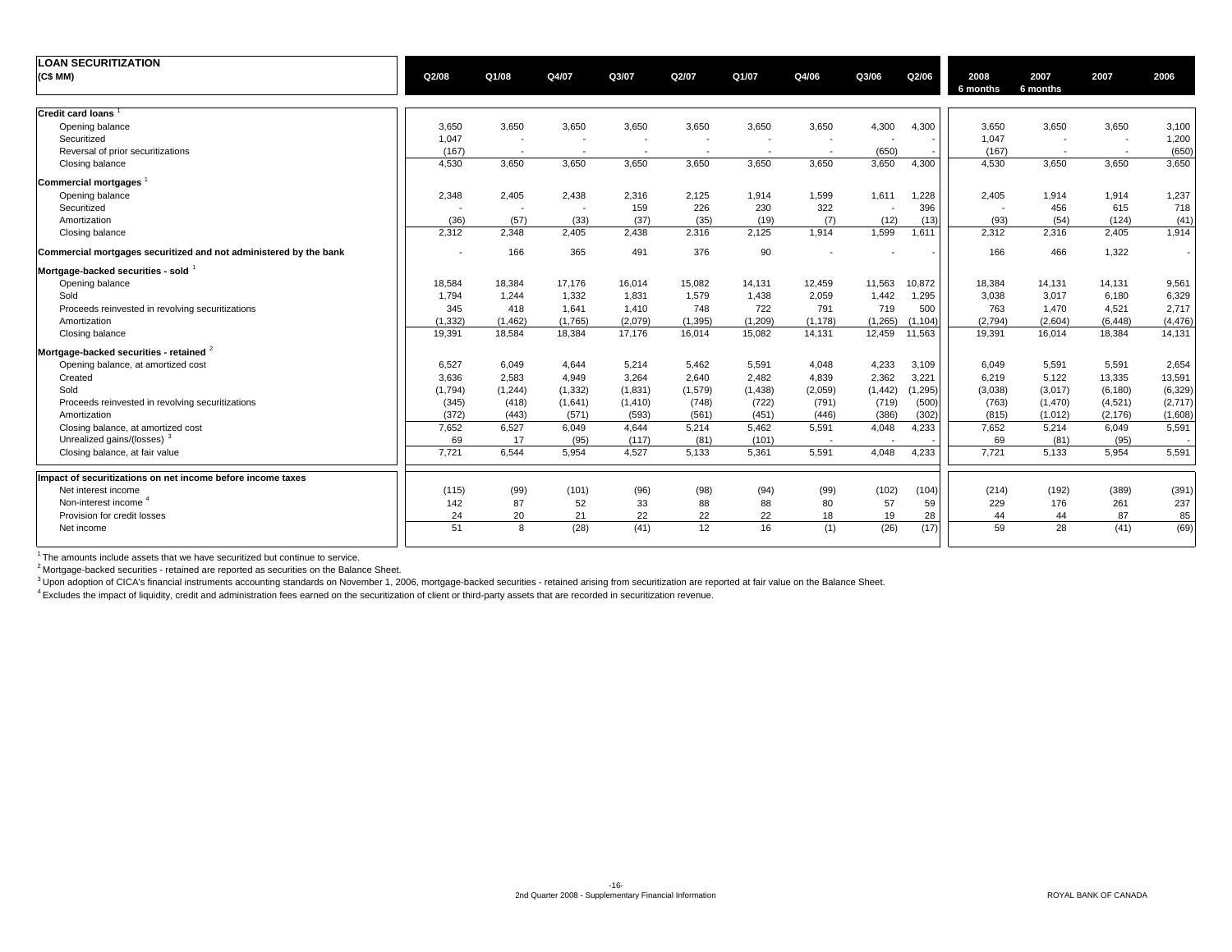## LOAN SECURITIZATION

| (C$ MM) | Q2/08 | Q1/08 | Q4/07 | Q3/07 | Q2/07 | Q1/07 | Q4/06 | Q3/06 | Q2/06 | 2008 6 months | 2007 6 months | 2007 | 2006 |
|---|---|---|---|---|---|---|---|---|---|---|---|---|---|
| **Credit card loans** [1] | | | | | | | | | | | | | |
| Opening balance | 3,650 | 3,650 | 3,650 | 3,650 | 3,650 | 3,650 | 3,650 | 4,300 | 4,300 | 3,650 | 3,650 | 3,650 | 3,100 |
| Securitized | 1,047 | - | - | - | - | - | - | - | - | 1,047 | - | - | 1,200 |
| Reversal of prior securitizations | (167) | - | - | - | - | - | - | (650) | - | (167) | - | - | (650) |
| Closing balance | 4,530 | 3,650 | 3,650 | 3,650 | 3,650 | 3,650 | 3,650 | 3,650 | 4,300 | 4,530 | 3,650 | 3,650 | 3,650 |
| **Commercial mortgages** [1] | | | | | | | | | | | | | |
| Opening balance | 2,348 | 2,405 | 2,438 | 2,316 | 2,125 | 1,914 | 1,599 | 1,611 | 1,228 | 2,405 | 1,914 | 1,914 | 1,237 |
| Securitized | - | - | - | 159 | 226 | 230 | 322 | - | 396 | - | 456 | 615 | 718 |
| Amortization | (36) | (57) | (33) | (37) | (35) | (19) | (7) | (12) | (13) | (93) | (54) | (124) | (41) |
| Closing balance | 2,312 | 2,348 | 2,405 | 2,438 | 2,316 | 2,125 | 1,914 | 1,599 | 1,611 | 2,312 | 2,316 | 2,405 | 1,914 |
| **Commercial mortgages securitized and not administered by the bank** | - | 166 | 365 | 491 | 376 | 90 | - | - | - | 166 | 466 | 1,322 | - |
| **Mortgage-backed securities - sold** [1] | | | | | | | | | | | | | |
| Opening balance | 18,584 | 18,384 | 17,176 | 16,014 | 15,082 | 14,131 | 12,459 | 11,563 | 10,872 | 18,384 | 14,131 | 14,131 | 9,561 |
| Sold | 1,794 | 1,244 | 1,332 | 1,831 | 1,579 | 1,438 | 2,059 | 1,442 | 1,295 | 3,038 | 3,017 | 6,180 | 6,329 |
| Proceeds reinvested in revolving securitizations | 345 | 418 | 1,641 | 1,410 | 748 | 722 | 791 | 719 | 500 | 763 | 1,470 | 4,521 | 2,717 |
| Amortization | (1,332) | (1,462) | (1,765) | (2,079) | (1,395) | (1,209) | (1,178) | (1,265) | (1,104) | (2,794) | (2,604) | (6,448) | (4,476) |
| Closing balance | 19,391 | 18,584 | 18,384 | 17,176 | 16,014 | 15,082 | 14,131 | 12,459 | 11,563 | 19,391 | 16,014 | 18,384 | 14,131 |
| **Mortgage-backed securities - retained** [2] | | | | | | | | | | | | | |
| Opening balance, at amortized cost | 6,527 | 6,049 | 4,644 | 5,214 | 5,462 | 5,591 | 4,048 | 4,233 | 3,109 | 6,049 | 5,591 | 5,591 | 2,654 |
| Created | 3,636 | 2,583 | 4,949 | 3,264 | 2,640 | 2,482 | 4,839 | 2,362 | 3,221 | 6,219 | 5,122 | 13,335 | 13,591 |
| Sold | (1,794) | (1,244) | (1,332) | (1,831) | (1,579) | (1,438) | (2,059) | (1,442) | (1,295) | (3,038) | (3,017) | (6,180) | (6,329) |
| Proceeds reinvested in revolving securitizations | (345) | (418) | (1,641) | (1,410) | (748) | (722) | (791) | (719) | (500) | (763) | (1,470) | (4,521) | (2,717) |
| Amortization | (372) | (443) | (571) | (593) | (561) | (451) | (446) | (386) | (302) | (815) | (1,012) | (2,176) | (1,608) |
| Closing balance, at amortized cost | 7,652 | 6,527 | 6,049 | 4,644 | 5,214 | 5,462 | 5,591 | 4,048 | 4,233 | 7,652 | 5,214 | 6,049 | 5,591 |
| Unrealized gains/(losses) [3] | 69 | 17 | (95) | (117) | (81) | (101) | - | - | - | 69 | (81) | (95) | - |
| Closing balance, at fair value | 7,721 | 6,544 | 5,954 | 4,527 | 5,133 | 5,361 | 5,591 | 4,048 | 4,233 | 7,721 | 5,133 | 5,954 | 5,591 |
| **Impact of securitizations on net income before income taxes** | | | | | | | | | | | | | |
| Net interest income | (115) | (99) | (101) | (96) | (98) | (94) | (99) | (102) | (104) | (214) | (192) | (389) | (391) |
| Non-interest income [4] | 142 | 87 | 52 | 33 | 88 | 88 | 80 | 57 | 59 | 229 | 176 | 261 | 237 |
| Provision for credit losses | 24 | 20 | 21 | 22 | 22 | 22 | 18 | 19 | 28 | 44 | 44 | 87 | 85 |
| Net income | 51 | 8 | (28) | (41) | 12 | 16 | (1) | (26) | (17) | 59 | 28 | (41) | (69) |

[1] The amounts include assets that we have securitized but continue to service.
[2] Mortgage-backed securities - retained are reported as securities on the Balance Sheet.
[3] Upon adoption of CICA's financial instruments accounting standards on November 1, 2006, mortgage-backed securities - retained arising from securitization are reported at fair value on the Balance Sheet.
[4] Excludes the impact of liquidity, credit and administration fees earned on the securitization of client or third-party assets that are recorded in securitization revenue.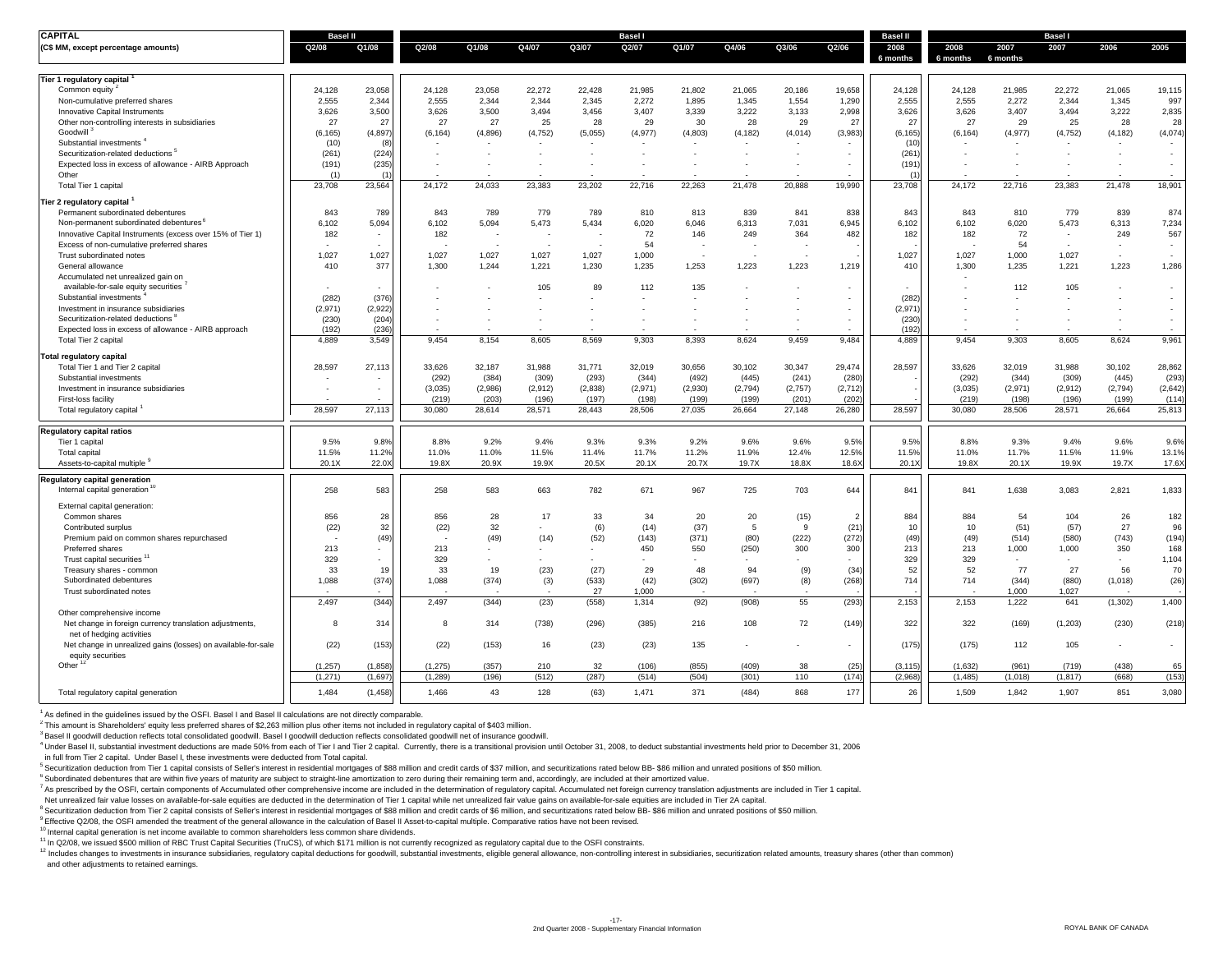| CAPITAL (C$ MM, except percentage amounts) | Basel II | | Basel I | | | | | | | | | Basel II | Basel I | | | | |
|---|---|---|---|---|---|---|---|---|---|---|---|---|---|---|---|---|---|
| | Q2/08 | Q1/08 | Q2/08 | Q1/08 | Q4/07 | Q3/07 | Q2/07 | Q1/07 | Q4/06 | Q3/06 | Q2/06 | 2008 6 months | 2008 6 months | 2007 6 months | 2007 | 2006 | 2005 |
| **Tier 1 regulatory capital** [1] | | | | | | | | | | | | | | | | | |
| Common equity [2] | 24,128 | 23,058 | 24,128 | 23,058 | 22,272 | 22,428 | 21,985 | 21,802 | 21,065 | 20,186 | 19,658 | 24,128 | 24,128 | 21,985 | 22,272 | 21,065 | 19,115 |
| Non-cumulative preferred shares | 2,555 | 2,344 | 2,555 | 2,344 | 2,344 | 2,345 | 2,272 | 1,895 | 1,345 | 1,554 | 1,290 | 2,555 | 2,555 | 2,272 | 2,344 | 1,345 | 997 |
| Innovative Capital Instruments | 3,626 | 3,500 | 3,626 | 3,500 | 3,494 | 3,456 | 3,407 | 3,339 | 3,222 | 3,133 | 2,998 | 3,626 | 3,626 | 3,407 | 3,494 | 3,222 | 2,835 |
| Other non-controlling interests in subsidiaries | 27 | 27 | 27 | 27 | 25 | 28 | 29 | 30 | 28 | 29 | 27 | 27 | 27 | 29 | 25 | 28 | 28 |
| Goodwill [3] | (6,165) | (4,897) | (6,164) | (4,896) | (4,752) | (5,055) | (4,977) | (4,803) | (4,182) | (4,014) | (3,983) | (6,165) | (6,164) | (4,977) | (4,752) | (4,182) | (4,074) |
| Substantial investments [4] | (10) | (8) | - | - | - | - | - | - | - | - | - | (10) | - | - | - | - | - |
| Securitization-related deductions [5] | (261) | (224) | - | - | - | - | - | - | - | - | - | (261) | - | - | - | - | - |
| Expected loss in excess of allowance - AIRB Approach | (191) | (235) | - | - | - | - | - | - | - | - | - | (191) | - | - | - | - | - |
| Other | (1) | (1) | - | - | - | - | - | - | - | - | - | (1) | - | - | - | - | - |
| Total Tier 1 capital | 23,708 | 23,564 | 24,172 | 24,033 | 23,383 | 23,202 | 22,716 | 22,263 | 21,478 | 20,888 | 19,990 | 23,708 | 24,172 | 22,716 | 23,383 | 21,478 | 18,901 |
| **Tier 2 regulatory capital** [1] | | | | | | | | | | | | | | | | | |
| Permanent subordinated debentures | 843 | 789 | 843 | 789 | 779 | 789 | 810 | 813 | 839 | 841 | 838 | 843 | 843 | 810 | 779 | 839 | 874 |
| Non-permanent subordinated debentures [6] | 6,102 | 5,094 | 6,102 | 5,094 | 5,473 | 5,434 | 6,020 | 6,046 | 6,313 | 7,031 | 6,945 | 6,102 | 6,102 | 6,020 | 5,473 | 6,313 | 7,234 |
| Innovative Capital Instruments (excess over 15% of Tier 1) | 182 | - | 182 | - | - | - | 72 | 146 | 249 | 364 | 482 | 182 | 182 | 72 | - | 249 | 567 |
| Excess of non-cumulative preferred shares | - | - | - | - | - | - | 54 | - | - | - | - | - | - | 54 | - | - | - |
| Trust subordinated notes | 1,027 | 1,027 | 1,027 | 1,027 | 1,027 | 1,027 | 1,000 | - | - | - | - | 1,027 | 1,027 | 1,000 | 1,027 | - | - |
| General allowance | 410 | 377 | 1,300 | 1,244 | 1,221 | 1,230 | 1,235 | 1,253 | 1,223 | 1,223 | 1,219 | 410 | 1,300 | 1,235 | 1,221 | 1,223 | 1,286 |
| Accumulated net unrealized gain on available-for-sale equity securities [7] | - | - | - | - | 105 | 89 | 112 | 135 | - | - | - | - | - | 112 | 105 | - | - |
| Substantial investments [4] | (282) | (376) | - | - | - | - | - | - | - | - | - | (282) | - | - | - | - | - |
| Investment in insurance subsidiaries | (2,971) | (2,922) | - | - | - | - | - | - | - | - | - | (2,971) | - | - | - | - | - |
| Securitization-related deductions [8] | (230) | (204) | - | - | - | - | - | - | - | - | - | (230) | - | - | - | - | - |
| Expected loss in excess of allowance - AIRB approach | (192) | (236) | - | - | - | - | - | - | - | - | - | (192) | - | - | - | - | - |
| Total Tier 2 capital | 4,889 | 3,549 | 9,454 | 8,154 | 8,605 | 8,569 | 9,303 | 8,393 | 8,624 | 9,459 | 9,484 | 4,889 | 9,454 | 9,303 | 8,605 | 8,624 | 9,961 |
| **Total regulatory capital** | | | | | | | | | | | | | | | | | |
| Total Tier 1 and Tier 2 capital | 28,597 | 27,113 | 33,626 | 32,187 | 31,988 | 31,771 | 32,019 | 30,656 | 30,102 | 30,347 | 29,474 | 28,597 | 33,626 | 32,019 | 31,988 | 30,102 | 28,862 |
| Substantial investments | - | - | (292) | (384) | (309) | (293) | (344) | (492) | (445) | (241) | (280) | - | (292) | (344) | (309) | (445) | (293) |
| Investment in insurance subsidiaries | - | - | (3,035) | (2,986) | (2,912) | (2,838) | (2,971) | (2,930) | (2,794) | (2,757) | (2,712) | - | (3,035) | (2,971) | (2,912) | (2,794) | (2,642) |
| First-loss facility | - | - | (219) | (203) | (196) | (197) | (198) | (199) | (199) | (201) | (202) | - | (219) | (198) | (196) | (199) | (114) |
| Total regulatory capital [1] | 28,597 | 27,113 | 30,080 | 28,614 | 28,571 | 28,443 | 28,506 | 27,035 | 26,664 | 27,148 | 26,280 | 28,597 | 30,080 | 28,506 | 28,571 | 26,664 | 25,813 |
| **Regulatory capital ratios** | | | | | | | | | | | | | | | | | |
| Tier 1 capital | 9.5% | 9.8% | 8.8% | 9.2% | 9.4% | 9.3% | 9.3% | 9.2% | 9.6% | 9.6% | 9.5% | 9.5% | 8.8% | 9.3% | 9.4% | 9.6% | 9.6% |
| Total capital | 11.5% | 11.2% | 11.0% | 11.0% | 11.5% | 11.4% | 11.7% | 11.2% | 11.9% | 12.4% | 12.5% | 11.5% | 11.0% | 11.7% | 11.5% | 11.9% | 13.1% |
| Assets-to-capital multiple [9] | 20.1X | 22.0X | 19.8X | 20.9X | 19.9X | 20.5X | 20.1X | 20.7X | 19.7X | 18.8X | 18.6X | 20.1X | 19.8X | 20.1X | 19.9X | 19.7X | 17.6X |
| **Regulatory capital generation** | | | | | | | | | | | | | | | | | |
| Internal capital generation [10] | 258 | 583 | 258 | 583 | 663 | 782 | 671 | 967 | 725 | 703 | 644 | 841 | 841 | 1,638 | 3,083 | 2,821 | 1,833 |
| External capital generation: | | | | | | | | | | | | | | | | | |
| Common shares | 856 | 28 | 856 | 28 | 17 | 33 | 34 | 20 | 20 | (15) | 2 | 884 | 884 | 54 | 104 | 26 | 182 |
| Contributed surplus | (22) | 32 | (22) | 32 | - | (6) | (14) | (37) | 5 | 9 | (21) | 10 | 10 | (51) | (57) | 27 | 96 |
| Premium paid on common shares repurchased | - | (49) | - | (49) | (14) | (52) | (143) | (371) | (80) | (222) | (272) | (49) | (49) | (514) | (580) | (743) | (194) |
| Preferred shares | 213 | - | 213 | - | - | - | 450 | 550 | (250) | 300 | 300 | 213 | 213 | 1,000 | 1,000 | 350 | 168 |
| Trust capital securities [11] | 329 | - | 329 | - | - | - | - | - | - | - | - | 329 | 329 | - | - | - | 1,104 |
| Treasury shares - common | 33 | 19 | 33 | 19 | (23) | (27) | 29 | 48 | 94 | (9) | (34) | 52 | 52 | 77 | 27 | 56 | 70 |
| Subordinated debentures | 1,088 | (374) | 1,088 | (374) | (3) | (533) | (42) | (302) | (697) | (8) | (268) | 714 | 714 | (344) | (880) | (1,018) | (26) |
| Trust subordinated notes | - | - | - | - | - | 27 | 1,000 | - | - | - | - | - | - | 1,000 | 1,027 | - | - |
| | 2,497 | (344) | 2,497 | (344) | (23) | (558) | 1,314 | (92) | (908) | 55 | (293) | 2,153 | 2,153 | 1,222 | 641 | (1,302) | 1,400 |
| Other comprehensive income | | | | | | | | | | | | | | | | | |
| Net change in foreign currency translation adjustments, net of hedging activities | 8 | 314 | 8 | 314 | (738) | (296) | (385) | 216 | 108 | 72 | (149) | 322 | 322 | (169) | (1,203) | (230) | (218) |
| Net change in unrealized gains (losses) on available-for-sale equity securities | (22) | (153) | (22) | (153) | 16 | (23) | (23) | 135 | - | - | - | (175) | (175) | 112 | 105 | - | - |
| Other [12] | (1,257) | (1,858) | (1,275) | (357) | 210 | 32 | (106) | (855) | (409) | 38 | (25) | (3,115) | (1,632) | (961) | (719) | (438) | 65 |
| | (1,271) | (1,697) | (1,289) | (196) | (512) | (287) | (514) | (504) | (301) | 110 | (174) | (2,968) | (1,485) | (1,018) | (1,817) | (668) | (153) |
| Total regulatory capital generation | 1,484 | (1,458) | 1,466 | 43 | 128 | (63) | 1,471 | 371 | (484) | 868 | 177 | 26 | 1,509 | 1,842 | 1,907 | 851 | 3,080 |

[1] As defined in the guidelines issued by the OSFI. Basel I and Basel II calculations are not directly comparable.
[2] This amount is Shareholders' equity less preferred shares of $2,263 million plus other items not included in regulatory capital of $403 million.
[3] Basel II goodwill deduction reflects total consolidated goodwill. Basel I goodwill deduction reflects consolidated goodwill net of insurance goodwill.
[4] Under Basel II, substantial investment deductions are made 50% from each of Tier I and Tier 2 capital. Currently, there is a transitional provision until October 31, 2008, to deduct substantial investments held prior to December 31, 2006 in full from Tier 2 capital. Under Basel I, these investments were deducted from Total capital.
[5] Securitization deduction from Tier 1 capital consists of Seller's interest in residential mortgages of $88 million and credit cards of $37 million, and securitizations rated below BB- $86 million and unrated positions of $50 million.
[6] Subordinated debentures that are within five years of maturity are subject to straight-line amortization to zero during their remaining term and, accordingly, are included at their amortized value.
[7] As prescribed by the OSFI, certain components of Accumulated other comprehensive income are included in the determination of regulatory capital. Accumulated net foreign currency translation adjustments are included in Tier 1 capital. Net unrealized fair value losses on available-for-sale equities are deducted in the determination of Tier 1 capital while net unrealized fair value gains on available-for-sale equities are included in Tier 2A capital.
[8] Securitization deduction from Tier 2 capital consists of Seller's interest in residential mortgages of $88 million and credit cards of $6 million, and securitizations rated below BB- $86 million and unrated positions of $50 million.
[9] Effective Q2/08, the OSFI amended the treatment of the general allowance in the calculation of Basel II Asset-to-capital multiple. Comparative ratios have not been revised.
[10] Internal capital generation is net income available to common shareholders less common share dividends.
[11] In Q2/08, we issued $500 million of RBC Trust Capital Securities (TruCS), of which $171 million is not currently recognized as regulatory capital due to the OSFI constraints.
[12] Includes changes to investments in insurance subsidiaries, regulatory capital deductions for goodwill, substantial investments, eligible general allowance, non-controlling interest in subsidiaries, securitization related amounts, treasury shares (other than common) and other adjustments to retained earnings.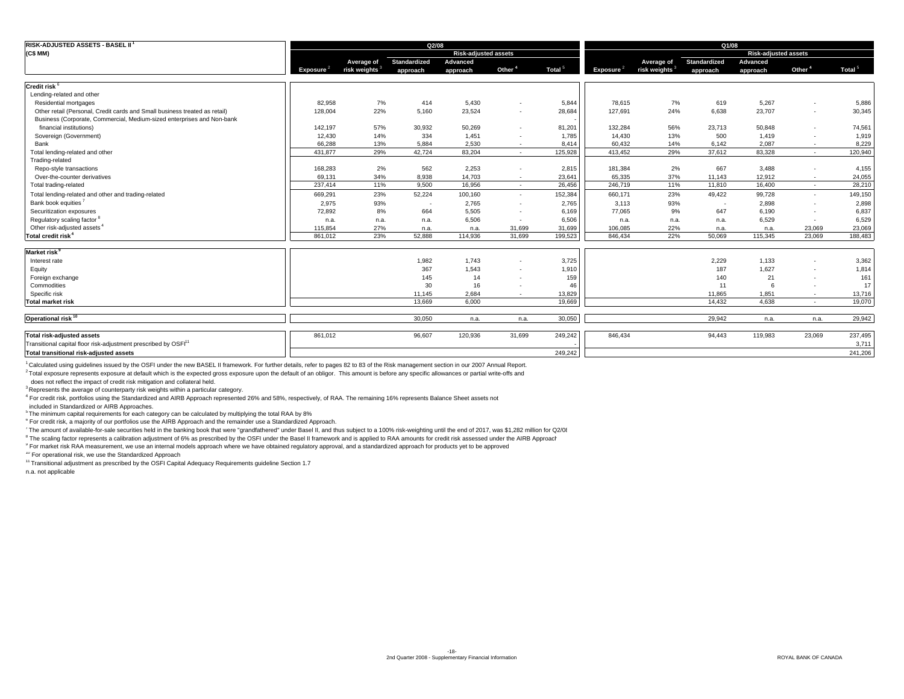| RISK-ADJUSTED ASSETS - BASEL II[1] (C$ MM) | Q2/08 | | | | | | Q1/08 | | | | | |
|---|---|---|---|---|---|---|---|---|---|---|---|---|
| | | | Risk-adjusted assets | | | | | | Risk-adjusted assets | | | |
| | Exposure[2] | Average of risk weights[3] | Standardized approach | Advanced approach | Other[4] | Total[5] | Exposure[2] | Average of risk weights[3] | Standardized approach | Advanced approach | Other[4] | Total[5] |
| **Credit risk**[6] | | | | | | | | | | | | |
| Lending-related and other | | | | | | | | | | | | |
| Residential mortgages | 82,958 | 7% | 414 | 5,430 | - | 5,844 | 78,615 | 7% | 619 | 5,267 | - | 5,886 |
| Other retail (Personal, Credit cards and Small business treated as retail) | 128,004 | 22% | 5,160 | 23,524 | - | 28,684 | 127,691 | 24% | 6,638 | 23,707 | - | 30,345 |
| Business (Corporate, Commercial, Medium-sized enterprises and Non-bank financial institutions) | 142,197 | 57% | 30,932 | 50,269 | - | 81,201 | 132,284 | 56% | 23,713 | 50,848 | - | 74,561 |
| Sovereign (Government) | 12,430 | 14% | 334 | 1,451 | - | 1,785 | 14,430 | 13% | 500 | 1,419 | - | 1,919 |
| Bank | 66,288 | 13% | 5,884 | 2,530 | - | 8,414 | 60,432 | 14% | 6,142 | 2,087 | - | 8,229 |
| Total lending-related and other | 431,877 | 29% | 42,724 | 83,204 | - | 125,928 | 413,452 | 29% | 37,612 | 83,328 | - | 120,940 |
| Trading-related | | | | | | | | | | | | |
| Repo-style transactions | 168,283 | 2% | 562 | 2,253 | - | 2,815 | 181,384 | 2% | 667 | 3,488 | - | 4,155 |
| Over-the-counter derivatives | 69,131 | 34% | 8,938 | 14,703 | - | 23,641 | 65,335 | 37% | 11,143 | 12,912 | - | 24,055 |
| Total trading-related | 237,414 | 11% | 9,500 | 16,956 | - | 26,456 | 246,719 | 11% | 11,810 | 16,400 | - | 28,210 |
| Total lending-related and other and trading-related | 669,291 | 23% | 52,224 | 100,160 | - | 152,384 | 660,171 | 23% | 49,422 | 99,728 | - | 149,150 |
| Bank book equities[7] | 2,975 | 93% | - | 2,765 | - | 2,765 | 3,113 | 93% | - | 2,898 | - | 2,898 |
| Securitization exposures | 72,892 | 8% | 664 | 5,505 | - | 6,169 | 77,065 | 9% | 647 | 6,190 | - | 6,837 |
| Regulatory scaling factor[8] | n.a. | n.a. | n.a. | 6,506 | - | 6,506 | n.a. | n.a. | n.a. | 6,529 | - | 6,529 |
| Other risk-adjusted assets[4] | 115,854 | 27% | n.a. | n.a. | 31,699 | 31,699 | 106,085 | 22% | n.a. | n.a. | 23,069 | 23,069 |
| **Total credit risk**[4] | 861,012 | 23% | 52,888 | 114,936 | 31,699 | 199,523 | 846,434 | 22% | 50,069 | 115,345 | 23,069 | 188,483 |
| **Market risk**[9] | | | | | | | | | | | | |
| Interest rate | | | 1,982 | 1,743 | - | 3,725 | | | 2,229 | 1,133 | - | 3,362 |
| Equity | | | 367 | 1,543 | - | 1,910 | | | 187 | 1,627 | - | 1,814 |
| Foreign exchange | | | 145 | 14 | - | 159 | | | 140 | 21 | - | 161 |
| Commodities | | | 30 | 16 | - | 46 | | | 11 | 6 | - | 17 |
| Specific risk | | | 11,145 | 2,684 | - | 13,829 | | | 11,865 | 1,851 | - | 13,716 |
| **Total market risk** | | | 13,669 | 6,000 | | 19,669 | | | 14,432 | 4,638 | - | 19,070 |
| **Operational risk**[10] | | | 30,050 | n.a. | n.a. | 30,050 | | | 29,942 | n.a. | n.a. | 29,942 |
| **Total risk-adjusted assets** | 861,012 | | 96,607 | 120,936 | 31,699 | 249,242 | 846,434 | | 94,443 | 119,983 | 23,069 | 237,495 |
| Transitional capital floor risk-adjustment prescribed by OSFI[11] | | | | | | - | | | | | | 3,711 |
| **Total transitional risk-adjusted assets** | | | | | | 249,242 | | | | | | 241,206 |

[1] Calculated using guidelines issued by the OSFI under the new BASEL II framework. For further details, refer to pages 82 to 83 of the Risk management section in our 2007 Annual Report.
[2] Total exposure represents exposure at default which is the expected gross exposure upon the default of an obligor. This amount is before any specific allowances or partial write-offs and does not reflect the impact of credit risk mitigation and collateral held.
[3] Represents the average of counterparty risk weights within a particular category.
[4] For credit risk, portfolios using the Standardized and AIRB Approach represented 26% and 58%, respectively, of RAA. The remaining 16% represents Balance Sheet assets not included in Standardized or AIRB Approaches.
[5] The minimum capital requirements for each category can be calculated by multiplying the total RAA by 8%
[6] For credit risk, a majority of our portfolios use the AIRB Approach and the remainder use a Standardized Approach.
[7] The amount of available-for-sale securities held in the banking book that were "grandfathered" under Basel II, and thus subject to a 100% risk-weighting until the end of 2017, was $1,282 million for Q2/08
[8] The scaling factor represents a calibration adjustment of 6% as prescribed by the OSFI under the Basel II framework and is applied to RAA amounts for credit risk assessed under the AIRB Approach
[9] For market risk RAA measurement, we use an internal models approach where we have obtained regulatory approval, and a standardized approach for products yet to be approved
[10] For operational risk, we use the Standardized Approach
[11] Transitional adjustment as prescribed by the OSFI Capital Adequacy Requirements guideline Section 1.7
n.a. not applicable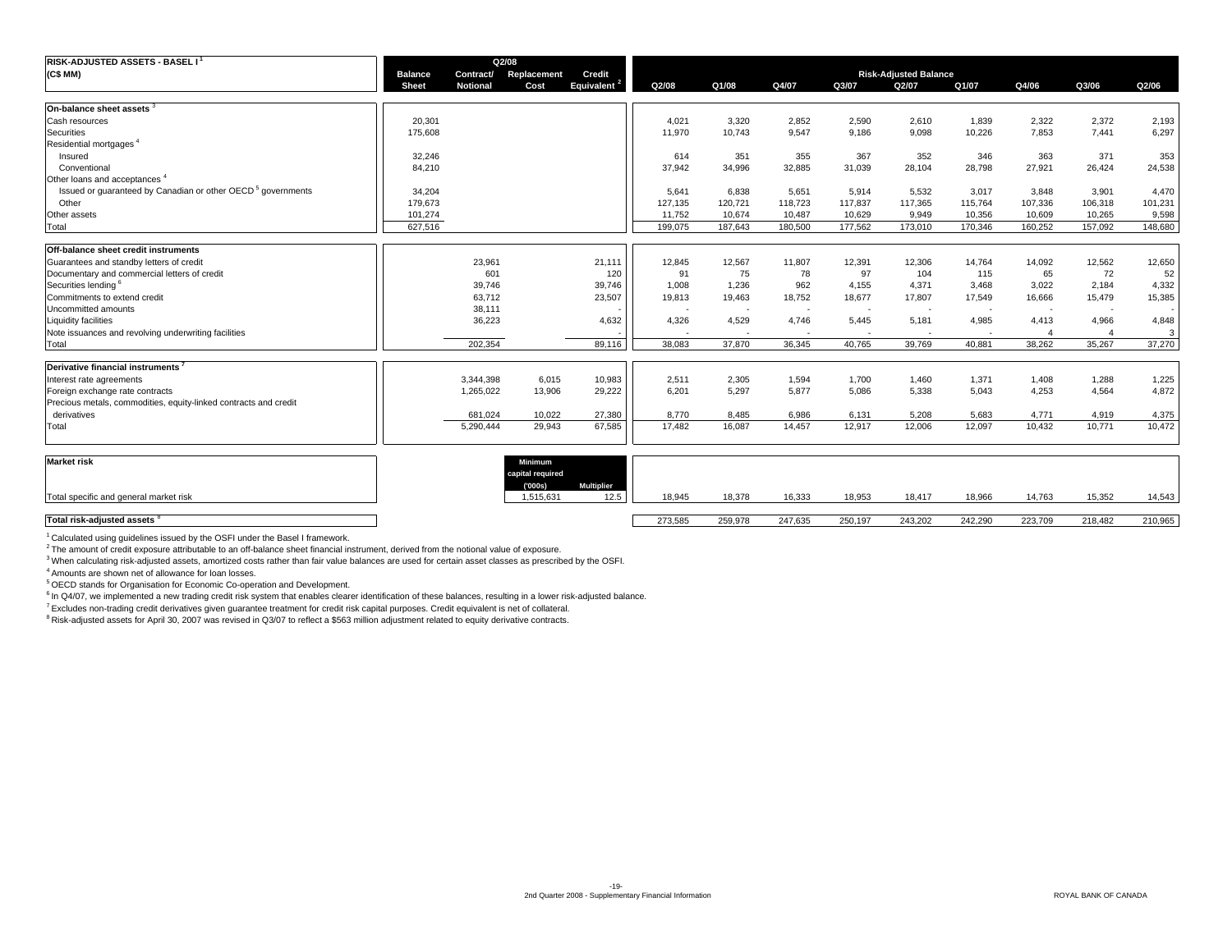| RISK-ADJUSTED ASSETS - BASEL I [1] (C$ MM) | Q2/08 | | | | Risk-Adjusted Balance | | | | | | | | |
|---|---|---|---|---|---|---|---|---|---|---|---|---|---|
| | Balance Sheet | Contract/ Notional | Replacement Cost | Credit Equivalent [2] | Q2/08 | Q1/08 | Q4/07 | Q3/07 | Q2/07 | Q1/07 | Q4/06 | Q3/06 | Q2/06 |
| **On-balance sheet assets** [3] | | | | | | | | | | | | | |
| Cash resources | 20,301 | | | | 4,021 | 3,320 | 2,852 | 2,590 | 2,610 | 1,839 | 2,322 | 2,372 | 2,193 |
| Securities | 175,608 | | | | 11,970 | 10,743 | 9,547 | 9,186 | 9,098 | 10,226 | 7,853 | 7,441 | 6,297 |
| Residential mortgages [4] | | | | | | | | | | | | | |
| Insured | 32,246 | | | | 614 | 351 | 355 | 367 | 352 | 346 | 363 | 371 | 353 |
| Conventional | 84,210 | | | | 37,942 | 34,996 | 32,885 | 31,039 | 28,104 | 28,798 | 27,921 | 26,424 | 24,538 |
| Other loans and acceptances [4] | | | | | | | | | | | | | |
| Issued or guaranteed by Canadian or other OECD [5] governments | 34,204 | | | | 5,641 | 6,838 | 5,651 | 5,914 | 5,532 | 3,017 | 3,848 | 3,901 | 4,470 |
| Other | 179,673 | | | | 127,135 | 120,721 | 118,723 | 117,837 | 117,365 | 115,764 | 107,336 | 106,318 | 101,231 |
| Other assets | 101,274 | | | | 11,752 | 10,674 | 10,487 | 10,629 | 9,949 | 10,356 | 10,609 | 10,265 | 9,598 |
| Total | 627,516 | | | | 199,075 | 187,643 | 180,500 | 177,562 | 173,010 | 170,346 | 160,252 | 157,092 | 148,680 |
| **Off-balance sheet credit instruments** | | | | | | | | | | | | | |
| Guarantees and standby letters of credit | | 23,961 | | 21,111 | 12,845 | 12,567 | 11,807 | 12,391 | 12,306 | 14,764 | 14,092 | 12,562 | 12,650 |
| Documentary and commercial letters of credit | | 601 | | 120 | 91 | 75 | 78 | 97 | 104 | 115 | 65 | 72 | 52 |
| Securities lending [6] | | 39,746 | | 39,746 | 1,008 | 1,236 | 962 | 4,155 | 4,371 | 3,468 | 3,022 | 2,184 | 4,332 |
| Commitments to extend credit | | 63,712 | | 23,507 | 19,813 | 19,463 | 18,752 | 18,677 | 17,807 | 17,549 | 16,666 | 15,479 | 15,385 |
| Uncommitted amounts | | 38,111 | | - | - | - | - | - | - | - | - | - | - |
| Liquidity facilities | | 36,223 | | 4,632 | 4,326 | 4,529 | 4,746 | 5,445 | 5,181 | 4,985 | 4,413 | 4,966 | 4,848 |
| Note issuances and revolving underwriting facilities | | | | - | - | - | - | - | - | - | 4 | 4 | 3 |
| Total | | 202,354 | | 89,116 | 38,083 | 37,870 | 36,345 | 40,765 | 39,769 | 40,881 | 38,262 | 35,267 | 37,270 |
| **Derivative financial instruments** [7] | | | | | | | | | | | | | |
| Interest rate agreements | | 3,344,398 | 6,015 | 10,983 | 2,511 | 2,305 | 1,594 | 1,700 | 1,460 | 1,371 | 1,408 | 1,288 | 1,225 |
| Foreign exchange rate contracts | | 1,265,022 | 13,906 | 29,222 | 6,201 | 5,297 | 5,877 | 5,086 | 5,338 | 5,043 | 4,253 | 4,564 | 4,872 |
| Precious metals, commodities, equity-linked contracts and credit derivatives | | 681,024 | 10,022 | 27,380 | 8,770 | 8,485 | 6,986 | 6,131 | 5,208 | 5,683 | 4,771 | 4,919 | 4,375 |
| Total | | 5,290,444 | 29,943 | 67,585 | 17,482 | 16,087 | 14,457 | 12,917 | 12,006 | 12,097 | 10,432 | 10,771 | 10,472 |
| **Market risk** | | | Minimum capital required ('000s) | Multiplier | | | | | | | | | |
| Total specific and general market risk | | | 1,515,631 | 12.5 | 18,945 | 18,378 | 16,333 | 18,953 | 18,417 | 18,966 | 14,763 | 15,352 | 14,543 |
| **Total risk-adjusted assets** [8] | | | | | 273,585 | 259,978 | 247,635 | 250,197 | 243,202 | 242,290 | 223,709 | 218,482 | 210,965 |

[1] Calculated using guidelines issued by the OSFI under the Basel I framework.
[2] The amount of credit exposure attributable to an off-balance sheet financial instrument, derived from the notional value of exposure.
[3] When calculating risk-adjusted assets, amortized costs rather than fair value balances are used for certain asset classes as prescribed by the OSFI.
[4] Amounts are shown net of allowance for loan losses.
[5] OECD stands for Organisation for Economic Co-operation and Development.
[6] In Q4/07, we implemented a new trading credit risk system that enables clearer identification of these balances, resulting in a lower risk-adjusted balance.
[7] Excludes non-trading credit derivatives given guarantee treatment for credit risk capital purposes. Credit equivalent is net of collateral.
[8] Risk-adjusted assets for April 30, 2007 was revised in Q3/07 to reflect a $563 million adjustment related to equity derivative contracts.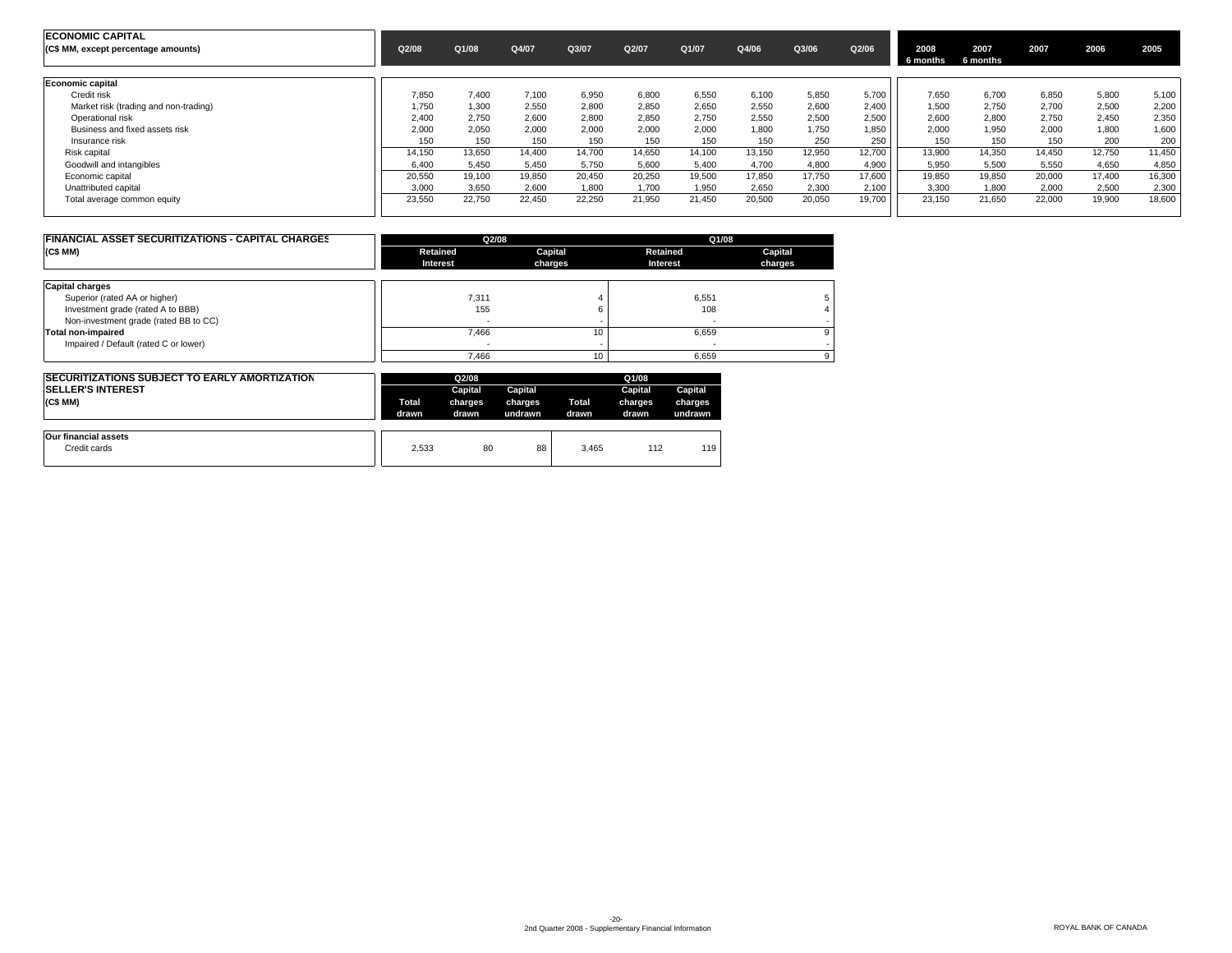## ECONOMIC CAPITAL

| (C$ MM, except percentage amounts) | Q2/08 | Q1/08 | Q4/07 | Q3/07 | Q2/07 | Q1/07 | Q4/06 | Q3/06 | Q2/06 | 2008 6 months | 2007 6 months | 2007 | 2006 | 2005 |
|---|---|---|---|---|---|---|---|---|---|---|---|---|---|---|
| **Economic capital** | | | | | | | | | | | | | | |
| Credit risk | 7,850 | 7,400 | 7,100 | 6,950 | 6,800 | 6,550 | 6,100 | 5,850 | 5,700 | 7,650 | 6,700 | 6,850 | 5,800 | 5,100 |
| Market risk (trading and non-trading) | 1,750 | 1,300 | 2,550 | 2,800 | 2,850 | 2,650 | 2,550 | 2,600 | 2,400 | 1,500 | 2,750 | 2,700 | 2,500 | 2,200 |
| Operational risk | 2,400 | 2,750 | 2,600 | 2,800 | 2,850 | 2,750 | 2,550 | 2,500 | 2,500 | 2,600 | 2,800 | 2,750 | 2,450 | 2,350 |
| Business and fixed assets risk | 2,000 | 2,050 | 2,000 | 2,000 | 2,000 | 2,000 | 1,800 | 1,750 | 1,850 | 2,000 | 1,950 | 2,000 | 1,800 | 1,600 |
| Insurance risk | 150 | 150 | 150 | 150 | 150 | 150 | 150 | 250 | 250 | 150 | 150 | 150 | 200 | 200 |
| Risk capital | 14,150 | 13,650 | 14,400 | 14,700 | 14,650 | 14,100 | 13,150 | 12,950 | 12,700 | 13,900 | 14,350 | 14,450 | 12,750 | 11,450 |
| Goodwill and intangibles | 6,400 | 5,450 | 5,450 | 5,750 | 5,600 | 5,400 | 4,700 | 4,800 | 4,900 | 5,950 | 5,500 | 5,550 | 4,650 | 4,850 |
| Economic capital | 20,550 | 19,100 | 19,850 | 20,450 | 20,250 | 19,500 | 17,850 | 17,750 | 17,600 | 19,850 | 19,850 | 20,000 | 17,400 | 16,300 |
| Unattributed capital | 3,000 | 3,650 | 2,600 | 1,800 | 1,700 | 1,950 | 2,650 | 2,300 | 2,100 | 3,300 | 1,800 | 2,000 | 2,500 | 2,300 |
| Total average common equity | 23,550 | 22,750 | 22,450 | 22,250 | 21,950 | 21,450 | 20,500 | 20,050 | 19,700 | 23,150 | 21,650 | 22,000 | 19,900 | 18,600 |

## FINANCIAL ASSET SECURITIZATIONS - CAPITAL CHARGES

| (C$ MM) | Q2/08 | | Q1/08 | |
|---|---|---|---|---|
| | Retained Interest | Capital charges | Retained Interest | Capital charges |
| **Capital charges** | | | | |
| Superior (rated AA or higher) | 7,311 | 4 | 6,551 | 5 |
| Investment grade (rated A to BBB) | 155 | 6 | 108 | 4 |
| Non-investment grade (rated BB to CC) | - | - | - | - |
| **Total non-impaired** | 7,466 | 10 | 6,659 | 9 |
| Impaired / Default (rated C or lower) | - | - | - | - |
| | 7,466 | 10 | 6,659 | 9 |

## SECURITIZATIONS SUBJECT TO EARLY AMORTIZATION SELLER'S INTEREST

| (C$ MM) | Q2/08 | | | Q1/08 | | |
|---|---|---|---|---|---|---|
| | Total drawn | Capital charges drawn | Capital charges undrawn | Total drawn | Capital charges drawn | Capital charges undrawn |
| **Our financial assets** | | | | | | |
| Credit cards | 2,533 | 80 | 88 | 3,465 | 112 | 119 |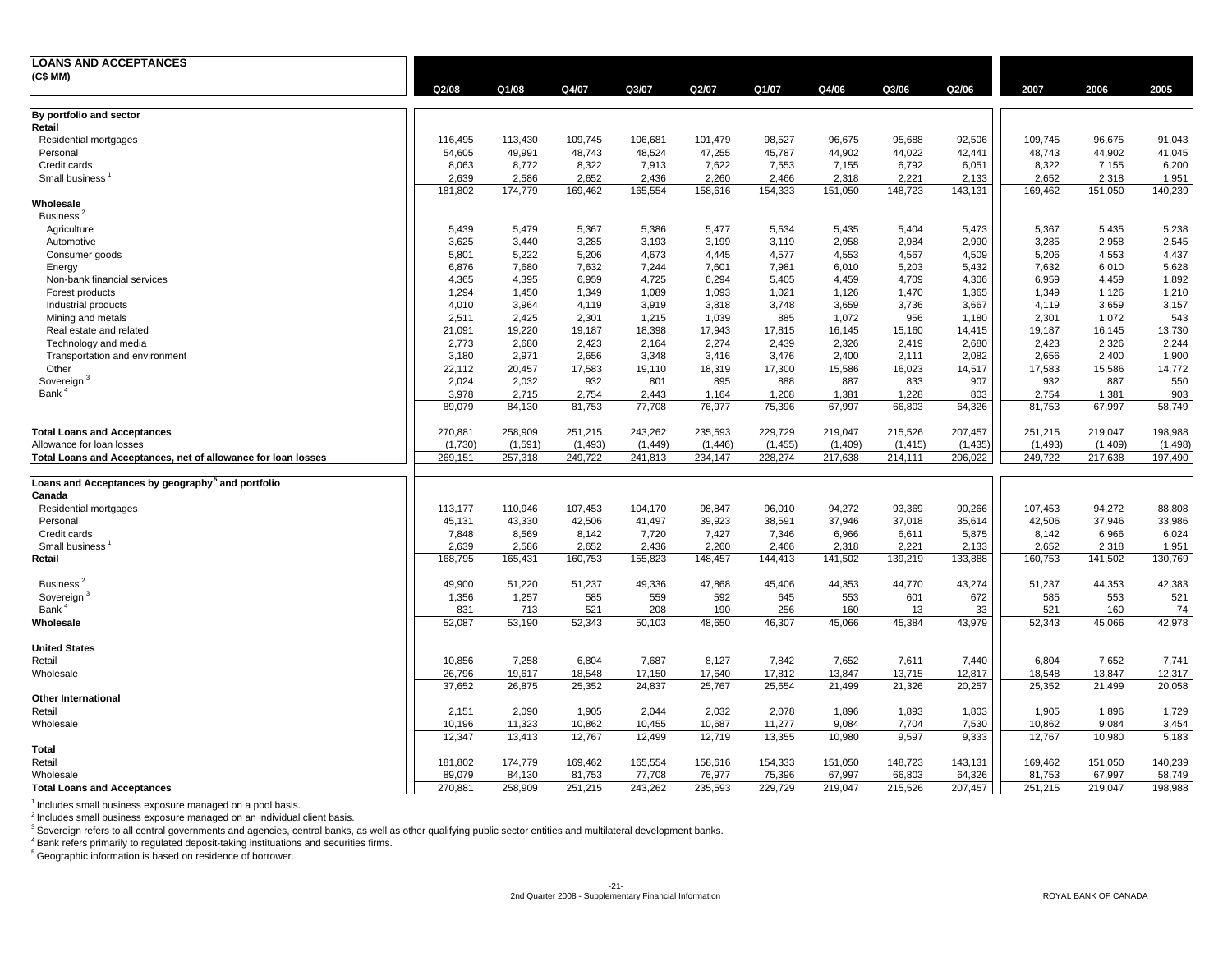# LOANS AND ACCEPTANCES
**(C$ MM)**

| | Q2/08 | Q1/08 | Q4/07 | Q3/07 | Q2/07 | Q1/07 | Q4/06 | Q3/06 | Q2/06 | 2007 | 2006 | 2005 |
|---|---|---|---|---|---|---|---|---|---|---|---|---|
| **By portfolio and sector** | | | | | | | | | | | | |
| **Retail** | | | | | | | | | | | | |
| Residential mortgages | 116,495 | 113,430 | 109,745 | 106,681 | 101,479 | 98,527 | 96,675 | 95,688 | 92,506 | 109,745 | 96,675 | 91,043 |
| Personal | 54,605 | 49,991 | 48,743 | 48,524 | 47,255 | 45,787 | 44,902 | 44,022 | 42,441 | 48,743 | 44,902 | 41,045 |
| Credit cards | 8,063 | 8,772 | 8,322 | 7,913 | 7,622 | 7,553 | 7,155 | 6,792 | 6,051 | 8,322 | 7,155 | 6,200 |
| Small business [1] | 2,639 | 2,586 | 2,652 | 2,436 | 2,260 | 2,466 | 2,318 | 2,221 | 2,133 | 2,652 | 2,318 | 1,951 |
| | 181,802 | 174,779 | 169,462 | 165,554 | 158,616 | 154,333 | 151,050 | 148,723 | 143,131 | 169,462 | 151,050 | 140,239 |
| **Wholesale** | | | | | | | | | | | | |
| Business [2] | | | | | | | | | | | | |
| Agriculture | 5,439 | 5,479 | 5,367 | 5,386 | 5,477 | 5,534 | 5,435 | 5,404 | 5,473 | 5,367 | 5,435 | 5,238 |
| Automotive | 3,625 | 3,440 | 3,285 | 3,193 | 3,199 | 3,119 | 2,958 | 2,984 | 2,990 | 3,285 | 2,958 | 2,545 |
| Consumer goods | 5,801 | 5,222 | 5,206 | 4,673 | 4,445 | 4,577 | 4,553 | 4,567 | 4,509 | 5,206 | 4,553 | 4,437 |
| Energy | 6,876 | 7,680 | 7,632 | 7,244 | 7,601 | 7,981 | 6,010 | 5,203 | 5,432 | 7,632 | 6,010 | 5,628 |
| Non-bank financial services | 4,365 | 4,395 | 6,959 | 4,725 | 6,294 | 5,405 | 4,459 | 4,709 | 4,306 | 6,959 | 4,459 | 1,892 |
| Forest products | 1,294 | 1,450 | 1,349 | 1,089 | 1,093 | 1,021 | 1,126 | 1,470 | 1,365 | 1,349 | 1,126 | 1,210 |
| Industrial products | 4,010 | 3,964 | 4,119 | 3,919 | 3,818 | 3,748 | 3,659 | 3,736 | 3,667 | 4,119 | 3,659 | 3,157 |
| Mining and metals | 2,511 | 2,425 | 2,301 | 1,215 | 1,039 | 885 | 1,072 | 956 | 1,180 | 2,301 | 1,072 | 543 |
| Real estate and related | 21,091 | 19,220 | 19,187 | 18,398 | 17,943 | 17,815 | 16,145 | 15,160 | 14,415 | 19,187 | 16,145 | 13,730 |
| Technology and media | 2,773 | 2,680 | 2,423 | 2,164 | 2,274 | 2,439 | 2,326 | 2,419 | 2,680 | 2,423 | 2,326 | 2,244 |
| Transportation and environment | 3,180 | 2,971 | 2,656 | 3,348 | 3,416 | 3,476 | 2,400 | 2,111 | 2,082 | 2,656 | 2,400 | 1,900 |
| Other | 22,112 | 20,457 | 17,583 | 19,110 | 18,319 | 17,300 | 15,586 | 16,023 | 14,517 | 17,583 | 15,586 | 14,772 |
| Sovereign [3] | 2,024 | 2,032 | 932 | 801 | 895 | 888 | 887 | 833 | 907 | 932 | 887 | 550 |
| Bank [4] | 3,978 | 2,715 | 2,754 | 2,443 | 1,164 | 1,208 | 1,381 | 1,228 | 803 | 2,754 | 1,381 | 903 |
| | 89,079 | 84,130 | 81,753 | 77,708 | 76,977 | 75,396 | 67,997 | 66,803 | 64,326 | 81,753 | 67,997 | 58,749 |
| **Total Loans and Acceptances** | 270,881 | 258,909 | 251,215 | 243,262 | 235,593 | 229,729 | 219,047 | 215,526 | 207,457 | 251,215 | 219,047 | 198,988 |
| Allowance for loan losses | (1,730) | (1,591) | (1,493) | (1,449) | (1,446) | (1,455) | (1,409) | (1,415) | (1,435) | (1,493) | (1,409) | (1,498) |
| **Total Loans and Acceptances, net of allowance for loan losses** | 269,151 | 257,318 | 249,722 | 241,813 | 234,147 | 228,274 | 217,638 | 214,111 | 206,022 | 249,722 | 217,638 | 197,490 |
| **Loans and Acceptances by geography [5] and portfolio** | | | | | | | | | | | | |
| **Canada** | | | | | | | | | | | | |
| Residential mortgages | 113,177 | 110,946 | 107,453 | 104,170 | 98,847 | 96,010 | 94,272 | 93,369 | 90,266 | 107,453 | 94,272 | 88,808 |
| Personal | 45,131 | 43,330 | 42,506 | 41,497 | 39,923 | 38,591 | 37,946 | 37,018 | 35,614 | 42,506 | 37,946 | 33,986 |
| Credit cards | 7,848 | 8,569 | 8,142 | 7,720 | 7,427 | 7,346 | 6,966 | 6,611 | 5,875 | 8,142 | 6,966 | 6,024 |
| Small business [1] | 2,639 | 2,586 | 2,652 | 2,436 | 2,260 | 2,466 | 2,318 | 2,221 | 2,133 | 2,652 | 2,318 | 1,951 |
| **Retail** | 168,795 | 165,431 | 160,753 | 155,823 | 148,457 | 144,413 | 141,502 | 139,219 | 133,888 | 160,753 | 141,502 | 130,769 |
| Business [2] | 49,900 | 51,220 | 51,237 | 49,336 | 47,868 | 45,406 | 44,353 | 44,770 | 43,274 | 51,237 | 44,353 | 42,383 |
| Sovereign [3] | 1,356 | 1,257 | 585 | 559 | 592 | 645 | 553 | 601 | 672 | 585 | 553 | 521 |
| Bank [4] | 831 | 713 | 521 | 208 | 190 | 256 | 160 | 13 | 33 | 521 | 160 | 74 |
| **Wholesale** | 52,087 | 53,190 | 52,343 | 50,103 | 48,650 | 46,307 | 45,066 | 45,384 | 43,979 | 52,343 | 45,066 | 42,978 |
| **United States** | | | | | | | | | | | | |
| Retail | 10,856 | 7,258 | 6,804 | 7,687 | 8,127 | 7,842 | 7,652 | 7,611 | 7,440 | 6,804 | 7,652 | 7,741 |
| Wholesale | 26,796 | 19,617 | 18,548 | 17,150 | 17,640 | 17,812 | 13,847 | 13,715 | 12,817 | 18,548 | 13,847 | 12,317 |
| | 37,652 | 26,875 | 25,352 | 24,837 | 25,767 | 25,654 | 21,499 | 21,326 | 20,257 | 25,352 | 21,499 | 20,058 |
| **Other International** | | | | | | | | | | | | |
| Retail | 2,151 | 2,090 | 1,905 | 2,044 | 2,032 | 2,078 | 1,896 | 1,893 | 1,803 | 1,905 | 1,896 | 1,729 |
| Wholesale | 10,196 | 11,323 | 10,862 | 10,455 | 10,687 | 11,277 | 9,084 | 7,704 | 7,530 | 10,862 | 9,084 | 3,454 |
| | 12,347 | 13,413 | 12,767 | 12,499 | 12,719 | 13,355 | 10,980 | 9,597 | 9,333 | 12,767 | 10,980 | 5,183 |
| **Total** | | | | | | | | | | | | |
| Retail | 181,802 | 174,779 | 169,462 | 165,554 | 158,616 | 154,333 | 151,050 | 148,723 | 143,131 | 169,462 | 151,050 | 140,239 |
| Wholesale | 89,079 | 84,130 | 81,753 | 77,708 | 76,977 | 75,396 | 67,997 | 66,803 | 64,326 | 81,753 | 67,997 | 58,749 |
| **Total Loans and Acceptances** | 270,881 | 258,909 | 251,215 | 243,262 | 235,593 | 229,729 | 219,047 | 215,526 | 207,457 | 251,215 | 219,047 | 198,988 |

[1] Includes small business exposure managed on a pool basis.
[2] Includes small business exposure managed on an individual client basis.
[3] Sovereign refers to all central governments and agencies, central banks, as well as other qualifying public sector entities and multilateral development banks.
[4] Bank refers primarily to regulated deposit-taking instituations and securities firms.
[5] Geographic information is based on residence of borrower.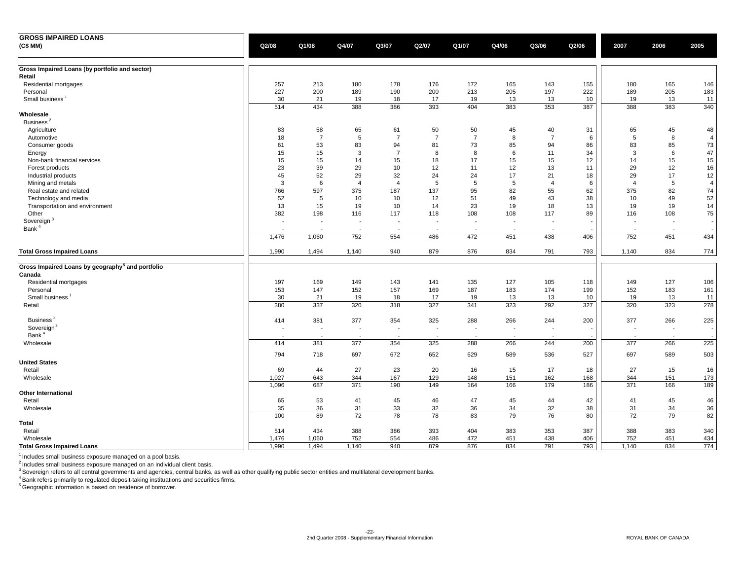| GROSS IMPAIRED LOANS (C$ MM) | Q2/08 | Q1/08 | Q4/07 | Q3/07 | Q2/07 | Q1/07 | Q4/06 | Q3/06 | Q2/06 | 2007 | 2006 | 2005 |
|---|---|---|---|---|---|---|---|---|---|---|---|---|
| **Gross Impaired Loans (by portfolio and sector)** | | | | | | | | | | | | |
| **Retail** | | | | | | | | | | | | |
| Residential mortgages | 257 | 213 | 180 | 178 | 176 | 172 | 165 | 143 | 155 | 180 | 165 | 146 |
| Personal | 227 | 200 | 189 | 190 | 200 | 213 | 205 | 197 | 222 | 189 | 205 | 183 |
| Small business [1] | 30 | 21 | 19 | 18 | 17 | 19 | 13 | 13 | 10 | 19 | 13 | 11 |
| | 514 | 434 | 388 | 386 | 393 | 404 | 383 | 353 | 387 | 388 | 383 | 340 |
| **Wholesale** | | | | | | | | | | | | |
| Business [2] | | | | | | | | | | | | |
| Agriculture | 83 | 58 | 65 | 61 | 50 | 50 | 45 | 40 | 31 | 65 | 45 | 48 |
| Automotive | 18 | 7 | 5 | 7 | 7 | 7 | 8 | 7 | 6 | 5 | 8 | 4 |
| Consumer goods | 61 | 53 | 83 | 94 | 81 | 73 | 85 | 94 | 86 | 83 | 85 | 73 |
| Energy | 15 | 15 | 3 | 7 | 8 | 8 | 6 | 11 | 34 | 3 | 6 | 47 |
| Non-bank financial services | 15 | 15 | 14 | 15 | 18 | 17 | 15 | 15 | 12 | 14 | 15 | 15 |
| Forest products | 23 | 39 | 29 | 10 | 12 | 11 | 12 | 13 | 11 | 29 | 12 | 16 |
| Industrial products | 45 | 52 | 29 | 32 | 24 | 24 | 17 | 21 | 18 | 29 | 17 | 12 |
| Mining and metals | 3 | 6 | 4 | 4 | 5 | 5 | 5 | 4 | 6 | 4 | 5 | 4 |
| Real estate and related | 766 | 597 | 375 | 187 | 137 | 95 | 82 | 55 | 62 | 375 | 82 | 74 |
| Technology and media | 52 | 5 | 10 | 10 | 12 | 51 | 49 | 43 | 38 | 10 | 49 | 52 |
| Transportation and environment | 13 | 15 | 19 | 10 | 14 | 23 | 19 | 18 | 13 | 19 | 19 | 14 |
| Other | 382 | 198 | 116 | 117 | 118 | 108 | 108 | 117 | 89 | 116 | 108 | 75 |
| Sovereign [3] | - | - | - | - | - | - | - | - | - | - | - | - |
| Bank [4] | - | - | - | - | - | - | - | - | - | - | - | - |
| | 1,476 | 1,060 | 752 | 554 | 486 | 472 | 451 | 438 | 406 | 752 | 451 | 434 |
| **Total Gross Impaired Loans** | 1,990 | 1,494 | 1,140 | 940 | 879 | 876 | 834 | 791 | 793 | 1,140 | 834 | 774 |
| **Gross Impaired Loans by geography [5] and portfolio** | | | | | | | | | | | | |
| **Canada** | | | | | | | | | | | | |
| Residential mortgages | 197 | 169 | 149 | 143 | 141 | 135 | 127 | 105 | 118 | 149 | 127 | 106 |
| Personal | 153 | 147 | 152 | 157 | 169 | 187 | 183 | 174 | 199 | 152 | 183 | 161 |
| Small business [1] | 30 | 21 | 19 | 18 | 17 | 19 | 13 | 13 | 10 | 19 | 13 | 11 |
| Retail | 380 | 337 | 320 | 318 | 327 | 341 | 323 | 292 | 327 | 320 | 323 | 278 |
| Business [2] | 414 | 381 | 377 | 354 | 325 | 288 | 266 | 244 | 200 | 377 | 266 | 225 |
| Sovereign [3] | - | - | - | - | - | - | - | - | - | - | - | - |
| Bank [4] | - | - | - | - | - | - | - | - | - | - | - | - |
| Wholesale | 414 | 381 | 377 | 354 | 325 | 288 | 266 | 244 | 200 | 377 | 266 | 225 |
| | 794 | 718 | 697 | 672 | 652 | 629 | 589 | 536 | 527 | 697 | 589 | 503 |
| **United States** | | | | | | | | | | | | |
| Retail | 69 | 44 | 27 | 23 | 20 | 16 | 15 | 17 | 18 | 27 | 15 | 16 |
| Wholesale | 1,027 | 643 | 344 | 167 | 129 | 148 | 151 | 162 | 168 | 344 | 151 | 173 |
| | 1,096 | 687 | 371 | 190 | 149 | 164 | 166 | 179 | 186 | 371 | 166 | 189 |
| **Other International** | | | | | | | | | | | | |
| Retail | 65 | 53 | 41 | 45 | 46 | 47 | 45 | 44 | 42 | 41 | 45 | 46 |
| Wholesale | 35 | 36 | 31 | 33 | 32 | 36 | 34 | 32 | 38 | 31 | 34 | 36 |
| | 100 | 89 | 72 | 78 | 78 | 83 | 79 | 76 | 80 | 72 | 79 | 82 |
| **Total** | | | | | | | | | | | | |
| Retail | 514 | 434 | 388 | 386 | 393 | 404 | 383 | 353 | 387 | 388 | 383 | 340 |
| Wholesale | 1,476 | 1,060 | 752 | 554 | 486 | 472 | 451 | 438 | 406 | 752 | 451 | 434 |
| **Total Gross Impaired Loans** | 1,990 | 1,494 | 1,140 | 940 | 879 | 876 | 834 | 791 | 793 | 1,140 | 834 | 774 |

[1] Includes small business exposure managed on a pool basis.
[2] Includes small business exposure managed on an individual client basis.
[3] Sovereign refers to all central governments and agencies, central banks, as well as other qualifying public sector entities and multilateral development banks.
[4] Bank refers primarily to regulated deposit-taking instituations and securities firms.
[5] Geographic information is based on residence of borrower.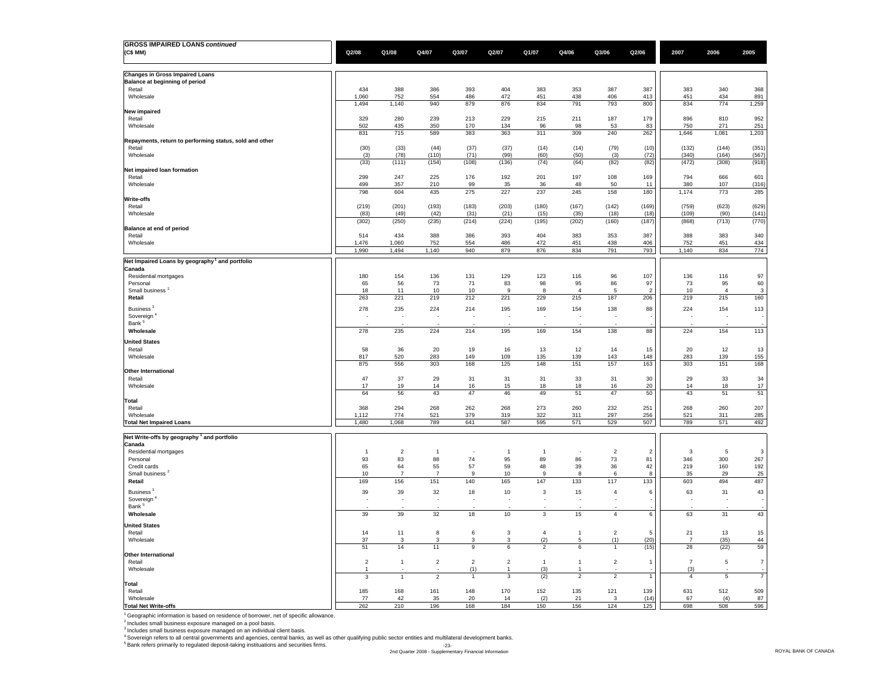| GROSS IMPAIRED LOANS *continued* (C$ MM) | Q2/08 | Q1/08 | Q4/07 | Q3/07 | Q2/07 | Q1/07 | Q4/06 | Q3/06 | Q2/06 | 2007 | 2006 | 2005 |
|---|---|---|---|---|---|---|---|---|---|---|---|---|
| **Changes in Gross Impaired Loans** | | | | | | | | | | | | |
| **Balance at beginning of period** | | | | | | | | | | | | |
| Retail | 434 | 388 | 386 | 393 | 404 | 383 | 353 | 387 | 387 | 383 | 340 | 368 |
| Wholesale | 1,060 | 752 | 554 | 486 | 472 | 451 | 438 | 406 | 413 | 451 | 434 | 891 |
| | 1,494 | 1,140 | 940 | 879 | 876 | 834 | 791 | 793 | 800 | 834 | 774 | 1,259 |
| **New impaired** | | | | | | | | | | | | |
| Retail | 329 | 280 | 239 | 213 | 229 | 215 | 211 | 187 | 179 | 896 | 810 | 952 |
| Wholesale | 502 | 435 | 350 | 170 | 134 | 96 | 98 | 53 | 83 | 750 | 271 | 251 |
| | 831 | 715 | 589 | 383 | 363 | 311 | 309 | 240 | 262 | 1,646 | 1,081 | 1,203 |
| **Repayments, return to performing status, sold and other** | | | | | | | | | | | | |
| Retail | (30) | (33) | (44) | (37) | (37) | (14) | (14) | (79) | (10) | (132) | (144) | (351) |
| Wholesale | (3) | (78) | (110) | (71) | (99) | (60) | (50) | (3) | (72) | (340) | (164) | (567) |
| | (33) | (111) | (154) | (108) | (136) | (74) | (64) | (82) | (82) | (472) | (308) | (918) |
| **Net impaired loan formation** | | | | | | | | | | | | |
| Retail | 299 | 247 | 225 | 176 | 192 | 201 | 197 | 108 | 169 | 794 | 666 | 601 |
| Wholesale | 499 | 357 | 210 | 99 | 35 | 36 | 48 | 50 | 11 | 380 | 107 | (316) |
| | 798 | 604 | 435 | 275 | 227 | 237 | 245 | 158 | 180 | 1,174 | 773 | 285 |
| **Write-offs** | | | | | | | | | | | | |
| Retail | (219) | (201) | (193) | (183) | (203) | (180) | (167) | (142) | (169) | (759) | (623) | (629) |
| Wholesale | (83) | (49) | (42) | (31) | (21) | (15) | (35) | (18) | (18) | (109) | (90) | (141) |
| | (302) | (250) | (235) | (214) | (224) | (195) | (202) | (160) | (187) | (868) | (713) | (770) |
| **Balance at end of period** | | | | | | | | | | | | |
| Retail | 514 | 434 | 388 | 386 | 393 | 404 | 383 | 353 | 387 | 388 | 383 | 340 |
| Wholesale | 1,476 | 1,060 | 752 | 554 | 486 | 472 | 451 | 438 | 406 | 752 | 451 | 434 |
| | 1,990 | 1,494 | 1,140 | 940 | 879 | 876 | 834 | 791 | 793 | 1,140 | 834 | 774 |
| **Net Impaired Loans by geography [1] and portfolio** | | | | | | | | | | | | |
| **Canada** | | | | | | | | | | | | |
| Residential mortgages | 180 | 154 | 136 | 131 | 129 | 123 | 116 | 96 | 107 | 136 | 116 | 97 |
| Personal | 65 | 56 | 73 | 71 | 83 | 98 | 95 | 86 | 97 | 73 | 95 | 60 |
| Small business [2] | 18 | 11 | 10 | 10 | 9 | 8 | 4 | 5 | 2 | 10 | 4 | 3 |
| **Retail** | 263 | 221 | 219 | 212 | 221 | 229 | 215 | 187 | 206 | 219 | 215 | 160 |
| Business [3] | 278 | 235 | 224 | 214 | 195 | 169 | 154 | 138 | 88 | 224 | 154 | 113 |
| Sovereign [4] | - | - | - | - | - | - | - | - | - | - | - | - |
| Bank [5] | - | - | - | - | - | - | - | - | - | - | - | - |
| **Wholesale** | 278 | 235 | 224 | 214 | 195 | 169 | 154 | 138 | 88 | 224 | 154 | 113 |
| **United States** | | | | | | | | | | | | |
| Retail | 58 | 36 | 20 | 19 | 16 | 13 | 12 | 14 | 15 | 20 | 12 | 13 |
| Wholesale | 817 | 520 | 283 | 149 | 109 | 135 | 139 | 143 | 148 | 283 | 139 | 155 |
| | 875 | 556 | 303 | 168 | 125 | 148 | 151 | 157 | 163 | 303 | 151 | 168 |
| **Other International** | | | | | | | | | | | | |
| Retail | 47 | 37 | 29 | 31 | 31 | 31 | 33 | 31 | 30 | 29 | 33 | 34 |
| Wholesale | 17 | 19 | 14 | 16 | 15 | 18 | 18 | 16 | 20 | 14 | 18 | 17 |
| | 64 | 56 | 43 | 47 | 46 | 49 | 51 | 47 | 50 | 43 | 51 | 51 |
| **Total** | | | | | | | | | | | | |
| Retail | 368 | 294 | 268 | 262 | 268 | 273 | 260 | 232 | 251 | 268 | 260 | 207 |
| Wholesale | 1,112 | 774 | 521 | 379 | 319 | 322 | 311 | 297 | 256 | 521 | 311 | 285 |
| **Total Net Impaired Loans** | 1,480 | 1,068 | 789 | 641 | 587 | 595 | 571 | 529 | 507 | 789 | 571 | 492 |
| **Net Write-offs by geography [1] and portfolio** | | | | | | | | | | | | |
| **Canada** | | | | | | | | | | | | |
| Residential mortgages | 1 | 2 | 1 | - | 1 | 1 | - | 2 | 2 | 3 | 5 | 3 |
| Personal | 93 | 83 | 88 | 74 | 95 | 89 | 86 | 73 | 81 | 346 | 300 | 267 |
| Credit cards | 65 | 64 | 55 | 57 | 59 | 48 | 39 | 36 | 42 | 219 | 160 | 192 |
| Small business [2] | 10 | 7 | 7 | 9 | 10 | 9 | 8 | 6 | 8 | 35 | 29 | 25 |
| **Retail** | 169 | 156 | 151 | 140 | 165 | 147 | 133 | 117 | 133 | 603 | 494 | 487 |
| Business [3] | 39 | 39 | 32 | 18 | 10 | 3 | 15 | 4 | 6 | 63 | 31 | 43 |
| Sovereign [4] | - | - | - | - | - | - | - | - | - | - | - | - |
| Bank [5] | - | - | - | - | - | - | - | - | - | - | - | - |
| **Wholesale** | 39 | 39 | 32 | 18 | 10 | 3 | 15 | 4 | 6 | 63 | 31 | 43 |
| **United States** | | | | | | | | | | | | |
| Retail | 14 | 11 | 8 | 6 | 3 | 4 | 1 | 2 | 5 | 21 | 13 | 15 |
| Wholesale | 37 | 3 | 3 | 3 | 3 | (2) | 5 | (1) | (20) | 7 | (35) | 44 |
| | 51 | 14 | 11 | 9 | 6 | 2 | 6 | 1 | (15) | 28 | (22) | 59 |
| **Other International** | | | | | | | | | | | | |
| Retail | 2 | 1 | 2 | 2 | 2 | 1 | 1 | 2 | 1 | 7 | 5 | 7 |
| Wholesale | 1 | - | - | (1) | 1 | (3) | 1 | - | - | (3) | - | - |
| | 3 | 1 | 2 | 1 | 3 | (2) | 2 | 2 | 1 | 4 | 5 | 7 |
| **Total** | | | | | | | | | | | | |
| Retail | 185 | 168 | 161 | 148 | 170 | 152 | 135 | 121 | 139 | 631 | 512 | 509 |
| Wholesale | 77 | 42 | 35 | 20 | 14 | (2) | 21 | 3 | (14) | 67 | (4) | 87 |
| **Total Net Write-offs** | 262 | 210 | 196 | 168 | 184 | 150 | 156 | 124 | 125 | 698 | 508 | 596 |

[1] Geographic information is based on residence of borrower, net of specific allowance.
[2] Includes small business exposure managed on a pool basis.
[3] Includes small business exposure managed on an individual client basis.
[4] Sovereign refers to all central governments and agencies, central banks, as well as other qualifying public sector entities and multilateral development banks.
[5] Bank refers primarily to regulated deposit-taking instituations and securities firms.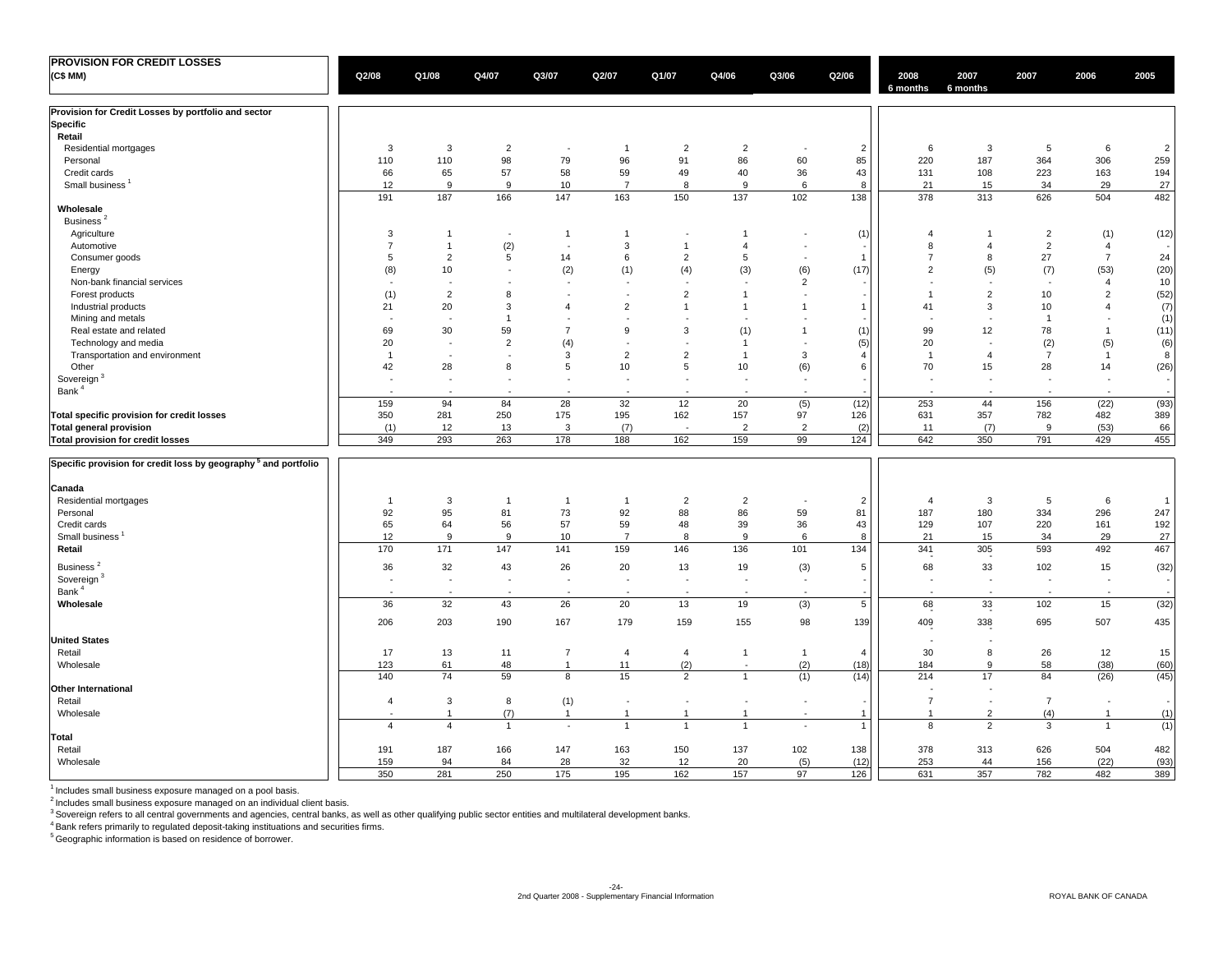# PROVISION FOR CREDIT LOSSES

(C$ MM)

| | Q2/08 | Q1/08 | Q4/07 | Q3/07 | Q2/07 | Q1/07 | Q4/06 | Q3/06 | Q2/06 | 2008 6 months | 2007 6 months | 2007 | 2006 | 2005 |
|---|---|---|---|---|---|---|---|---|---|---|---|---|---|---|
| **Provision for Credit Losses by portfolio and sector** | | | | | | | | | | | | | | |
| **Specific** | | | | | | | | | | | | | | |
| **Retail** | | | | | | | | | | | | | | |
| Residential mortgages | 3 | 3 | 2 | - | 1 | 2 | 2 | - | 2 | 6 | 3 | 5 | 6 | 2 |
| Personal | 110 | 110 | 98 | 79 | 96 | 91 | 86 | 60 | 85 | 220 | 187 | 364 | 306 | 259 |
| Credit cards | 66 | 65 | 57 | 58 | 59 | 49 | 40 | 36 | 43 | 131 | 108 | 223 | 163 | 194 |
| Small business [1] | 12 | 9 | 9 | 10 | 7 | 8 | 9 | 6 | 8 | 21 | 15 | 34 | 29 | 27 |
| | 191 | 187 | 166 | 147 | 163 | 150 | 137 | 102 | 138 | 378 | 313 | 626 | 504 | 482 |
| **Wholesale** | | | | | | | | | | | | | | |
| Business [2] | | | | | | | | | | | | | | |
| Agriculture | 3 | 1 | - | 1 | 1 | - | 1 | - | (1) | 4 | 1 | 2 | (1) | (12) |
| Automotive | 7 | 1 | (2) | - | 3 | 1 | 4 | - | - | 8 | 4 | 2 | 4 | - |
| Consumer goods | 5 | 2 | 5 | 14 | 6 | 2 | 5 | - | 1 | 7 | 8 | 27 | 7 | 24 |
| Energy | (8) | 10 | - | (2) | (1) | (4) | (3) | (6) | (17) | 2 | (5) | (7) | (53) | (20) |
| Non-bank financial services | - | - | - | - | - | - | - | 2 | - | - | - | - | 4 | 10 |
| Forest products | (1) | 2 | 8 | - | - | 2 | 1 | - | - | 1 | 2 | 10 | 2 | (52) |
| Industrial products | 21 | 20 | 3 | 4 | 2 | 1 | 1 | 1 | 1 | 41 | 3 | 10 | 4 | (7) |
| Mining and metals | - | - | 1 | - | - | - | - | - | - | - | - | 1 | - | (1) |
| Real estate and related | 69 | 30 | 59 | 7 | 9 | 3 | (1) | 1 | (1) | 99 | 12 | 78 | 1 | (11) |
| Technology and media | 20 | - | 2 | (4) | - | - | 1 | - | (5) | 20 | - | (2) | (5) | (6) |
| Transportation and environment | 1 | - | - | 3 | 2 | 2 | 1 | 3 | 4 | 1 | 4 | 7 | 1 | 8 |
| Other | 42 | 28 | 8 | 5 | 10 | 5 | 10 | (6) | 6 | 70 | 15 | 28 | 14 | (26) |
| Sovereign [3] | - | - | - | - | - | - | - | - | - | - | - | - | - | - |
| Bank [4] | - | - | - | - | - | - | - | - | - | - | - | - | - | - |
| | 159 | 94 | 84 | 28 | 32 | 12 | 20 | (5) | (12) | 253 | 44 | 156 | (22) | (93) |
| **Total specific provision for credit losses** | 350 | 281 | 250 | 175 | 195 | 162 | 157 | 97 | 126 | 631 | 357 | 782 | 482 | 389 |
| **Total general provision** | (1) | 12 | 13 | 3 | (7) | - | 2 | 2 | (2) | 11 | (7) | 9 | (53) | 66 |
| **Total provision for credit losses** | 349 | 293 | 263 | 178 | 188 | 162 | 159 | 99 | 124 | 642 | 350 | 791 | 429 | 455 |
| **Specific provision for credit loss by geography [5] and portfolio** | | | | | | | | | | | | | | |
| **Canada** | | | | | | | | | | | | | | |
| Residential mortgages | 1 | 3 | 1 | 1 | 1 | 2 | 2 | - | 2 | 4 | 3 | 5 | 6 | 1 |
| Personal | 92 | 95 | 81 | 73 | 92 | 88 | 86 | 59 | 81 | 187 | 180 | 334 | 296 | 247 |
| Credit cards | 65 | 64 | 56 | 57 | 59 | 48 | 39 | 36 | 43 | 129 | 107 | 220 | 161 | 192 |
| Small business [1] | 12 | 9 | 9 | 10 | 7 | 8 | 9 | 6 | 8 | 21 | 15 | 34 | 29 | 27 |
| **Retail** | 170 | 171 | 147 | 141 | 159 | 146 | 136 | 101 | 134 | 341 | 305 | 593 | 492 | 467 |
| Business [2] | 36 | 32 | 43 | 26 | 20 | 13 | 19 | (3) | 5 | 68 | 33 | 102 | 15 | (32) |
| Sovereign [3] | - | - | - | - | - | - | - | - | - | - | - | - | - | - |
| Bank [4] | - | - | - | - | - | - | - | - | - | - | - | - | - | - |
| **Wholesale** | 36 | 32 | 43 | 26 | 20 | 13 | 19 | (3) | 5 | 68 | 33 | 102 | 15 | (32) |
| | 206 | 203 | 190 | 167 | 179 | 159 | 155 | 98 | 139 | 409 | 338 | 695 | 507 | 435 |
| **United States** | | | | | | | | | | | | | | |
| Retail | 17 | 13 | 11 | 7 | 4 | 4 | 1 | 1 | 4 | 30 | 8 | 26 | 12 | 15 |
| Wholesale | 123 | 61 | 48 | 1 | 11 | (2) | - | (2) | (18) | 184 | 9 | 58 | (38) | (60) |
| | 140 | 74 | 59 | 8 | 15 | 2 | 1 | (1) | (14) | 214 | 17 | 84 | (26) | (45) |
| **Other International** | | | | | | | | | | | | | | |
| Retail | 4 | 3 | 8 | (1) | - | - | - | - | - | 7 | - | 7 | - | - |
| Wholesale | - | 1 | (7) | 1 | 1 | 1 | 1 | - | 1 | 1 | 2 | (4) | 1 | (1) |
| | 4 | 4 | 1 | - | 1 | 1 | 1 | - | 1 | 8 | 2 | 3 | 1 | (1) |
| **Total** | | | | | | | | | | | | | | |
| Retail | 191 | 187 | 166 | 147 | 163 | 150 | 137 | 102 | 138 | 378 | 313 | 626 | 504 | 482 |
| Wholesale | 159 | 94 | 84 | 28 | 32 | 12 | 20 | (5) | (12) | 253 | 44 | 156 | (22) | (93) |
| | 350 | 281 | 250 | 175 | 195 | 162 | 157 | 97 | 126 | 631 | 357 | 782 | 482 | 389 |

[1] Includes small business exposure managed on a pool basis.
[2] Includes small business exposure managed on an individual client basis.
[3] Sovereign refers to all central governments and agencies, central banks, as well as other qualifying public sector entities and multilateral development banks.
[4] Bank refers primarily to regulated deposit-taking instituations and securities firms.
[5] Geographic information is based on residence of borrower.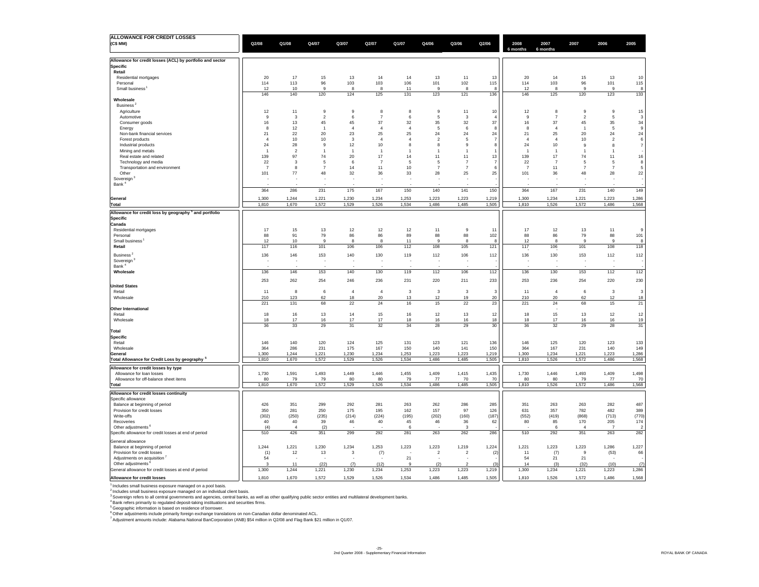# ALLOWANCE FOR CREDIT LOSSES

| (C$ MM) | Q2/08 | Q1/08 | Q4/07 | Q3/07 | Q2/07 | Q1/07 | Q4/06 | Q3/06 | Q2/06 | 2008 6 months | 2007 6 months | 2007 | 2006 | 2005 |
|---|---|---|---|---|---|---|---|---|---|---|---|---|---|---|
| **Allowance for credit losses (ACL) by portfolio and sector** | | | | | | | | | | | | | | |
| **Specific** | | | | | | | | | | | | | | |
| **Retail** | | | | | | | | | | | | | | |
| Residential mortgages | 20 | 17 | 15 | 13 | 14 | 14 | 13 | 11 | 13 | 20 | 14 | 15 | 13 | 10 |
| Personal | 114 | 113 | 96 | 103 | 103 | 106 | 101 | 102 | 115 | 114 | 103 | 96 | 101 | 115 |
| Small business [1] | 12 | 10 | 9 | 8 | 8 | 11 | 9 | 8 | 8 | 12 | 8 | 9 | 9 | 8 |
| | 146 | 140 | 120 | 124 | 125 | 131 | 123 | 121 | 136 | 146 | 125 | 120 | 123 | 133 |
| **Wholesale** | | | | | | | | | | | | | | |
| Business [2] | | | | | | | | | | | | | | |
| Agriculture | 12 | 11 | 9 | 9 | 8 | 8 | 9 | 11 | 10 | 12 | 8 | 9 | 9 | 15 |
| Automotive | 9 | 3 | 2 | 6 | 7 | 6 | 5 | 3 | 4 | 9 | 7 | 2 | 5 | 3 |
| Consumer goods | 16 | 13 | 45 | 45 | 37 | 32 | 35 | 32 | 37 | 16 | 37 | 45 | 35 | 34 |
| Energy | 8 | 12 | 1 | 4 | 4 | 4 | 5 | 6 | 8 | 8 | 4 | 1 | 5 | 9 |
| Non-bank financial services | 21 | 22 | 20 | 23 | 25 | 25 | 24 | 24 | 24 | 21 | 25 | 20 | 24 | 24 |
| Forest products | 4 | 10 | 10 | 3 | 4 | 4 | 2 | 5 | 7 | 4 | 4 | 10 | 2 | 6 |
| Industrial products | 24 | 28 | 9 | 12 | 10 | 8 | 8 | 9 | 8 | 24 | 10 | 9 | 8 | 7 |
| Mining and metals | 1 | 2 | 1 | 1 | 1 | 1 | 1 | 1 | 1 | 1 | 1 | 1 | 1 | - |
| Real estate and related | 139 | 97 | 74 | 20 | 17 | 14 | 11 | 11 | 13 | 139 | 17 | 74 | 11 | 16 |
| Technology and media | 22 | 3 | 5 | 6 | 7 | 5 | 5 | 7 | 7 | 22 | 7 | 5 | 5 | 8 |
| Transportation and environment | 7 | 8 | 7 | 14 | 11 | 10 | 7 | 7 | 6 | 7 | 11 | 7 | 7 | 5 |
| Other | 101 | 77 | 48 | 32 | 36 | 33 | 28 | 25 | 25 | 101 | 36 | 48 | 28 | 22 |
| Sovereign [3] | - | - | - | - | - | - | - | - | - | - | - | - | - | - |
| Bank [4] | - | - | - | - | - | - | - | - | - | - | - | - | - | - |
| | 364 | 286 | 231 | 175 | 167 | 150 | 140 | 141 | 150 | 364 | 167 | 231 | 140 | 149 |
| **General** | 1,300 | 1,244 | 1,221 | 1,230 | 1,234 | 1,253 | 1,223 | 1,223 | 1,219 | 1,300 | 1,234 | 1,221 | 1,223 | 1,286 |
| **Total** | 1,810 | 1,670 | 1,572 | 1,529 | 1,526 | 1,534 | 1,486 | 1,485 | 1,505 | 1,810 | 1,526 | 1,572 | 1,486 | 1,568 |
| **Allowance for credit loss by geography [5] and portfolio** | | | | | | | | | | | | | | |
| **Specific** | | | | | | | | | | | | | | |
| **Canada** | | | | | | | | | | | | | | |
| Residential mortgages | 17 | 15 | 13 | 12 | 12 | 12 | 11 | 9 | 11 | 17 | 12 | 13 | 11 | 9 |
| Personal | 88 | 91 | 79 | 86 | 86 | 89 | 88 | 88 | 102 | 88 | 86 | 79 | 88 | 101 |
| Small business [1] | 12 | 10 | 9 | 8 | 8 | 11 | 9 | 8 | 8 | 12 | 8 | 9 | 9 | 8 |
| **Retail** | 117 | 116 | 101 | 106 | 106 | 112 | 108 | 105 | 121 | 117 | 106 | 101 | 108 | 118 |
| Business [2] | 136 | 146 | 153 | 140 | 130 | 119 | 112 | 106 | 112 | 136 | 130 | 153 | 112 | 112 |
| Sovereign [3] | - | - | - | - | - | - | - | - | - | - | - | - | - | - |
| Bank [4] | - | - | - | - | - | - | - | - | - | - | - | - | - | - |
| **Wholesale** | 136 | 146 | 153 | 140 | 130 | 119 | 112 | 106 | 112 | 136 | 130 | 153 | 112 | 112 |
| | 253 | 262 | 254 | 246 | 236 | 231 | 220 | 211 | 233 | 253 | 236 | 254 | 220 | 230 |
| **United States** | | | | | | | | | | | | | | |
| Retail | 11 | 8 | 6 | 4 | 4 | 3 | 3 | 3 | 3 | 11 | 4 | 6 | 3 | 3 |
| Wholesale | 210 | 123 | 62 | 18 | 20 | 13 | 12 | 19 | 20 | 210 | 20 | 62 | 12 | 18 |
| | 221 | 131 | 68 | 22 | 24 | 16 | 15 | 22 | 23 | 221 | 24 | 68 | 15 | 21 |
| **Other International** | | | | | | | | | | | | | | |
| Retail | 18 | 16 | 13 | 14 | 15 | 16 | 12 | 13 | 12 | 18 | 15 | 13 | 12 | 12 |
| Wholesale | 18 | 17 | 16 | 17 | 17 | 18 | 16 | 16 | 18 | 18 | 17 | 16 | 16 | 19 |
| | 36 | 33 | 29 | 31 | 32 | 34 | 28 | 29 | 30 | 36 | 32 | 29 | 28 | 31 |
| **Total** | | | | | | | | | | | | | | |
| **Specific** | | | | | | | | | | | | | | |
| Retail | 146 | 140 | 120 | 124 | 125 | 131 | 123 | 121 | 136 | 146 | 125 | 120 | 123 | 133 |
| Wholesale | 364 | 286 | 231 | 175 | 167 | 150 | 140 | 141 | 150 | 364 | 167 | 231 | 140 | 149 |
| **General** | 1,300 | 1,244 | 1,221 | 1,230 | 1,234 | 1,253 | 1,223 | 1,223 | 1,219 | 1,300 | 1,234 | 1,221 | 1,223 | 1,286 |
| **Total Allowance for Credit Loss by geography [5]** | 1,810 | 1,670 | 1,572 | 1,529 | 1,526 | 1,534 | 1,486 | 1,485 | 1,505 | 1,810 | 1,526 | 1,572 | 1,486 | 1,568 |
| **Allowance for credit losses by type** | | | | | | | | | | | | | | |
| Allowance for loan losses | 1,730 | 1,591 | 1,493 | 1,449 | 1,446 | 1,455 | 1,409 | 1,415 | 1,435 | 1,730 | 1,446 | 1,493 | 1,409 | 1,498 |
| Allowance for off-balance sheet items | 80 | 79 | 79 | 80 | 80 | 79 | 77 | 70 | 70 | 80 | 80 | 79 | 77 | 70 |
| **Total** | 1,810 | 1,670 | 1,572 | 1,529 | 1,526 | 1,534 | 1,486 | 1,485 | 1,505 | 1,810 | 1,526 | 1,572 | 1,486 | 1,568 |
| **Allowance for credit losses continuity** | | | | | | | | | | | | | | |
| Specific allowance | | | | | | | | | | | | | | |
| Balance at beginning of period | 426 | 351 | 299 | 292 | 281 | 263 | 262 | 286 | 285 | 351 | 263 | 263 | 282 | 487 |
| Provision for credit losses | 350 | 281 | 250 | 175 | 195 | 162 | 157 | 97 | 126 | 631 | 357 | 782 | 482 | 389 |
| Write-offs | (302) | (250) | (235) | (214) | (224) | (195) | (202) | (160) | (187) | (552) | (419) | (868) | (713) | (770) |
| Recoveries | 40 | 40 | 39 | 46 | 40 | 45 | 46 | 36 | 62 | 80 | 85 | 170 | 205 | 174 |
| Other adjustments [6] | (4) | 4 | (2) | - | - | 6 | - | 3 | - | - | 6 | 4 | 7 | 2 |
| Specific allowance for credit losses at end of period | 510 | 426 | 351 | 299 | 292 | 281 | 263 | 262 | 286 | 510 | 292 | 351 | 263 | 282 |
| General allowance | | | | | | | | | | | | | | |
| Balance at beginning of period | 1,244 | 1,221 | 1,230 | 1,234 | 1,253 | 1,223 | 1,223 | 1,219 | 1,224 | 1,221 | 1,223 | 1,223 | 1,286 | 1,227 |
| Provision for credit losses | (1) | 12 | 13 | 3 | (7) | - | 2 | 2 | (2) | 11 | (7) | 9 | (53) | 66 |
| Adjustments on acquisition [7] | 54 | - | - | - | - | 21 | - | - | - | 54 | 21 | 21 | - | - |
| Other adjustments [6] | 3 | 11 | (22) | (7) | (12) | 9 | (2) | 2 | (3) | 14 | (3) | (32) | (10) | (7) |
| General allowance for credit losses at end of period | 1,300 | 1,244 | 1,221 | 1,230 | 1,234 | 1,253 | 1,223 | 1,223 | 1,219 | 1,300 | 1,234 | 1,221 | 1,223 | 1,286 |
| **Allowance for credit losses** | 1,810 | 1,670 | 1,572 | 1,529 | 1,526 | 1,534 | 1,486 | 1,485 | 1,505 | 1,810 | 1,526 | 1,572 | 1,486 | 1,568 |

[1] Includes small business exposure managed on a pool basis.
[2] Includes small business exposure managed on an individual client basis.
[3] Sovereign refers to all central governments and agencies, central banks, as well as other qualifying public sector entities and multilateral development banks.
[4] Bank refers primarily to regulated deposit-taking institutions and securities firms.
[5] Geographic information is based on residence of borrower.
[6] Other adjustments include primarily foreign exchange translations on non-Canadian dollar denominated ACL.
[7] Adjustment amounts include: Alabama National BanCorporation (ANB) $54 million in Q2/08 and Flag Bank $21 million in Q1/07.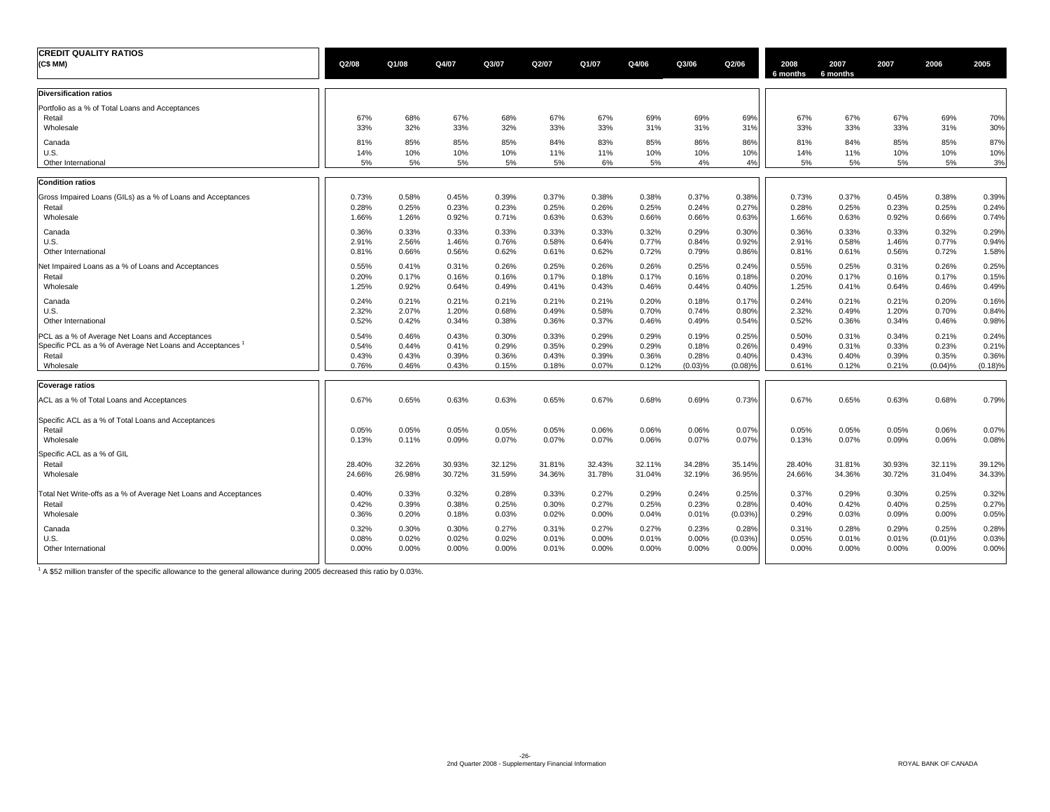## CREDIT QUALITY RATIOS

| (C$ MM) | Q2/08 | Q1/08 | Q4/07 | Q3/07 | Q2/07 | Q1/07 | Q4/06 | Q3/06 | Q2/06 | 2008 6 months | 2007 6 months | 2007 | 2006 | 2005 |
|---|---|---|---|---|---|---|---|---|---|---|---|---|---|---|
| **Diversification ratios** | | | | | | | | | | | | | | |
| Portfolio as a % of Total Loans and Acceptances | | | | | | | | | | | | | | |
| Retail | 67% | 68% | 67% | 68% | 67% | 67% | 69% | 69% | 69% | 67% | 67% | 67% | 69% | 70% |
| Wholesale | 33% | 32% | 33% | 32% | 33% | 33% | 31% | 31% | 31% | 33% | 33% | 33% | 31% | 30% |
| Canada | 81% | 85% | 85% | 85% | 84% | 83% | 85% | 86% | 86% | 81% | 84% | 85% | 85% | 87% |
| U.S. | 14% | 10% | 10% | 10% | 11% | 11% | 10% | 10% | 10% | 14% | 11% | 10% | 10% | 10% |
| Other International | 5% | 5% | 5% | 5% | 5% | 6% | 5% | 4% | 4% | 5% | 5% | 5% | 5% | 3% |
| **Condition ratios** | | | | | | | | | | | | | | |
| Gross Impaired Loans (GILs) as a % of Loans and Acceptances | 0.73% | 0.58% | 0.45% | 0.39% | 0.37% | 0.38% | 0.38% | 0.37% | 0.38% | 0.73% | 0.37% | 0.45% | 0.38% | 0.39% |
| Retail | 0.28% | 0.25% | 0.23% | 0.23% | 0.25% | 0.26% | 0.25% | 0.24% | 0.27% | 0.28% | 0.25% | 0.23% | 0.25% | 0.24% |
| Wholesale | 1.66% | 1.26% | 0.92% | 0.71% | 0.63% | 0.63% | 0.66% | 0.66% | 0.63% | 1.66% | 0.63% | 0.92% | 0.66% | 0.74% |
| Canada | 0.36% | 0.33% | 0.33% | 0.33% | 0.33% | 0.33% | 0.32% | 0.29% | 0.30% | 0.36% | 0.33% | 0.33% | 0.32% | 0.29% |
| U.S. | 2.91% | 2.56% | 1.46% | 0.76% | 0.58% | 0.64% | 0.77% | 0.84% | 0.92% | 2.91% | 0.58% | 1.46% | 0.77% | 0.94% |
| Other International | 0.81% | 0.66% | 0.56% | 0.62% | 0.61% | 0.62% | 0.72% | 0.79% | 0.86% | 0.81% | 0.61% | 0.56% | 0.72% | 1.58% |
| Net Impaired Loans as a % of Loans and Acceptances | 0.55% | 0.41% | 0.31% | 0.26% | 0.25% | 0.26% | 0.26% | 0.25% | 0.24% | 0.55% | 0.25% | 0.31% | 0.26% | 0.25% |
| Retail | 0.20% | 0.17% | 0.16% | 0.16% | 0.17% | 0.18% | 0.17% | 0.16% | 0.18% | 0.20% | 0.17% | 0.16% | 0.17% | 0.15% |
| Wholesale | 1.25% | 0.92% | 0.64% | 0.49% | 0.41% | 0.43% | 0.46% | 0.44% | 0.40% | 1.25% | 0.41% | 0.64% | 0.46% | 0.49% |
| Canada | 0.24% | 0.21% | 0.21% | 0.21% | 0.21% | 0.21% | 0.20% | 0.18% | 0.17% | 0.24% | 0.21% | 0.21% | 0.20% | 0.16% |
| U.S. | 2.32% | 2.07% | 1.20% | 0.68% | 0.49% | 0.58% | 0.70% | 0.74% | 0.80% | 2.32% | 0.49% | 1.20% | 0.70% | 0.84% |
| Other International | 0.52% | 0.42% | 0.34% | 0.38% | 0.36% | 0.37% | 0.46% | 0.49% | 0.54% | 0.52% | 0.36% | 0.34% | 0.46% | 0.98% |
| PCL as a % of Average Net Loans and Acceptances | 0.54% | 0.46% | 0.43% | 0.30% | 0.33% | 0.29% | 0.29% | 0.19% | 0.25% | 0.50% | 0.31% | 0.34% | 0.21% | 0.24% |
| Specific PCL as a % of Average Net Loans and Acceptances [1] | 0.54% | 0.44% | 0.41% | 0.29% | 0.35% | 0.29% | 0.29% | 0.18% | 0.26% | 0.49% | 0.31% | 0.33% | 0.23% | 0.21% |
| Retail | 0.43% | 0.43% | 0.39% | 0.36% | 0.43% | 0.39% | 0.36% | 0.28% | 0.40% | 0.43% | 0.40% | 0.39% | 0.35% | 0.36% |
| Wholesale | 0.76% | 0.46% | 0.43% | 0.15% | 0.18% | 0.07% | 0.12% | (0.03)% | (0.08)% | 0.61% | 0.12% | 0.21% | (0.04)% | (0.18)% |
| **Coverage ratios** | | | | | | | | | | | | | | |
| ACL as a % of Total Loans and Acceptances | 0.67% | 0.65% | 0.63% | 0.63% | 0.65% | 0.67% | 0.68% | 0.69% | 0.73% | 0.67% | 0.65% | 0.63% | 0.68% | 0.79% |
| Specific ACL as a % of Total Loans and Acceptances | | | | | | | | | | | | | | |
| Retail | 0.05% | 0.05% | 0.05% | 0.05% | 0.05% | 0.06% | 0.06% | 0.06% | 0.07% | 0.05% | 0.05% | 0.05% | 0.06% | 0.07% |
| Wholesale | 0.13% | 0.11% | 0.09% | 0.07% | 0.07% | 0.07% | 0.06% | 0.07% | 0.07% | 0.13% | 0.07% | 0.09% | 0.06% | 0.08% |
| Specific ACL as a % of GIL | | | | | | | | | | | | | | |
| Retail | 28.40% | 32.26% | 30.93% | 32.12% | 31.81% | 32.43% | 32.11% | 34.28% | 35.14% | 28.40% | 31.81% | 30.93% | 32.11% | 39.12% |
| Wholesale | 24.66% | 26.98% | 30.72% | 31.59% | 34.36% | 31.78% | 31.04% | 32.19% | 36.95% | 24.66% | 34.36% | 30.72% | 31.04% | 34.33% |
| Total Net Write-offs as a % of Average Net Loans and Acceptances | 0.40% | 0.33% | 0.32% | 0.28% | 0.33% | 0.27% | 0.29% | 0.24% | 0.25% | 0.37% | 0.29% | 0.30% | 0.25% | 0.32% |
| Retail | 0.42% | 0.39% | 0.38% | 0.25% | 0.30% | 0.27% | 0.25% | 0.23% | 0.28% | 0.40% | 0.42% | 0.40% | 0.25% | 0.27% |
| Wholesale | 0.36% | 0.20% | 0.18% | 0.03% | 0.02% | 0.00% | 0.04% | 0.01% | (0.03%) | 0.29% | 0.03% | 0.09% | 0.00% | 0.05% |
| Canada | 0.32% | 0.30% | 0.30% | 0.27% | 0.31% | 0.27% | 0.27% | 0.23% | 0.28% | 0.31% | 0.28% | 0.29% | 0.25% | 0.28% |
| U.S. | 0.08% | 0.02% | 0.02% | 0.02% | 0.01% | 0.00% | 0.01% | 0.00% | (0.03%) | 0.05% | 0.01% | 0.01% | (0.01)% | 0.03% |
| Other International | 0.00% | 0.00% | 0.00% | 0.00% | 0.01% | 0.00% | 0.00% | 0.00% | 0.00% | 0.00% | 0.00% | 0.00% | 0.00% | 0.00% |

[1] A $52 million transfer of the specific allowance to the general allowance during 2005 decreased this ratio by 0.03%.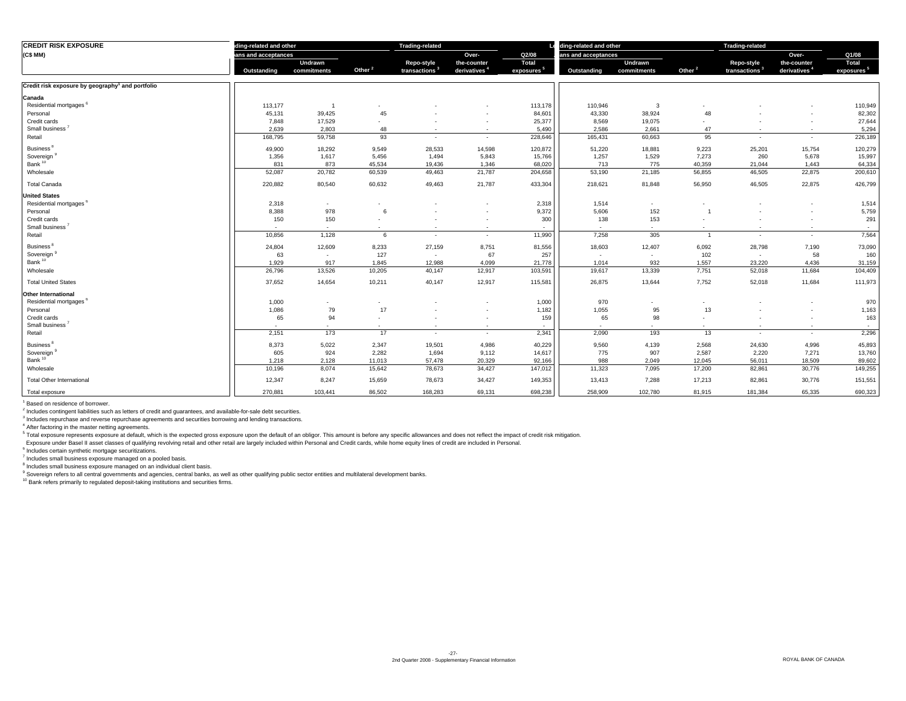## CREDIT RISK EXPOSURE

(C$ MM)

| | Lending-related and other | | | Trading-related | | Q2/08 | Lending-related and other | | | Trading-related | | Q1/08 |
|---|---|---|---|---|---|---|---|---|---|---|---|---|
| | Loans and acceptances | | | | | | Loans and acceptances | | | | | |
| | Outstanding | Undrawn commitments | Other [2] | Repo-style transactions [3] | Over-the-counter derivatives [4] | Total exposures [5] | Outstanding | Undrawn commitments | Other [2] | Repo-style transactions [3] | Over-the-counter derivatives [4] | Total exposures [5] |
| **Credit risk exposure by geography[1] and portfolio** | | | | | | | | | | | | |
| **Canada** | | | | | | | | | | | | |
| Residential mortgages [6] | 113,177 | 1 | - | - | - | 113,178 | 110,946 | 3 | - | - | - | 110,949 |
| Personal | 45,131 | 39,425 | 45 | - | - | 84,601 | 43,330 | 38,924 | 48 | - | - | 82,302 |
| Credit cards | 7,848 | 17,529 | - | - | - | 25,377 | 8,569 | 19,075 | - | - | - | 27,644 |
| Small business [7] | 2,639 | 2,803 | 48 | - | - | 5,490 | 2,586 | 2,661 | 47 | - | - | 5,294 |
| Retail | 168,795 | 59,758 | 93 | - | - | 228,646 | 165,431 | 60,663 | 95 | - | - | 226,189 |
| Business [8] | 49,900 | 18,292 | 9,549 | 28,533 | 14,598 | 120,872 | 51,220 | 18,881 | 9,223 | 25,201 | 15,754 | 120,279 |
| Sovereign [9] | 1,356 | 1,617 | 5,456 | 1,494 | 5,843 | 15,766 | 1,257 | 1,529 | 7,273 | 260 | 5,678 | 15,997 |
| Bank [10] | 831 | 873 | 45,534 | 19,436 | 1,346 | 68,020 | 713 | 775 | 40,359 | 21,044 | 1,443 | 64,334 |
| Wholesale | 52,087 | 20,782 | 60,539 | 49,463 | 21,787 | 204,658 | 53,190 | 21,185 | 56,855 | 46,505 | 22,875 | 200,610 |
| Total Canada | 220,882 | 80,540 | 60,632 | 49,463 | 21,787 | 433,304 | 218,621 | 81,848 | 56,950 | 46,505 | 22,875 | 426,799 |
| **United States** | | | | | | | | | | | | |
| Residential mortgages [6] | 2,318 | - | - | - | - | 2,318 | 1,514 | - | - | - | - | 1,514 |
| Personal | 8,388 | 978 | 6 | - | - | 9,372 | 5,606 | 152 | 1 | - | - | 5,759 |
| Credit cards | 150 | 150 | - | - | - | 300 | 138 | 153 | - | - | - | 291 |
| Small business [7] | - | - | - | - | - | - | - | - | - | - | - | - |
| Retail | 10,856 | 1,128 | 6 | - | - | 11,990 | 7,258 | 305 | 1 | - | - | 7,564 |
| Business [8] | 24,804 | 12,609 | 8,233 | 27,159 | 8,751 | 81,556 | 18,603 | 12,407 | 6,092 | 28,798 | 7,190 | 73,090 |
| Sovereign [9] | 63 | - | 127 | - | 67 | 257 | - | - | 102 | - | 58 | 160 |
| Bank [10] | 1,929 | 917 | 1,845 | 12,988 | 4,099 | 21,778 | 1,014 | 932 | 1,557 | 23,220 | 4,436 | 31,159 |
| Wholesale | 26,796 | 13,526 | 10,205 | 40,147 | 12,917 | 103,591 | 19,617 | 13,339 | 7,751 | 52,018 | 11,684 | 104,409 |
| Total United States | 37,652 | 14,654 | 10,211 | 40,147 | 12,917 | 115,581 | 26,875 | 13,644 | 7,752 | 52,018 | 11,684 | 111,973 |
| **Other International** | | | | | | | | | | | | |
| Residential mortgages [6] | 1,000 | - | - | - | - | 1,000 | 970 | - | - | - | - | 970 |
| Personal | 1,086 | 79 | 17 | - | - | 1,182 | 1,055 | 95 | 13 | - | - | 1,163 |
| Credit cards | 65 | 94 | - | - | - | 159 | 65 | 98 | - | - | - | 163 |
| Small business [7] | - | - | - | - | - | - | - | - | - | - | - | - |
| Retail | 2,151 | 173 | 17 | - | - | 2,341 | 2,090 | 193 | 13 | - | - | 2,296 |
| Business [8] | 8,373 | 5,022 | 2,347 | 19,501 | 4,986 | 40,229 | 9,560 | 4,139 | 2,568 | 24,630 | 4,996 | 45,893 |
| Sovereign [9] | 605 | 924 | 2,282 | 1,694 | 9,112 | 14,617 | 775 | 907 | 2,587 | 2,220 | 7,271 | 13,760 |
| Bank [10] | 1,218 | 2,128 | 11,013 | 57,478 | 20,329 | 92,166 | 988 | 2,049 | 12,045 | 56,011 | 18,509 | 89,602 |
| Wholesale | 10,196 | 8,074 | 15,642 | 78,673 | 34,427 | 147,012 | 11,323 | 7,095 | 17,200 | 82,861 | 30,776 | 149,255 |
| Total Other International | 12,347 | 8,247 | 15,659 | 78,673 | 34,427 | 149,353 | 13,413 | 7,288 | 17,213 | 82,861 | 30,776 | 151,551 |
| Total exposure | 270,881 | 103,441 | 86,502 | 168,283 | 69,131 | 698,238 | 258,909 | 102,780 | 81,915 | 181,384 | 65,335 | 690,323 |

[1] Based on residence of borrower.
[2] Includes contingent liabilities such as letters of credit and guarantees, and available-for-sale debt securities.
[3] Includes repurchase and reverse repurchase agreements and securities borrowing and lending transactions.
[4] After factoring in the master netting agreements.
[5] Total exposure represents exposure at default, which is the expected gross exposure upon the default of an obligor. This amount is before any specific allowances and does not reflect the impact of credit risk mitigation. Exposure under Basel II asset classes of qualifying revolving retail and other retail are largely included within Personal and Credit cards, while home equity lines of credit are included in Personal.
[6] Includes certain synthetic mortgage securitizations.
[7] Includes small business exposure managed on a pooled basis.
[8] Includes small business exposure managed on an individual client basis.
[9] Sovereign refers to all central governments and agencies, central banks, as well as other qualifying public sector entities and multilateral development banks.
[10] Bank refers primarily to regulated deposit-taking institutions and securities firms.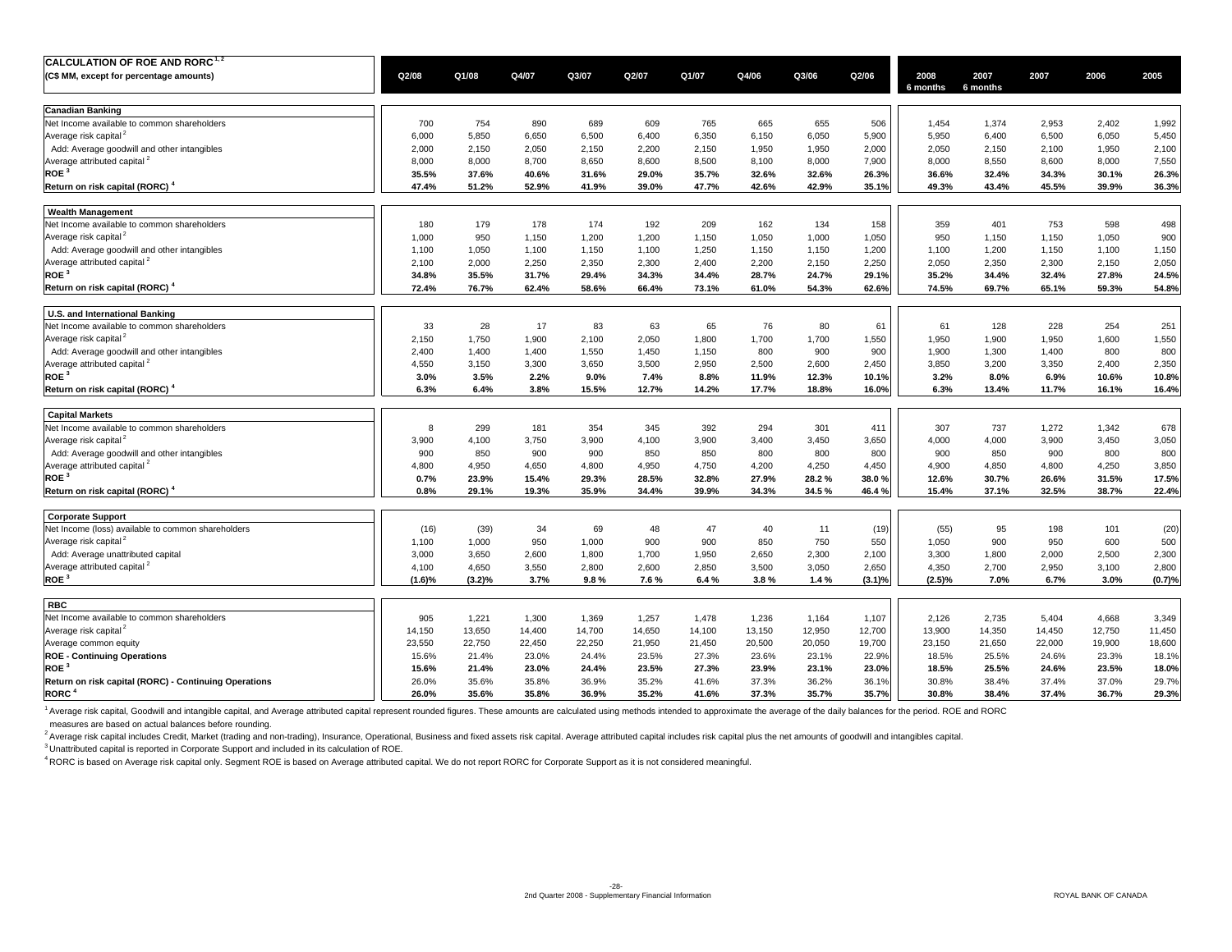| CALCULATION OF ROE AND RORC [1, 2] (C$ MM, except for percentage amounts) | Q2/08 | Q1/08 | Q4/07 | Q3/07 | Q2/07 | Q1/07 | Q4/06 | Q3/06 | Q2/06 | 2008 6 months | 2007 6 months | 2007 | 2006 | 2005 |
|---|---|---|---|---|---|---|---|---|---|---|---|---|---|---|
| **Canadian Banking** | | | | | | | | | | | | | | |
| Net Income available to common shareholders | 700 | 754 | 890 | 689 | 609 | 765 | 665 | 655 | 506 | 1,454 | 1,374 | 2,953 | 2,402 | 1,992 |
| Average risk capital [2] | 6,000 | 5,850 | 6,650 | 6,500 | 6,400 | 6,350 | 6,150 | 6,050 | 5,900 | 5,950 | 6,400 | 6,500 | 6,050 | 5,450 |
| Add: Average goodwill and other intangibles | 2,000 | 2,150 | 2,050 | 2,150 | 2,200 | 2,150 | 1,950 | 1,950 | 2,000 | 2,050 | 2,150 | 2,100 | 1,950 | 2,100 |
| Average attributed capital [2] | 8,000 | 8,000 | 8,700 | 8,650 | 8,600 | 8,500 | 8,100 | 8,000 | 7,900 | 8,000 | 8,550 | 8,600 | 8,000 | 7,550 |
| **ROE [3]** | **35.5%** | **37.6%** | **40.6%** | **31.6%** | **29.0%** | **35.7%** | **32.6%** | **32.6%** | **26.3%** | **36.6%** | **32.4%** | **34.3%** | **30.1%** | **26.3%** |
| **Return on risk capital (RORC) [4]** | **47.4%** | **51.2%** | **52.9%** | **41.9%** | **39.0%** | **47.7%** | **42.6%** | **42.9%** | **35.1%** | **49.3%** | **43.4%** | **45.5%** | **39.9%** | **36.3%** |
| **Wealth Management** | | | | | | | | | | | | | | |
| Net Income available to common shareholders | 180 | 179 | 178 | 174 | 192 | 209 | 162 | 134 | 158 | 359 | 401 | 753 | 598 | 498 |
| Average risk capital [2] | 1,000 | 950 | 1,150 | 1,200 | 1,200 | 1,150 | 1,050 | 1,000 | 1,050 | 950 | 1,150 | 1,150 | 1,050 | 900 |
| Add: Average goodwill and other intangibles | 1,100 | 1,050 | 1,100 | 1,150 | 1,100 | 1,250 | 1,150 | 1,150 | 1,200 | 1,100 | 1,200 | 1,150 | 1,100 | 1,150 |
| Average attributed capital [2] | 2,100 | 2,000 | 2,250 | 2,350 | 2,300 | 2,400 | 2,200 | 2,150 | 2,250 | 2,050 | 2,350 | 2,300 | 2,150 | 2,050 |
| **ROE [3]** | **34.8%** | **35.5%** | **31.7%** | **29.4%** | **34.3%** | **34.4%** | **28.7%** | **24.7%** | **29.1%** | **35.2%** | **34.4%** | **32.4%** | **27.8%** | **24.5%** |
| **Return on risk capital (RORC) [4]** | **72.4%** | **76.7%** | **62.4%** | **58.6%** | **66.4%** | **73.1%** | **61.0%** | **54.3%** | **62.6%** | **74.5%** | **69.7%** | **65.1%** | **59.3%** | **54.8%** |
| **U.S. and International Banking** | | | | | | | | | | | | | | |
| Net Income available to common shareholders | 33 | 28 | 17 | 83 | 63 | 65 | 76 | 80 | 61 | 61 | 128 | 228 | 254 | 251 |
| Average risk capital [2] | 2,150 | 1,750 | 1,900 | 2,100 | 2,050 | 1,800 | 1,700 | 1,700 | 1,550 | 1,950 | 1,900 | 1,950 | 1,600 | 1,550 |
| Add: Average goodwill and other intangibles | 2,400 | 1,400 | 1,400 | 1,550 | 1,450 | 1,150 | 800 | 900 | 900 | 1,900 | 1,300 | 1,400 | 800 | 800 |
| Average attributed capital [2] | 4,550 | 3,150 | 3,300 | 3,650 | 3,500 | 2,950 | 2,500 | 2,600 | 2,450 | 3,850 | 3,200 | 3,350 | 2,400 | 2,350 |
| **ROE [3]** | **3.0%** | **3.5%** | **2.2%** | **9.0%** | **7.4%** | **8.8%** | **11.9%** | **12.3%** | **10.1%** | **3.2%** | **8.0%** | **6.9%** | **10.6%** | **10.8%** |
| **Return on risk capital (RORC) [4]** | **6.3%** | **6.4%** | **3.8%** | **15.5%** | **12.7%** | **14.2%** | **17.7%** | **18.8%** | **16.0%** | **6.3%** | **13.4%** | **11.7%** | **16.1%** | **16.4%** |
| **Capital Markets** | | | | | | | | | | | | | | |
| Net Income available to common shareholders | 8 | 299 | 181 | 354 | 345 | 392 | 294 | 301 | 411 | 307 | 737 | 1,272 | 1,342 | 678 |
| Average risk capital [2] | 3,900 | 4,100 | 3,750 | 3,900 | 4,100 | 3,900 | 3,400 | 3,450 | 3,650 | 4,000 | 4,000 | 3,900 | 3,450 | 3,050 |
| Add: Average goodwill and other intangibles | 900 | 850 | 900 | 900 | 850 | 850 | 800 | 800 | 800 | 900 | 850 | 900 | 800 | 800 |
| Average attributed capital [2] | 4,800 | 4,950 | 4,650 | 4,800 | 4,950 | 4,750 | 4,200 | 4,250 | 4,450 | 4,900 | 4,850 | 4,800 | 4,250 | 3,850 |
| **ROE [3]** | **0.7%** | **23.9%** | **15.4%** | **29.3%** | **28.5%** | **32.8%** | **27.9%** | **28.2 %** | **38.0 %** | **12.6%** | **30.7%** | **26.6%** | **31.5%** | **17.5%** |
| **Return on risk capital (RORC) [4]** | **0.8%** | **29.1%** | **19.3%** | **35.9%** | **34.4%** | **39.9%** | **34.3%** | **34.5 %** | **46.4 %** | **15.4%** | **37.1%** | **32.5%** | **38.7%** | **22.4%** |
| **Corporate Support** | | | | | | | | | | | | | | |
| Net Income (loss) available to common shareholders | (16) | (39) | 34 | 69 | 48 | 47 | 40 | 11 | (19) | (55) | 95 | 198 | 101 | (20) |
| Average risk capital [2] | 1,100 | 1,000 | 950 | 1,000 | 900 | 900 | 850 | 750 | 550 | 1,050 | 900 | 950 | 600 | 500 |
| Add: Average unattributed capital | 3,000 | 3,650 | 2,600 | 1,800 | 1,700 | 1,950 | 2,650 | 2,300 | 2,100 | 3,300 | 1,800 | 2,000 | 2,500 | 2,300 |
| Average attributed capital [2] | 4,100 | 4,650 | 3,550 | 2,800 | 2,600 | 2,850 | 3,500 | 3,050 | 2,650 | 4,350 | 2,700 | 2,950 | 3,100 | 2,800 |
| **ROE [3]** | **(1.6)%** | **(3.2)%** | **3.7%** | **9.8 %** | **7.6 %** | **6.4 %** | **3.8 %** | **1.4 %** | **(3.1)%** | **(2.5)%** | **7.0%** | **6.7%** | **3.0%** | **(0.7)%** |
| **RBC** | | | | | | | | | | | | | | |
| Net Income available to common shareholders | 905 | 1,221 | 1,300 | 1,369 | 1,257 | 1,478 | 1,236 | 1,164 | 1,107 | 2,126 | 2,735 | 5,404 | 4,668 | 3,349 |
| Average risk capital [2] | 14,150 | 13,650 | 14,400 | 14,700 | 14,650 | 14,100 | 13,150 | 12,950 | 12,700 | 13,900 | 14,350 | 14,450 | 12,750 | 11,450 |
| Average common equity | 23,550 | 22,750 | 22,450 | 22,250 | 21,950 | 21,450 | 20,500 | 20,050 | 19,700 | 23,150 | 21,650 | 22,000 | 19,900 | 18,600 |
| **ROE - Continuing Operations** | 15.6% | 21.4% | 23.0% | 24.4% | 23.5% | 27.3% | 23.6% | 23.1% | 22.9% | 18.5% | 25.5% | 24.6% | 23.3% | 18.1% |
| **ROE [3]** | **15.6%** | **21.4%** | **23.0%** | **24.4%** | **23.5%** | **27.3%** | **23.9%** | **23.1%** | **23.0%** | **18.5%** | **25.5%** | **24.6%** | **23.5%** | **18.0%** |
| **Return on risk capital (RORC) - Continuing Operations** | 26.0% | 35.6% | 35.8% | 36.9% | 35.2% | 41.6% | 37.3% | 36.2% | 36.1% | 30.8% | 38.4% | 37.4% | 37.0% | 29.7% |
| **RORC [4]** | **26.0%** | **35.6%** | **35.8%** | **36.9%** | **35.2%** | **41.6%** | **37.3%** | **35.7%** | **35.7%** | **30.8%** | **38.4%** | **37.4%** | **36.7%** | **29.3%** |

[1] Average risk capital, Goodwill and intangible capital, and Average attributed capital represent rounded figures. These amounts are calculated using methods intended to approximate the average of the daily balances for the period. ROE and RORC measures are based on actual balances before rounding.

[2] Average risk capital includes Credit, Market (trading and non-trading), Insurance, Operational, Business and fixed assets risk capital. Average attributed capital includes risk capital plus the net amounts of goodwill and intangibles capital.

[3] Unattributed capital is reported in Corporate Support and included in its calculation of ROE.

[4] RORC is based on Average risk capital only. Segment ROE is based on Average attributed capital. We do not report RORC for Corporate Support as it is not considered meaningful.